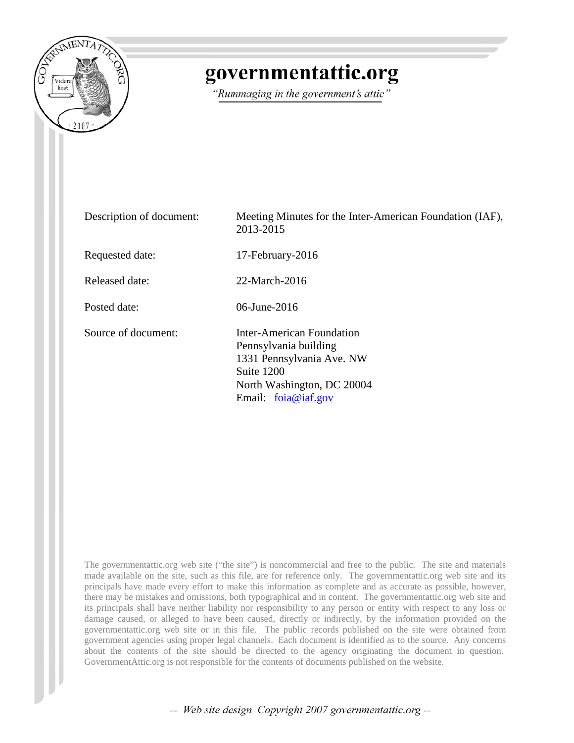# governmentattic.org

*"Rummaging in the government's attic"*

| | |
|---|---|
| Description of document: | Meeting Minutes for the Inter-American Foundation (IAF), 2013-2015 |
| Requested date: | 17-February-2016 |
| Released date: | 22-March-2016 |
| Posted date: | 06-June-2016 |
| Source of document: | Inter-American Foundation<br>Pennsylvania building<br>1331 Pennsylvania Ave. NW<br>Suite 1200<br>North Washington, DC 20004<br>Email: foia@iaf.gov |

The governmentattic.org web site ("the site") is noncommercial and free to the public. The site and materials made available on the site, such as this file, are for reference only. The governmentattic.org web site and its principals have made every effort to make this information as complete and as accurate as possible, however, there may be mistakes and omissions, both typographical and in content. The governmentattic.org web site and its principals shall have neither liability nor responsibility to any person or entity with respect to any loss or damage caused, or alleged to have been caused, directly or indirectly, by the information provided on the governmentattic.org web site or in this file. The public records published on the site were obtained from government agencies using proper legal channels. Each document is identified as to the source. Any concerns about the contents of the site should be directed to the agency originating the document in question. GovernmentAttic.org is not responsible for the contents of documents published on the website.

*-- Web site design Copyright 2007 governmentattic.org --*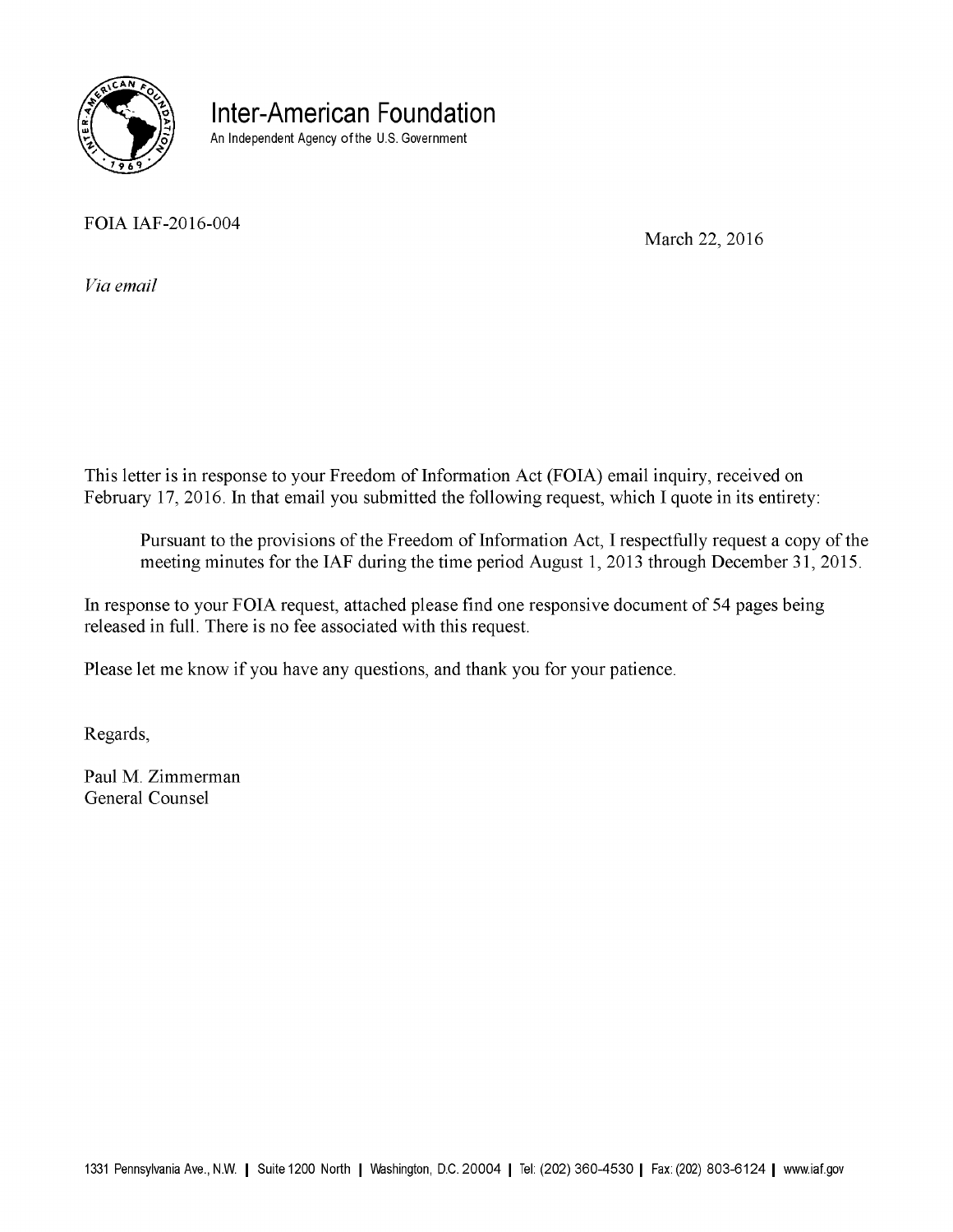# Inter-American Foundation

An Independent Agency of the U.S. Government

FOIA IAF-2016-004

March 22, 2016

*Via email*

This letter is in response to your Freedom of Information Act (FOIA) email inquiry, received on February 17, 2016. In that email you submitted the following request, which I quote in its entirety:

> Pursuant to the provisions of the Freedom of Information Act, I respectfully request a copy of the meeting minutes for the IAF during the time period August 1, 2013 through December 31, 2015.

In response to your FOIA request, attached please find one responsive document of 54 pages being released in full. There is no fee associated with this request.

Please let me know if you have any questions, and thank you for your patience.

Regards,

Paul M. Zimmerman
General Counsel

1331 Pennsylvania Ave., N.W. | Suite 1200 North | Washington, D.C. 20004 | Tel: (202) 360-4530 | Fax: (202) 803-6124 | www.iaf.gov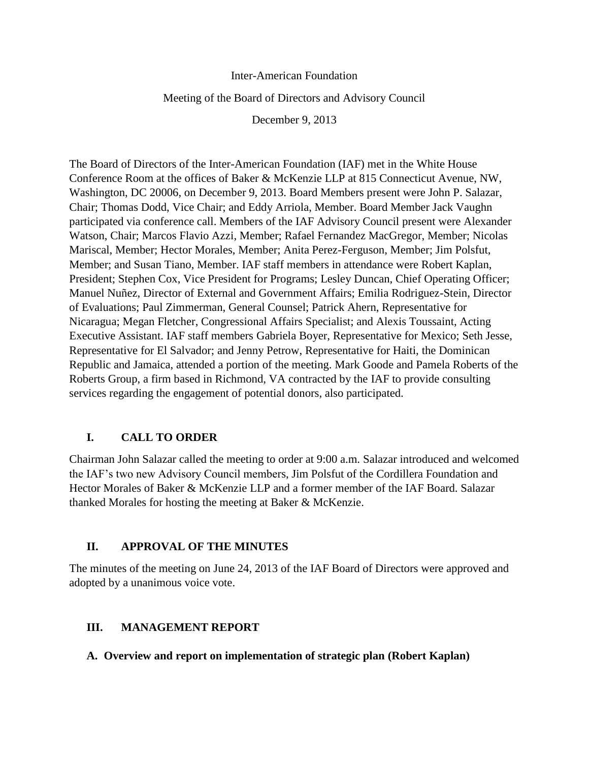Inter-American Foundation

Meeting of the Board of Directors and Advisory Council

December 9, 2013

The Board of Directors of the Inter-American Foundation (IAF) met in the White House Conference Room at the offices of Baker & McKenzie LLP at 815 Connecticut Avenue, NW, Washington, DC 20006, on December 9, 2013. Board Members present were John P. Salazar, Chair; Thomas Dodd, Vice Chair; and Eddy Arriola, Member. Board Member Jack Vaughn participated via conference call. Members of the IAF Advisory Council present were Alexander Watson, Chair; Marcos Flavio Azzi, Member; Rafael Fernandez MacGregor, Member; Nicolas Mariscal, Member; Hector Morales, Member; Anita Perez-Ferguson, Member; Jim Polsfut, Member; and Susan Tiano, Member. IAF staff members in attendance were Robert Kaplan, President; Stephen Cox, Vice President for Programs; Lesley Duncan, Chief Operating Officer; Manuel Nuñez, Director of External and Government Affairs; Emilia Rodriguez-Stein, Director of Evaluations; Paul Zimmerman, General Counsel; Patrick Ahern, Representative for Nicaragua; Megan Fletcher, Congressional Affairs Specialist; and Alexis Toussaint, Acting Executive Assistant. IAF staff members Gabriela Boyer, Representative for Mexico; Seth Jesse, Representative for El Salvador; and Jenny Petrow, Representative for Haiti, the Dominican Republic and Jamaica, attended a portion of the meeting. Mark Goode and Pamela Roberts of the Roberts Group, a firm based in Richmond, VA contracted by the IAF to provide consulting services regarding the engagement of potential donors, also participated.

## I. CALL TO ORDER

Chairman John Salazar called the meeting to order at 9:00 a.m. Salazar introduced and welcomed the IAF's two new Advisory Council members, Jim Polsfut of the Cordillera Foundation and Hector Morales of Baker & McKenzie LLP and a former member of the IAF Board. Salazar thanked Morales for hosting the meeting at Baker & McKenzie.

## II. APPROVAL OF THE MINUTES

The minutes of the meeting on June 24, 2013 of the IAF Board of Directors were approved and adopted by a unanimous voice vote.

## III. MANAGEMENT REPORT

### A. Overview and report on implementation of strategic plan (Robert Kaplan)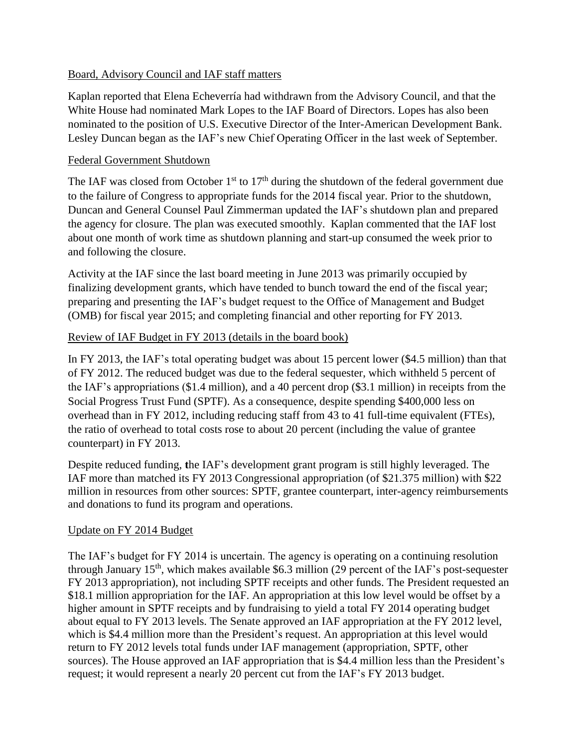## Board, Advisory Council and IAF staff matters

Kaplan reported that Elena Echeverría had withdrawn from the Advisory Council, and that the White House had nominated Mark Lopes to the IAF Board of Directors. Lopes has also been nominated to the position of U.S. Executive Director of the Inter-American Development Bank. Lesley Duncan began as the IAF's new Chief Operating Officer in the last week of September.

## Federal Government Shutdown

The IAF was closed from October 1st to 17th during the shutdown of the federal government due to the failure of Congress to appropriate funds for the 2014 fiscal year. Prior to the shutdown, Duncan and General Counsel Paul Zimmerman updated the IAF's shutdown plan and prepared the agency for closure. The plan was executed smoothly. Kaplan commented that the IAF lost about one month of work time as shutdown planning and start-up consumed the week prior to and following the closure.

Activity at the IAF since the last board meeting in June 2013 was primarily occupied by finalizing development grants, which have tended to bunch toward the end of the fiscal year; preparing and presenting the IAF's budget request to the Office of Management and Budget (OMB) for fiscal year 2015; and completing financial and other reporting for FY 2013.

## Review of IAF Budget in FY 2013 (details in the board book)

In FY 2013, the IAF's total operating budget was about 15 percent lower ($4.5 million) than that of FY 2012. The reduced budget was due to the federal sequester, which withheld 5 percent of the IAF's appropriations ($1.4 million), and a 40 percent drop ($3.1 million) in receipts from the Social Progress Trust Fund (SPTF). As a consequence, despite spending $400,000 less on overhead than in FY 2012, including reducing staff from 43 to 41 full-time equivalent (FTEs), the ratio of overhead to total costs rose to about 20 percent (including the value of grantee counterpart) in FY 2013.

Despite reduced funding, the IAF's development grant program is still highly leveraged. The IAF more than matched its FY 2013 Congressional appropriation (of $21.375 million) with $22 million in resources from other sources: SPTF, grantee counterpart, inter-agency reimbursements and donations to fund its program and operations.

## Update on FY 2014 Budget

The IAF's budget for FY 2014 is uncertain. The agency is operating on a continuing resolution through January 15th, which makes available $6.3 million (29 percent of the IAF's post-sequester FY 2013 appropriation), not including SPTF receipts and other funds. The President requested an $18.1 million appropriation for the IAF. An appropriation at this low level would be offset by a higher amount in SPTF receipts and by fundraising to yield a total FY 2014 operating budget about equal to FY 2013 levels. The Senate approved an IAF appropriation at the FY 2012 level, which is $4.4 million more than the President's request. An appropriation at this level would return to FY 2012 levels total funds under IAF management (appropriation, SPTF, other sources). The House approved an IAF appropriation that is $4.4 million less than the President's request; it would represent a nearly 20 percent cut from the IAF's FY 2013 budget.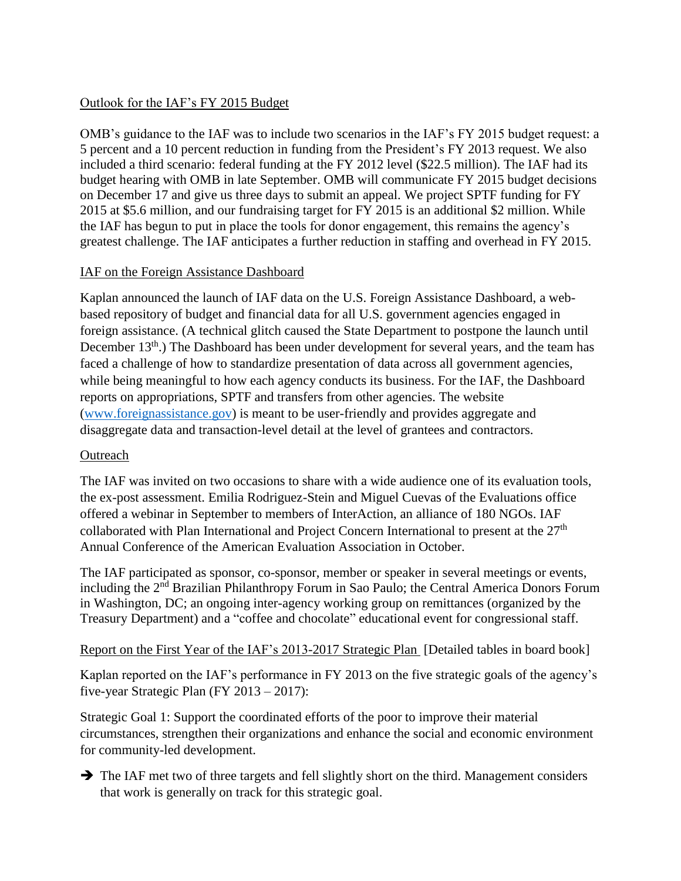Outlook for the IAF's FY 2015 Budget

OMB's guidance to the IAF was to include two scenarios in the IAF's FY 2015 budget request: a 5 percent and a 10 percent reduction in funding from the President's FY 2013 request. We also included a third scenario: federal funding at the FY 2012 level ($22.5 million). The IAF had its budget hearing with OMB in late September. OMB will communicate FY 2015 budget decisions on December 17 and give us three days to submit an appeal. We project SPTF funding for FY 2015 at $5.6 million, and our fundraising target for FY 2015 is an additional $2 million. While the IAF has begun to put in place the tools for donor engagement, this remains the agency's greatest challenge. The IAF anticipates a further reduction in staffing and overhead in FY 2015.

IAF on the Foreign Assistance Dashboard

Kaplan announced the launch of IAF data on the U.S. Foreign Assistance Dashboard, a web-based repository of budget and financial data for all U.S. government agencies engaged in foreign assistance. (A technical glitch caused the State Department to postpone the launch until December 13th.) The Dashboard has been under development for several years, and the team has faced a challenge of how to standardize presentation of data across all government agencies, while being meaningful to how each agency conducts its business. For the IAF, the Dashboard reports on appropriations, SPTF and transfers from other agencies. The website (www.foreignassistance.gov) is meant to be user-friendly and provides aggregate and disaggregate data and transaction-level detail at the level of grantees and contractors.

Outreach

The IAF was invited on two occasions to share with a wide audience one of its evaluation tools, the ex-post assessment. Emilia Rodriguez-Stein and Miguel Cuevas of the Evaluations office offered a webinar in September to members of InterAction, an alliance of 180 NGOs. IAF collaborated with Plan International and Project Concern International to present at the 27th Annual Conference of the American Evaluation Association in October.

The IAF participated as sponsor, co-sponsor, member or speaker in several meetings or events, including the 2nd Brazilian Philanthropy Forum in Sao Paulo; the Central America Donors Forum in Washington, DC; an ongoing inter-agency working group on remittances (organized by the Treasury Department) and a "coffee and chocolate" educational event for congressional staff.

Report on the First Year of the IAF's 2013-2017 Strategic Plan [Detailed tables in board book]

Kaplan reported on the IAF's performance in FY 2013 on the five strategic goals of the agency's five-year Strategic Plan (FY 2013 – 2017):

Strategic Goal 1: Support the coordinated efforts of the poor to improve their material circumstances, strengthen their organizations and enhance the social and economic environment for community-led development.

➔ The IAF met two of three targets and fell slightly short on the third. Management considers that work is generally on track for this strategic goal.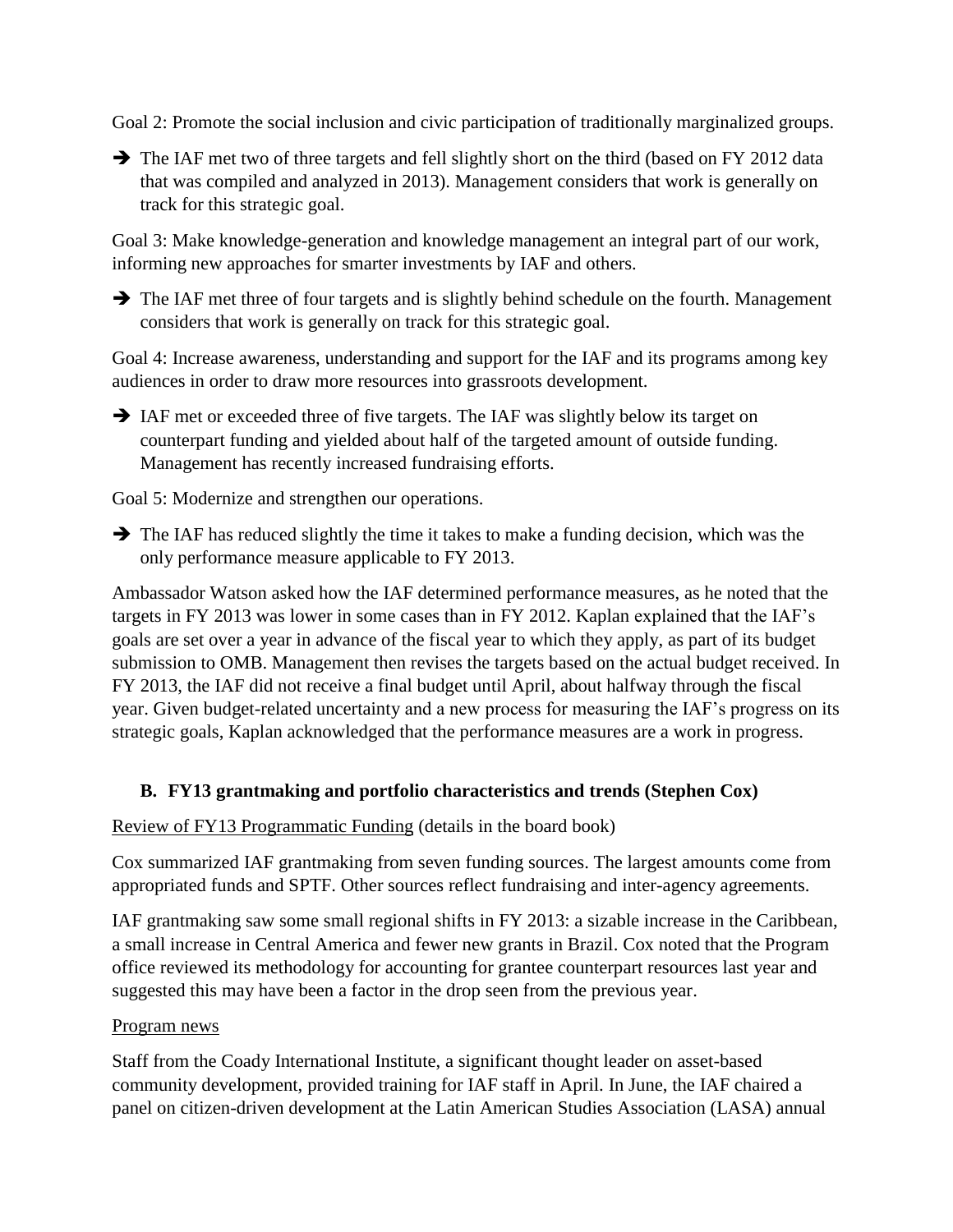Goal 2: Promote the social inclusion and civic participation of traditionally marginalized groups.

➔ The IAF met two of three targets and fell slightly short on the third (based on FY 2012 data that was compiled and analyzed in 2013). Management considers that work is generally on track for this strategic goal.

Goal 3: Make knowledge-generation and knowledge management an integral part of our work, informing new approaches for smarter investments by IAF and others.

➔ The IAF met three of four targets and is slightly behind schedule on the fourth. Management considers that work is generally on track for this strategic goal.

Goal 4: Increase awareness, understanding and support for the IAF and its programs among key audiences in order to draw more resources into grassroots development.

➔ IAF met or exceeded three of five targets. The IAF was slightly below its target on counterpart funding and yielded about half of the targeted amount of outside funding. Management has recently increased fundraising efforts.

Goal 5: Modernize and strengthen our operations.

➔ The IAF has reduced slightly the time it takes to make a funding decision, which was the only performance measure applicable to FY 2013.

Ambassador Watson asked how the IAF determined performance measures, as he noted that the targets in FY 2013 was lower in some cases than in FY 2012. Kaplan explained that the IAF's goals are set over a year in advance of the fiscal year to which they apply, as part of its budget submission to OMB. Management then revises the targets based on the actual budget received. In FY 2013, the IAF did not receive a final budget until April, about halfway through the fiscal year. Given budget-related uncertainty and a new process for measuring the IAF's progress on its strategic goals, Kaplan acknowledged that the performance measures are a work in progress.

### B. FY13 grantmaking and portfolio characteristics and trends (Stephen Cox)

Review of FY13 Programmatic Funding (details in the board book)

Cox summarized IAF grantmaking from seven funding sources. The largest amounts come from appropriated funds and SPTF. Other sources reflect fundraising and inter-agency agreements.

IAF grantmaking saw some small regional shifts in FY 2013: a sizable increase in the Caribbean, a small increase in Central America and fewer new grants in Brazil. Cox noted that the Program office reviewed its methodology for accounting for grantee counterpart resources last year and suggested this may have been a factor in the drop seen from the previous year.

Program news

Staff from the Coady International Institute, a significant thought leader on asset-based community development, provided training for IAF staff in April. In June, the IAF chaired a panel on citizen-driven development at the Latin American Studies Association (LASA) annual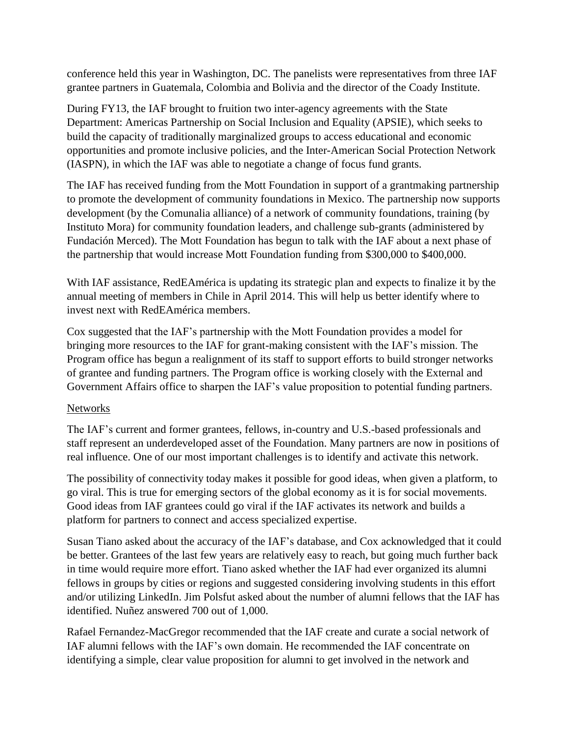conference held this year in Washington, DC. The panelists were representatives from three IAF grantee partners in Guatemala, Colombia and Bolivia and the director of the Coady Institute.

During FY13, the IAF brought to fruition two inter-agency agreements with the State Department: Americas Partnership on Social Inclusion and Equality (APSIE), which seeks to build the capacity of traditionally marginalized groups to access educational and economic opportunities and promote inclusive policies, and the Inter-American Social Protection Network (IASPN), in which the IAF was able to negotiate a change of focus fund grants.

The IAF has received funding from the Mott Foundation in support of a grantmaking partnership to promote the development of community foundations in Mexico. The partnership now supports development (by the Comunalia alliance) of a network of community foundations, training (by Instituto Mora) for community foundation leaders, and challenge sub-grants (administered by Fundación Merced). The Mott Foundation has begun to talk with the IAF about a next phase of the partnership that would increase Mott Foundation funding from $300,000 to $400,000.

With IAF assistance, RedEAmérica is updating its strategic plan and expects to finalize it by the annual meeting of members in Chile in April 2014. This will help us better identify where to invest next with RedEAmérica members.

Cox suggested that the IAF's partnership with the Mott Foundation provides a model for bringing more resources to the IAF for grant-making consistent with the IAF's mission. The Program office has begun a realignment of its staff to support efforts to build stronger networks of grantee and funding partners. The Program office is working closely with the External and Government Affairs office to sharpen the IAF's value proposition to potential funding partners.

Networks

The IAF's current and former grantees, fellows, in-country and U.S.-based professionals and staff represent an underdeveloped asset of the Foundation. Many partners are now in positions of real influence. One of our most important challenges is to identify and activate this network.

The possibility of connectivity today makes it possible for good ideas, when given a platform, to go viral. This is true for emerging sectors of the global economy as it is for social movements. Good ideas from IAF grantees could go viral if the IAF activates its network and builds a platform for partners to connect and access specialized expertise.

Susan Tiano asked about the accuracy of the IAF's database, and Cox acknowledged that it could be better. Grantees of the last few years are relatively easy to reach, but going much further back in time would require more effort. Tiano asked whether the IAF had ever organized its alumni fellows in groups by cities or regions and suggested considering involving students in this effort and/or utilizing LinkedIn. Jim Polsfut asked about the number of alumni fellows that the IAF has identified. Nuñez answered 700 out of 1,000.

Rafael Fernandez-MacGregor recommended that the IAF create and curate a social network of IAF alumni fellows with the IAF's own domain. He recommended the IAF concentrate on identifying a simple, clear value proposition for alumni to get involved in the network and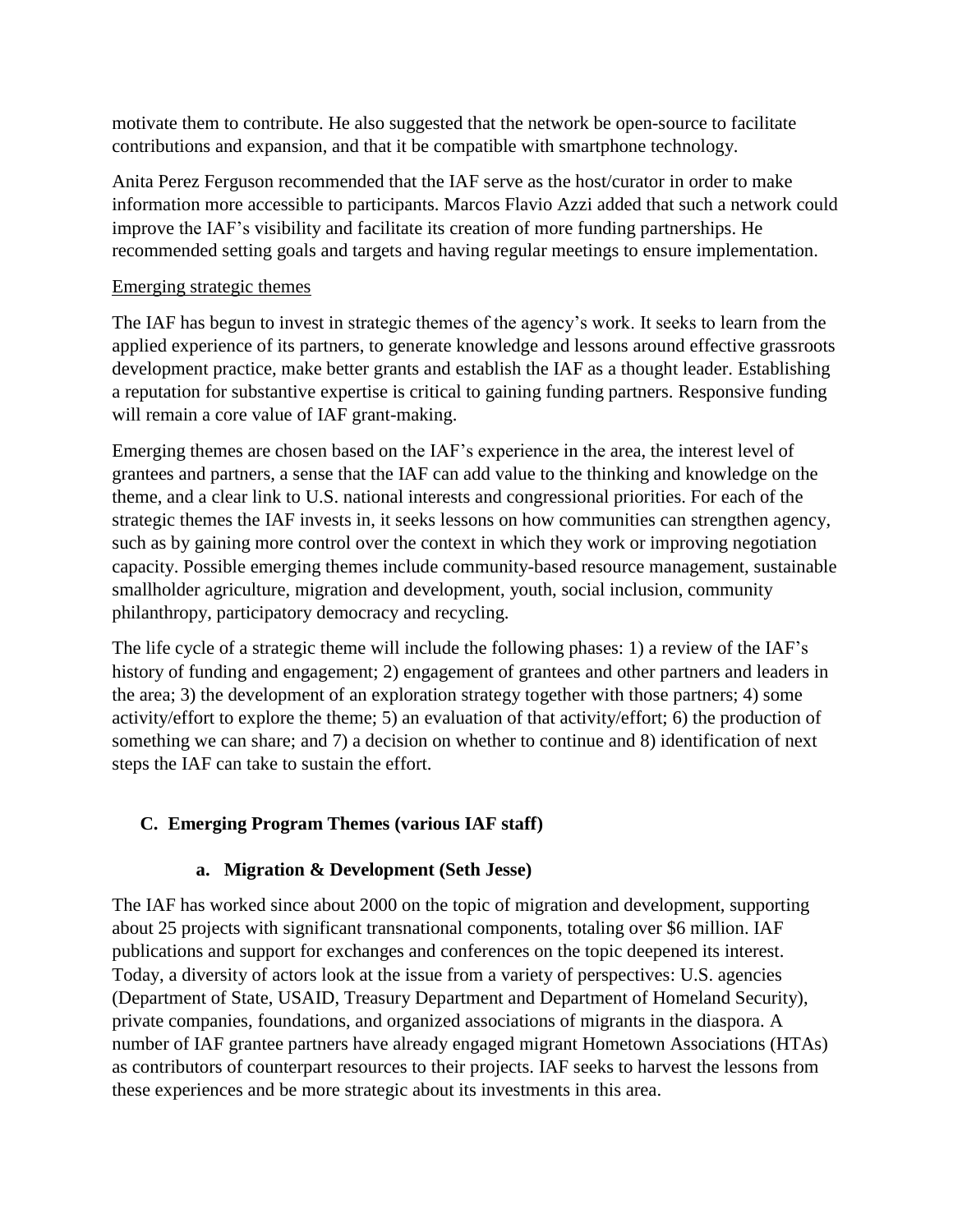motivate them to contribute. He also suggested that the network be open-source to facilitate contributions and expansion, and that it be compatible with smartphone technology.

Anita Perez Ferguson recommended that the IAF serve as the host/curator in order to make information more accessible to participants. Marcos Flavio Azzi added that such a network could improve the IAF's visibility and facilitate its creation of more funding partnerships. He recommended setting goals and targets and having regular meetings to ensure implementation.

<u>Emerging strategic themes</u>

The IAF has begun to invest in strategic themes of the agency's work. It seeks to learn from the applied experience of its partners, to generate knowledge and lessons around effective grassroots development practice, make better grants and establish the IAF as a thought leader. Establishing a reputation for substantive expertise is critical to gaining funding partners. Responsive funding will remain a core value of IAF grant-making.

Emerging themes are chosen based on the IAF's experience in the area, the interest level of grantees and partners, a sense that the IAF can add value to the thinking and knowledge on the theme, and a clear link to U.S. national interests and congressional priorities. For each of the strategic themes the IAF invests in, it seeks lessons on how communities can strengthen agency, such as by gaining more control over the context in which they work or improving negotiation capacity. Possible emerging themes include community-based resource management, sustainable smallholder agriculture, migration and development, youth, social inclusion, community philanthropy, participatory democracy and recycling.

The life cycle of a strategic theme will include the following phases: 1) a review of the IAF's history of funding and engagement; 2) engagement of grantees and other partners and leaders in the area; 3) the development of an exploration strategy together with those partners; 4) some activity/effort to explore the theme; 5) an evaluation of that activity/effort; 6) the production of something we can share; and 7) a decision on whether to continue and 8) identification of next steps the IAF can take to sustain the effort.

### C. Emerging Program Themes (various IAF staff)

#### a. Migration & Development (Seth Jesse)

The IAF has worked since about 2000 on the topic of migration and development, supporting about 25 projects with significant transnational components, totaling over $6 million. IAF publications and support for exchanges and conferences on the topic deepened its interest. Today, a diversity of actors look at the issue from a variety of perspectives: U.S. agencies (Department of State, USAID, Treasury Department and Department of Homeland Security), private companies, foundations, and organized associations of migrants in the diaspora. A number of IAF grantee partners have already engaged migrant Hometown Associations (HTAs) as contributors of counterpart resources to their projects. IAF seeks to harvest the lessons from these experiences and be more strategic about its investments in this area.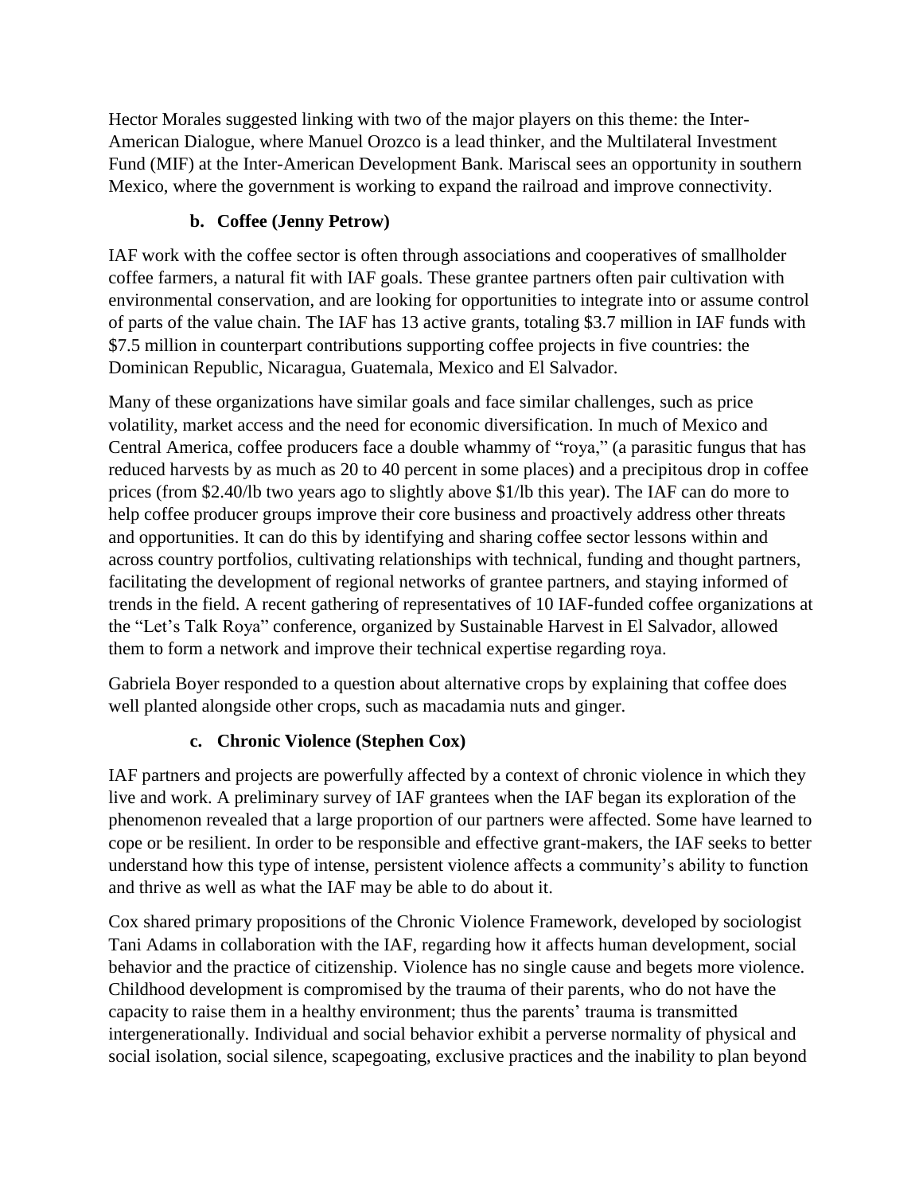Hector Morales suggested linking with two of the major players on this theme: the Inter-American Dialogue, where Manuel Orozco is a lead thinker, and the Multilateral Investment Fund (MIF) at the Inter-American Development Bank. Mariscal sees an opportunity in southern Mexico, where the government is working to expand the railroad and improve connectivity.

### b. Coffee (Jenny Petrow)

IAF work with the coffee sector is often through associations and cooperatives of smallholder coffee farmers, a natural fit with IAF goals. These grantee partners often pair cultivation with environmental conservation, and are looking for opportunities to integrate into or assume control of parts of the value chain. The IAF has 13 active grants, totaling $3.7 million in IAF funds with $7.5 million in counterpart contributions supporting coffee projects in five countries: the Dominican Republic, Nicaragua, Guatemala, Mexico and El Salvador.

Many of these organizations have similar goals and face similar challenges, such as price volatility, market access and the need for economic diversification. In much of Mexico and Central America, coffee producers face a double whammy of "roya," (a parasitic fungus that has reduced harvests by as much as 20 to 40 percent in some places) and a precipitous drop in coffee prices (from $2.40/lb two years ago to slightly above $1/lb this year). The IAF can do more to help coffee producer groups improve their core business and proactively address other threats and opportunities. It can do this by identifying and sharing coffee sector lessons within and across country portfolios, cultivating relationships with technical, funding and thought partners, facilitating the development of regional networks of grantee partners, and staying informed of trends in the field. A recent gathering of representatives of 10 IAF-funded coffee organizations at the "Let's Talk Roya" conference, organized by Sustainable Harvest in El Salvador, allowed them to form a network and improve their technical expertise regarding roya.

Gabriela Boyer responded to a question about alternative crops by explaining that coffee does well planted alongside other crops, such as macadamia nuts and ginger.

### c. Chronic Violence (Stephen Cox)

IAF partners and projects are powerfully affected by a context of chronic violence in which they live and work. A preliminary survey of IAF grantees when the IAF began its exploration of the phenomenon revealed that a large proportion of our partners were affected. Some have learned to cope or be resilient. In order to be responsible and effective grant-makers, the IAF seeks to better understand how this type of intense, persistent violence affects a community's ability to function and thrive as well as what the IAF may be able to do about it.

Cox shared primary propositions of the Chronic Violence Framework, developed by sociologist Tani Adams in collaboration with the IAF, regarding how it affects human development, social behavior and the practice of citizenship. Violence has no single cause and begets more violence. Childhood development is compromised by the trauma of their parents, who do not have the capacity to raise them in a healthy environment; thus the parents' trauma is transmitted intergenerationally. Individual and social behavior exhibit a perverse normality of physical and social isolation, social silence, scapegoating, exclusive practices and the inability to plan beyond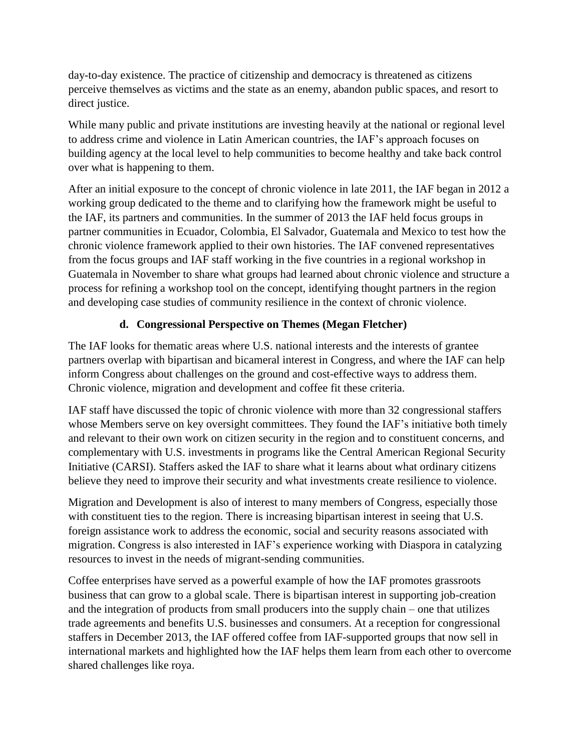day-to-day existence. The practice of citizenship and democracy is threatened as citizens perceive themselves as victims and the state as an enemy, abandon public spaces, and resort to direct justice.

While many public and private institutions are investing heavily at the national or regional level to address crime and violence in Latin American countries, the IAF's approach focuses on building agency at the local level to help communities to become healthy and take back control over what is happening to them.

After an initial exposure to the concept of chronic violence in late 2011, the IAF began in 2012 a working group dedicated to the theme and to clarifying how the framework might be useful to the IAF, its partners and communities. In the summer of 2013 the IAF held focus groups in partner communities in Ecuador, Colombia, El Salvador, Guatemala and Mexico to test how the chronic violence framework applied to their own histories. The IAF convened representatives from the focus groups and IAF staff working in the five countries in a regional workshop in Guatemala in November to share what groups had learned about chronic violence and structure a process for refining a workshop tool on the concept, identifying thought partners in the region and developing case studies of community resilience in the context of chronic violence.

### d. Congressional Perspective on Themes (Megan Fletcher)

The IAF looks for thematic areas where U.S. national interests and the interests of grantee partners overlap with bipartisan and bicameral interest in Congress, and where the IAF can help inform Congress about challenges on the ground and cost-effective ways to address them. Chronic violence, migration and development and coffee fit these criteria.

IAF staff have discussed the topic of chronic violence with more than 32 congressional staffers whose Members serve on key oversight committees. They found the IAF's initiative both timely and relevant to their own work on citizen security in the region and to constituent concerns, and complementary with U.S. investments in programs like the Central American Regional Security Initiative (CARSI). Staffers asked the IAF to share what it learns about what ordinary citizens believe they need to improve their security and what investments create resilience to violence.

Migration and Development is also of interest to many members of Congress, especially those with constituent ties to the region. There is increasing bipartisan interest in seeing that U.S. foreign assistance work to address the economic, social and security reasons associated with migration. Congress is also interested in IAF's experience working with Diaspora in catalyzing resources to invest in the needs of migrant-sending communities.

Coffee enterprises have served as a powerful example of how the IAF promotes grassroots business that can grow to a global scale. There is bipartisan interest in supporting job-creation and the integration of products from small producers into the supply chain – one that utilizes trade agreements and benefits U.S. businesses and consumers. At a reception for congressional staffers in December 2013, the IAF offered coffee from IAF-supported groups that now sell in international markets and highlighted how the IAF helps them learn from each other to overcome shared challenges like roya.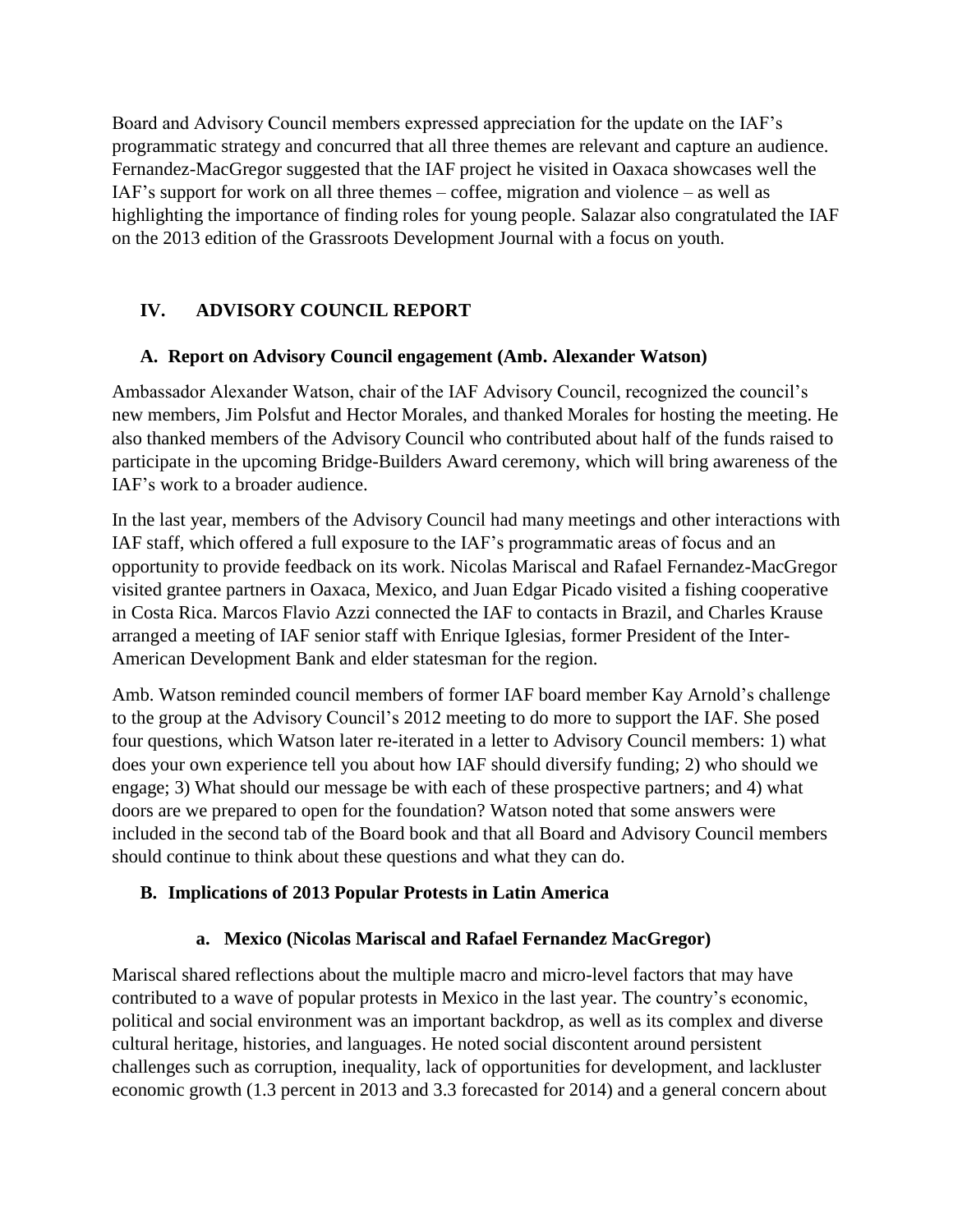Board and Advisory Council members expressed appreciation for the update on the IAF's programmatic strategy and concurred that all three themes are relevant and capture an audience. Fernandez-MacGregor suggested that the IAF project he visited in Oaxaca showcases well the IAF's support for work on all three themes – coffee, migration and violence – as well as highlighting the importance of finding roles for young people. Salazar also congratulated the IAF on the 2013 edition of the Grassroots Development Journal with a focus on youth.

## IV. ADVISORY COUNCIL REPORT

### A. Report on Advisory Council engagement (Amb. Alexander Watson)

Ambassador Alexander Watson, chair of the IAF Advisory Council, recognized the council's new members, Jim Polsfut and Hector Morales, and thanked Morales for hosting the meeting. He also thanked members of the Advisory Council who contributed about half of the funds raised to participate in the upcoming Bridge-Builders Award ceremony, which will bring awareness of the IAF's work to a broader audience.

In the last year, members of the Advisory Council had many meetings and other interactions with IAF staff, which offered a full exposure to the IAF's programmatic areas of focus and an opportunity to provide feedback on its work. Nicolas Mariscal and Rafael Fernandez-MacGregor visited grantee partners in Oaxaca, Mexico, and Juan Edgar Picado visited a fishing cooperative in Costa Rica. Marcos Flavio Azzi connected the IAF to contacts in Brazil, and Charles Krause arranged a meeting of IAF senior staff with Enrique Iglesias, former President of the Inter-American Development Bank and elder statesman for the region.

Amb. Watson reminded council members of former IAF board member Kay Arnold's challenge to the group at the Advisory Council's 2012 meeting to do more to support the IAF. She posed four questions, which Watson later re-iterated in a letter to Advisory Council members: 1) what does your own experience tell you about how IAF should diversify funding; 2) who should we engage; 3) What should our message be with each of these prospective partners; and 4) what doors are we prepared to open for the foundation? Watson noted that some answers were included in the second tab of the Board book and that all Board and Advisory Council members should continue to think about these questions and what they can do.

### B. Implications of 2013 Popular Protests in Latin America

#### a. Mexico (Nicolas Mariscal and Rafael Fernandez MacGregor)

Mariscal shared reflections about the multiple macro and micro-level factors that may have contributed to a wave of popular protests in Mexico in the last year. The country's economic, political and social environment was an important backdrop, as well as its complex and diverse cultural heritage, histories, and languages. He noted social discontent around persistent challenges such as corruption, inequality, lack of opportunities for development, and lackluster economic growth (1.3 percent in 2013 and 3.3 forecasted for 2014) and a general concern about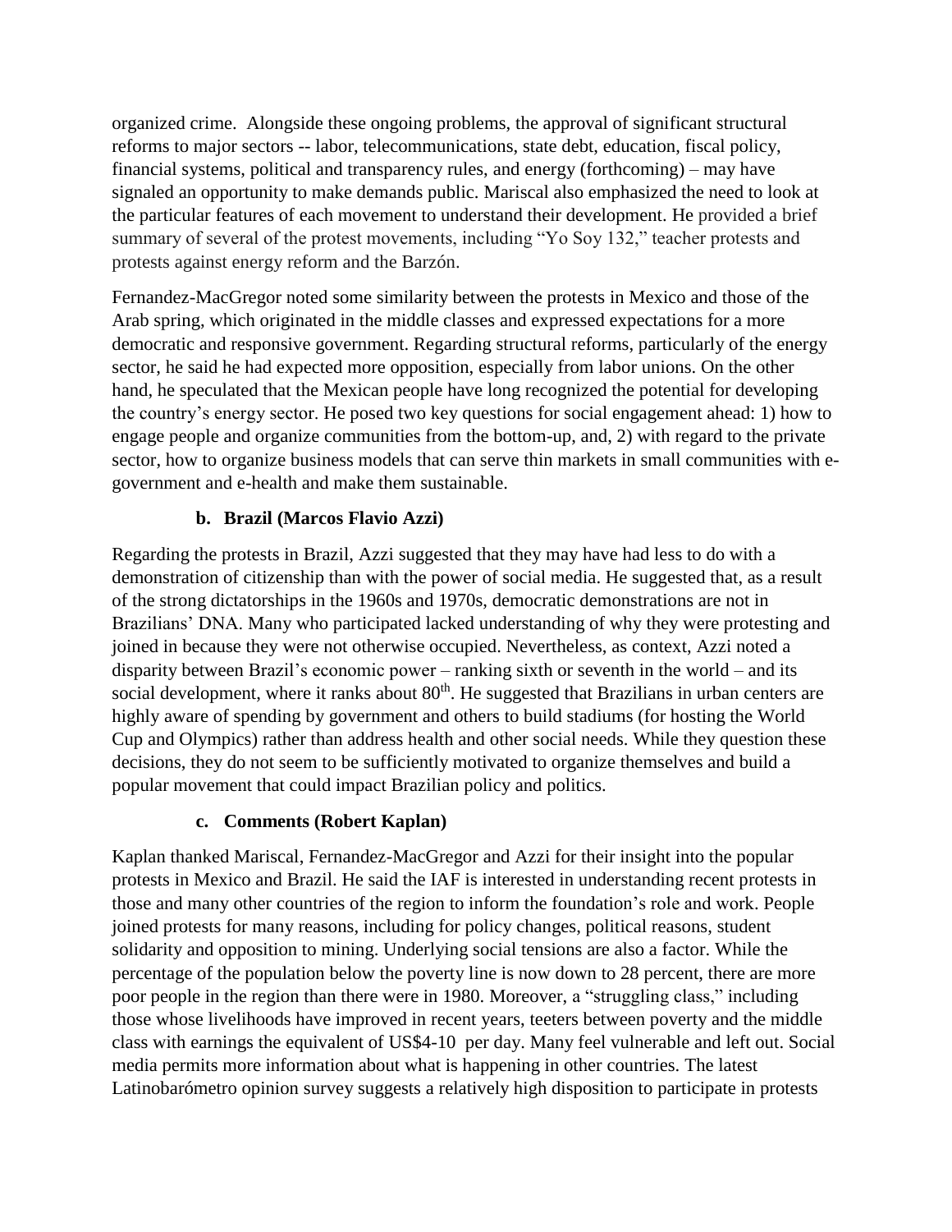organized crime. Alongside these ongoing problems, the approval of significant structural reforms to major sectors -- labor, telecommunications, state debt, education, fiscal policy, financial systems, political and transparency rules, and energy (forthcoming) – may have signaled an opportunity to make demands public. Mariscal also emphasized the need to look at the particular features of each movement to understand their development. He provided a brief summary of several of the protest movements, including "Yo Soy 132," teacher protests and protests against energy reform and the Barzón.

Fernandez-MacGregor noted some similarity between the protests in Mexico and those of the Arab spring, which originated in the middle classes and expressed expectations for a more democratic and responsive government. Regarding structural reforms, particularly of the energy sector, he said he had expected more opposition, especially from labor unions. On the other hand, he speculated that the Mexican people have long recognized the potential for developing the country's energy sector. He posed two key questions for social engagement ahead: 1) how to engage people and organize communities from the bottom-up, and, 2) with regard to the private sector, how to organize business models that can serve thin markets in small communities with e-government and e-health and make them sustainable.

### b. Brazil (Marcos Flavio Azzi)

Regarding the protests in Brazil, Azzi suggested that they may have had less to do with a demonstration of citizenship than with the power of social media. He suggested that, as a result of the strong dictatorships in the 1960s and 1970s, democratic demonstrations are not in Brazilians' DNA. Many who participated lacked understanding of why they were protesting and joined in because they were not otherwise occupied. Nevertheless, as context, Azzi noted a disparity between Brazil's economic power – ranking sixth or seventh in the world – and its social development, where it ranks about 80th. He suggested that Brazilians in urban centers are highly aware of spending by government and others to build stadiums (for hosting the World Cup and Olympics) rather than address health and other social needs. While they question these decisions, they do not seem to be sufficiently motivated to organize themselves and build a popular movement that could impact Brazilian policy and politics.

### c. Comments (Robert Kaplan)

Kaplan thanked Mariscal, Fernandez-MacGregor and Azzi for their insight into the popular protests in Mexico and Brazil. He said the IAF is interested in understanding recent protests in those and many other countries of the region to inform the foundation's role and work. People joined protests for many reasons, including for policy changes, political reasons, student solidarity and opposition to mining. Underlying social tensions are also a factor. While the percentage of the population below the poverty line is now down to 28 percent, there are more poor people in the region than there were in 1980. Moreover, a "struggling class," including those whose livelihoods have improved in recent years, teeters between poverty and the middle class with earnings the equivalent of US$4-10 per day. Many feel vulnerable and left out. Social media permits more information about what is happening in other countries. The latest Latinobarómetro opinion survey suggests a relatively high disposition to participate in protests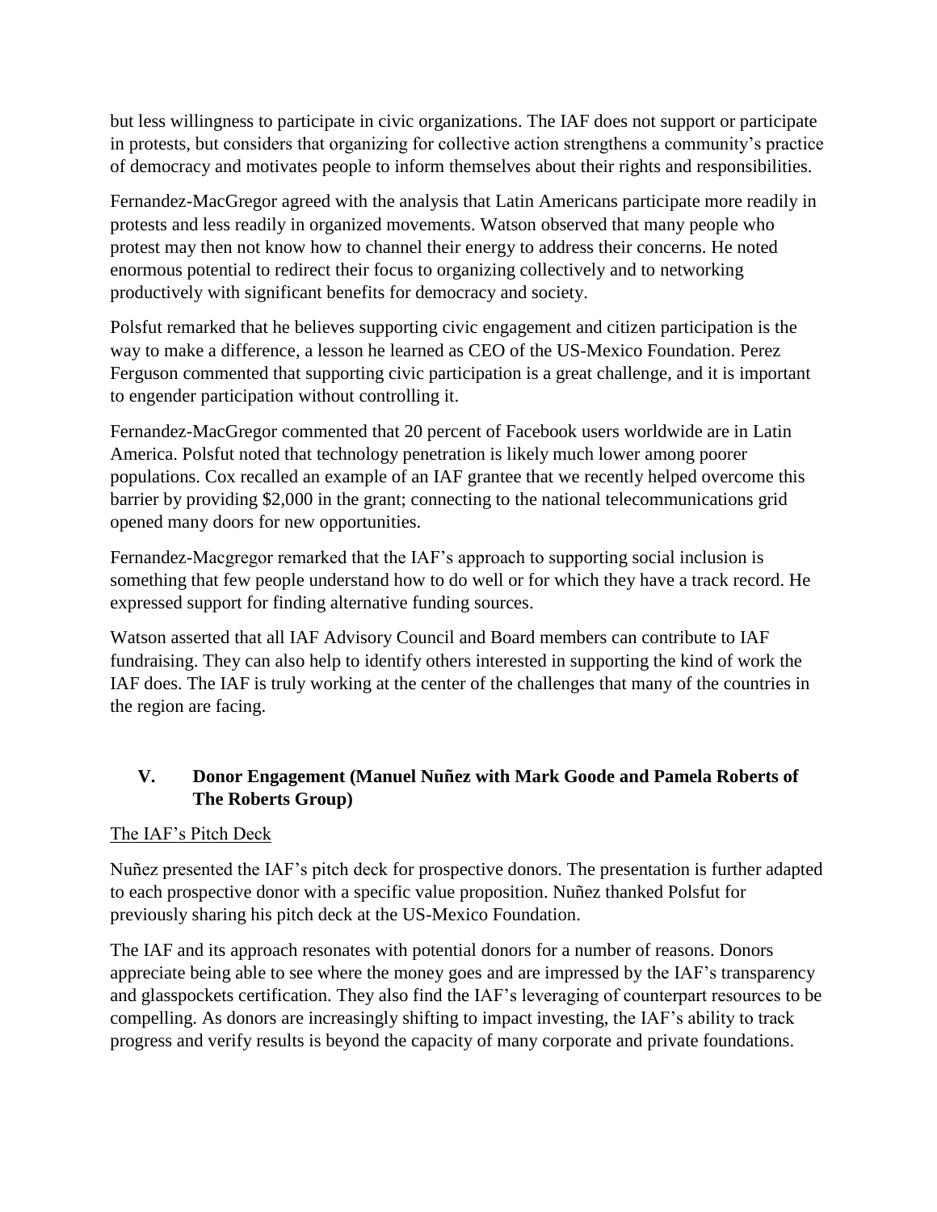but less willingness to participate in civic organizations. The IAF does not support or participate in protests, but considers that organizing for collective action strengthens a community's practice of democracy and motivates people to inform themselves about their rights and responsibilities.

Fernandez-MacGregor agreed with the analysis that Latin Americans participate more readily in protests and less readily in organized movements. Watson observed that many people who protest may then not know how to channel their energy to address their concerns. He noted enormous potential to redirect their focus to organizing collectively and to networking productively with significant benefits for democracy and society.

Polsfut remarked that he believes supporting civic engagement and citizen participation is the way to make a difference, a lesson he learned as CEO of the US-Mexico Foundation. Perez Ferguson commented that supporting civic participation is a great challenge, and it is important to engender participation without controlling it.

Fernandez-MacGregor commented that 20 percent of Facebook users worldwide are in Latin America. Polsfut noted that technology penetration is likely much lower among poorer populations. Cox recalled an example of an IAF grantee that we recently helped overcome this barrier by providing $2,000 in the grant; connecting to the national telecommunications grid opened many doors for new opportunities.

Fernandez-Macgregor remarked that the IAF's approach to supporting social inclusion is something that few people understand how to do well or for which they have a track record. He expressed support for finding alternative funding sources.

Watson asserted that all IAF Advisory Council and Board members can contribute to IAF fundraising. They can also help to identify others interested in supporting the kind of work the IAF does. The IAF is truly working at the center of the challenges that many of the countries in the region are facing.

## V. Donor Engagement (Manuel Nuñez with Mark Goode and Pamela Roberts of The Roberts Group)

The IAF's Pitch Deck

Nuñez presented the IAF's pitch deck for prospective donors. The presentation is further adapted to each prospective donor with a specific value proposition. Nuñez thanked Polsfut for previously sharing his pitch deck at the US-Mexico Foundation.

The IAF and its approach resonates with potential donors for a number of reasons. Donors appreciate being able to see where the money goes and are impressed by the IAF's transparency and glasspockets certification. They also find the IAF's leveraging of counterpart resources to be compelling. As donors are increasingly shifting to impact investing, the IAF's ability to track progress and verify results is beyond the capacity of many corporate and private foundations.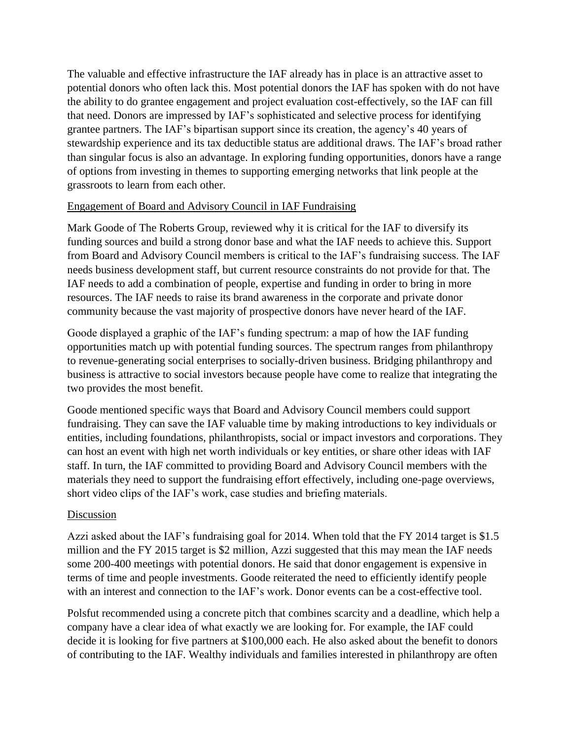The valuable and effective infrastructure the IAF already has in place is an attractive asset to potential donors who often lack this. Most potential donors the IAF has spoken with do not have the ability to do grantee engagement and project evaluation cost-effectively, so the IAF can fill that need. Donors are impressed by IAF's sophisticated and selective process for identifying grantee partners. The IAF's bipartisan support since its creation, the agency's 40 years of stewardship experience and its tax deductible status are additional draws. The IAF's broad rather than singular focus is also an advantage. In exploring funding opportunities, donors have a range of options from investing in themes to supporting emerging networks that link people at the grassroots to learn from each other.

Engagement of Board and Advisory Council in IAF Fundraising

Mark Goode of The Roberts Group, reviewed why it is critical for the IAF to diversify its funding sources and build a strong donor base and what the IAF needs to achieve this. Support from Board and Advisory Council members is critical to the IAF's fundraising success. The IAF needs business development staff, but current resource constraints do not provide for that. The IAF needs to add a combination of people, expertise and funding in order to bring in more resources. The IAF needs to raise its brand awareness in the corporate and private donor community because the vast majority of prospective donors have never heard of the IAF.

Goode displayed a graphic of the IAF's funding spectrum: a map of how the IAF funding opportunities match up with potential funding sources. The spectrum ranges from philanthropy to revenue-generating social enterprises to socially-driven business. Bridging philanthropy and business is attractive to social investors because people have come to realize that integrating the two provides the most benefit.

Goode mentioned specific ways that Board and Advisory Council members could support fundraising. They can save the IAF valuable time by making introductions to key individuals or entities, including foundations, philanthropists, social or impact investors and corporations. They can host an event with high net worth individuals or key entities, or share other ideas with IAF staff. In turn, the IAF committed to providing Board and Advisory Council members with the materials they need to support the fundraising effort effectively, including one-page overviews, short video clips of the IAF's work, case studies and briefing materials.

Discussion

Azzi asked about the IAF's fundraising goal for 2014. When told that the FY 2014 target is $1.5 million and the FY 2015 target is $2 million, Azzi suggested that this may mean the IAF needs some 200-400 meetings with potential donors. He said that donor engagement is expensive in terms of time and people investments. Goode reiterated the need to efficiently identify people with an interest and connection to the IAF's work. Donor events can be a cost-effective tool.

Polsfut recommended using a concrete pitch that combines scarcity and a deadline, which help a company have a clear idea of what exactly we are looking for. For example, the IAF could decide it is looking for five partners at $100,000 each. He also asked about the benefit to donors of contributing to the IAF. Wealthy individuals and families interested in philanthropy are often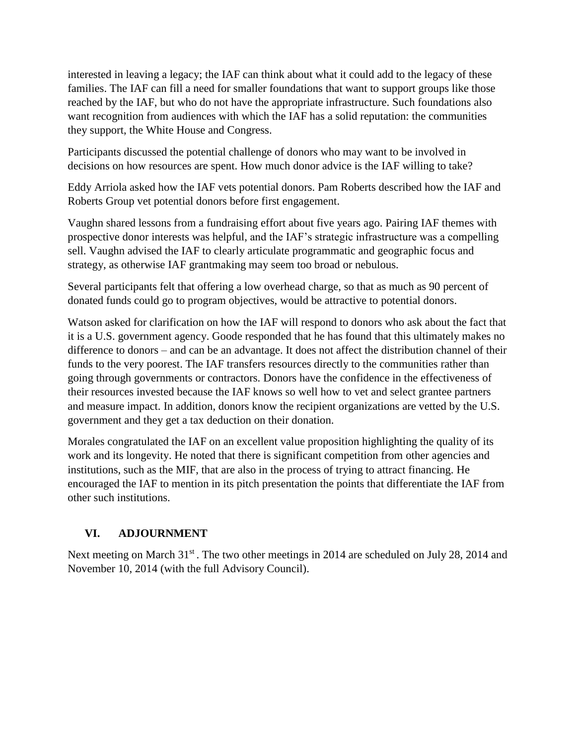interested in leaving a legacy; the IAF can think about what it could add to the legacy of these families. The IAF can fill a need for smaller foundations that want to support groups like those reached by the IAF, but who do not have the appropriate infrastructure. Such foundations also want recognition from audiences with which the IAF has a solid reputation: the communities they support, the White House and Congress.

Participants discussed the potential challenge of donors who may want to be involved in decisions on how resources are spent. How much donor advice is the IAF willing to take?

Eddy Arriola asked how the IAF vets potential donors. Pam Roberts described how the IAF and Roberts Group vet potential donors before first engagement.

Vaughn shared lessons from a fundraising effort about five years ago. Pairing IAF themes with prospective donor interests was helpful, and the IAF's strategic infrastructure was a compelling sell. Vaughn advised the IAF to clearly articulate programmatic and geographic focus and strategy, as otherwise IAF grantmaking may seem too broad or nebulous.

Several participants felt that offering a low overhead charge, so that as much as 90 percent of donated funds could go to program objectives, would be attractive to potential donors.

Watson asked for clarification on how the IAF will respond to donors who ask about the fact that it is a U.S. government agency. Goode responded that he has found that this ultimately makes no difference to donors – and can be an advantage. It does not affect the distribution channel of their funds to the very poorest. The IAF transfers resources directly to the communities rather than going through governments or contractors. Donors have the confidence in the effectiveness of their resources invested because the IAF knows so well how to vet and select grantee partners and measure impact. In addition, donors know the recipient organizations are vetted by the U.S. government and they get a tax deduction on their donation.

Morales congratulated the IAF on an excellent value proposition highlighting the quality of its work and its longevity. He noted that there is significant competition from other agencies and institutions, such as the MIF, that are also in the process of trying to attract financing. He encouraged the IAF to mention in its pitch presentation the points that differentiate the IAF from other such institutions.

## VI. ADJOURNMENT

Next meeting on March 31st . The two other meetings in 2014 are scheduled on July 28, 2014 and November 10, 2014 (with the full Advisory Council).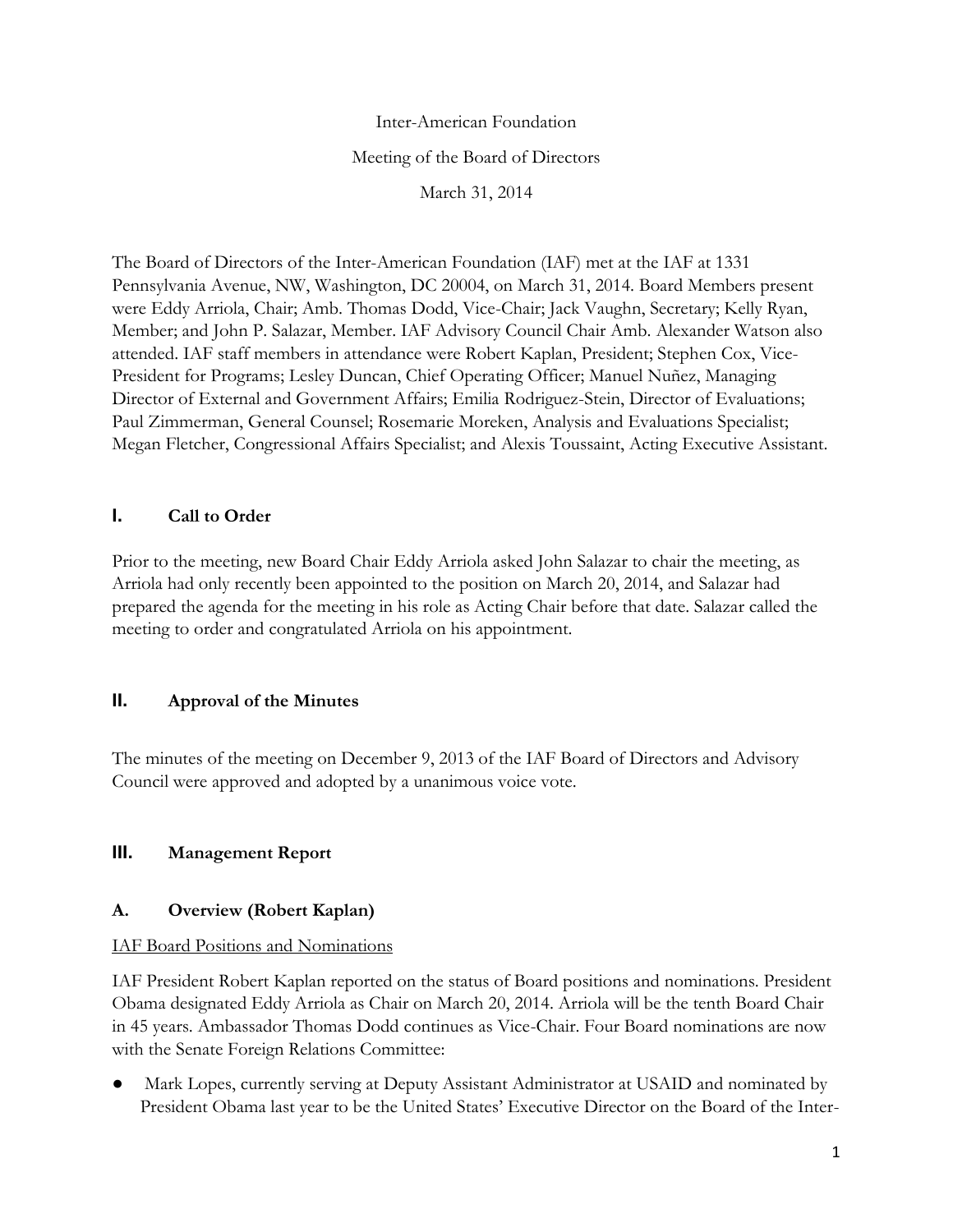Inter-American Foundation

Meeting of the Board of Directors

March 31, 2014

The Board of Directors of the Inter-American Foundation (IAF) met at the IAF at 1331 Pennsylvania Avenue, NW, Washington, DC 20004, on March 31, 2014. Board Members present were Eddy Arriola, Chair; Amb. Thomas Dodd, Vice-Chair; Jack Vaughn, Secretary; Kelly Ryan, Member; and John P. Salazar, Member. IAF Advisory Council Chair Amb. Alexander Watson also attended. IAF staff members in attendance were Robert Kaplan, President; Stephen Cox, Vice-President for Programs; Lesley Duncan, Chief Operating Officer; Manuel Nuñez, Managing Director of External and Government Affairs; Emilia Rodriguez-Stein, Director of Evaluations; Paul Zimmerman, General Counsel; Rosemarie Moreken, Analysis and Evaluations Specialist; Megan Fletcher, Congressional Affairs Specialist; and Alexis Toussaint, Acting Executive Assistant.

## I. Call to Order

Prior to the meeting, new Board Chair Eddy Arriola asked John Salazar to chair the meeting, as Arriola had only recently been appointed to the position on March 20, 2014, and Salazar had prepared the agenda for the meeting in his role as Acting Chair before that date. Salazar called the meeting to order and congratulated Arriola on his appointment.

## II. Approval of the Minutes

The minutes of the meeting on December 9, 2013 of the IAF Board of Directors and Advisory Council were approved and adopted by a unanimous voice vote.

## III. Management Report

### A. Overview (Robert Kaplan)

IAF Board Positions and Nominations

IAF President Robert Kaplan reported on the status of Board positions and nominations. President Obama designated Eddy Arriola as Chair on March 20, 2014. Arriola will be the tenth Board Chair in 45 years. Ambassador Thomas Dodd continues as Vice-Chair. Four Board nominations are now with the Senate Foreign Relations Committee:

- Mark Lopes, currently serving at Deputy Assistant Administrator at USAID and nominated by President Obama last year to be the United States' Executive Director on the Board of the Inter-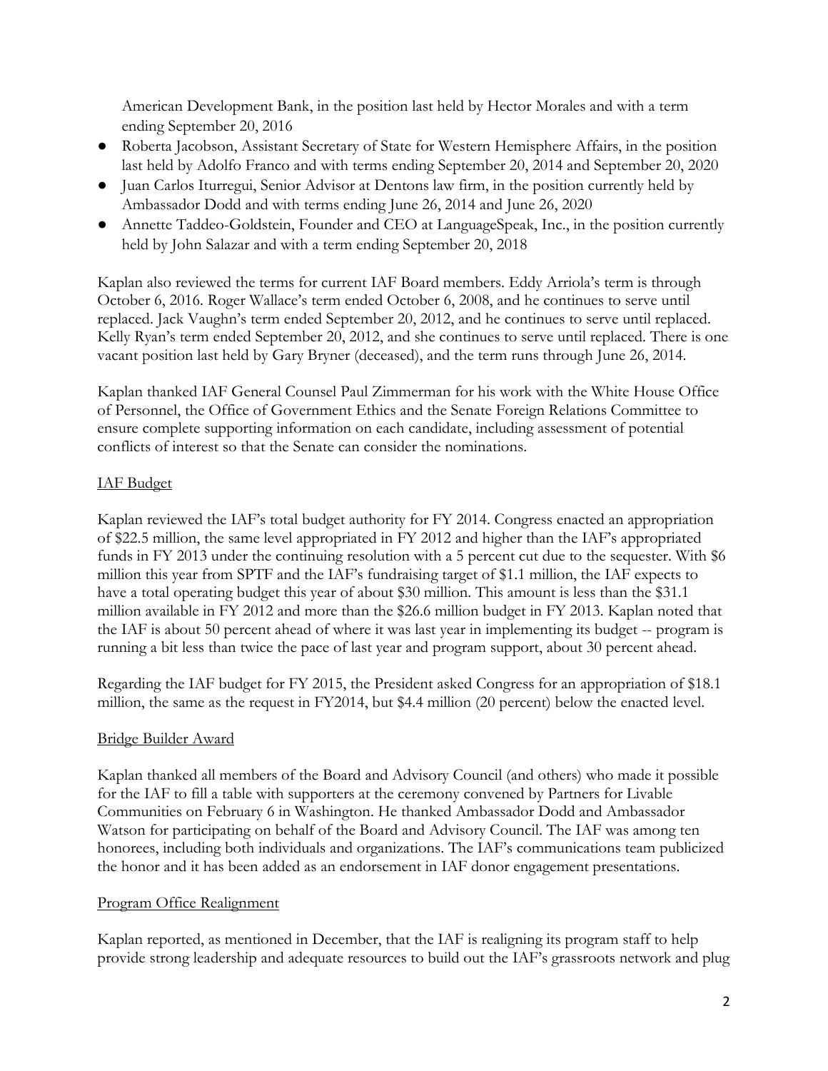American Development Bank, in the position last held by Hector Morales and with a term ending September 20, 2016

- Roberta Jacobson, Assistant Secretary of State for Western Hemisphere Affairs, in the position last held by Adolfo Franco and with terms ending September 20, 2014 and September 20, 2020
- Juan Carlos Iturregui, Senior Advisor at Dentons law firm, in the position currently held by Ambassador Dodd and with terms ending June 26, 2014 and June 26, 2020
- Annette Taddeo-Goldstein, Founder and CEO at LanguageSpeak, Inc., in the position currently held by John Salazar and with a term ending September 20, 2018

Kaplan also reviewed the terms for current IAF Board members. Eddy Arriola's term is through October 6, 2016. Roger Wallace's term ended October 6, 2008, and he continues to serve until replaced. Jack Vaughn's term ended September 20, 2012, and he continues to serve until replaced. Kelly Ryan's term ended September 20, 2012, and she continues to serve until replaced. There is one vacant position last held by Gary Bryner (deceased), and the term runs through June 26, 2014.

Kaplan thanked IAF General Counsel Paul Zimmerman for his work with the White House Office of Personnel, the Office of Government Ethics and the Senate Foreign Relations Committee to ensure complete supporting information on each candidate, including assessment of potential conflicts of interest so that the Senate can consider the nominations.

## IAF Budget

Kaplan reviewed the IAF's total budget authority for FY 2014. Congress enacted an appropriation of $22.5 million, the same level appropriated in FY 2012 and higher than the IAF's appropriated funds in FY 2013 under the continuing resolution with a 5 percent cut due to the sequester. With $6 million this year from SPTF and the IAF's fundraising target of $1.1 million, the IAF expects to have a total operating budget this year of about $30 million. This amount is less than the $31.1 million available in FY 2012 and more than the $26.6 million budget in FY 2013. Kaplan noted that the IAF is about 50 percent ahead of where it was last year in implementing its budget -- program is running a bit less than twice the pace of last year and program support, about 30 percent ahead.

Regarding the IAF budget for FY 2015, the President asked Congress for an appropriation of $18.1 million, the same as the request in FY2014, but $4.4 million (20 percent) below the enacted level.

## Bridge Builder Award

Kaplan thanked all members of the Board and Advisory Council (and others) who made it possible for the IAF to fill a table with supporters at the ceremony convened by Partners for Livable Communities on February 6 in Washington. He thanked Ambassador Dodd and Ambassador Watson for participating on behalf of the Board and Advisory Council. The IAF was among ten honorees, including both individuals and organizations. The IAF's communications team publicized the honor and it has been added as an endorsement in IAF donor engagement presentations.

## Program Office Realignment

Kaplan reported, as mentioned in December, that the IAF is realigning its program staff to help provide strong leadership and adequate resources to build out the IAF's grassroots network and plug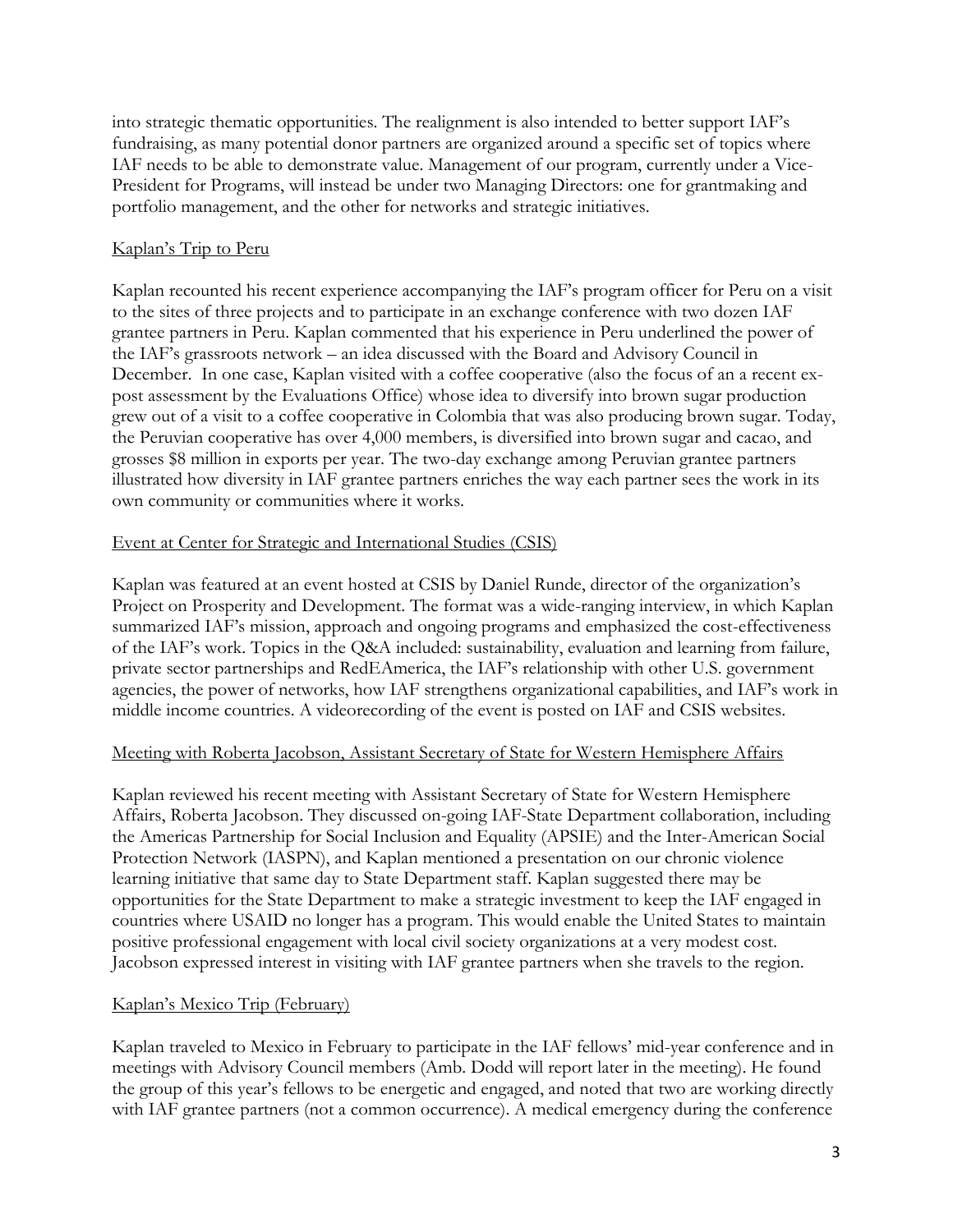into strategic thematic opportunities. The realignment is also intended to better support IAF's fundraising, as many potential donor partners are organized around a specific set of topics where IAF needs to be able to demonstrate value. Management of our program, currently under a Vice-President for Programs, will instead be under two Managing Directors: one for grantmaking and portfolio management, and the other for networks and strategic initiatives.

## Kaplan's Trip to Peru

Kaplan recounted his recent experience accompanying the IAF's program officer for Peru on a visit to the sites of three projects and to participate in an exchange conference with two dozen IAF grantee partners in Peru. Kaplan commented that his experience in Peru underlined the power of the IAF's grassroots network – an idea discussed with the Board and Advisory Council in December. In one case, Kaplan visited with a coffee cooperative (also the focus of an a recent ex-post assessment by the Evaluations Office) whose idea to diversify into brown sugar production grew out of a visit to a coffee cooperative in Colombia that was also producing brown sugar. Today, the Peruvian cooperative has over 4,000 members, is diversified into brown sugar and cacao, and grosses $8 million in exports per year. The two-day exchange among Peruvian grantee partners illustrated how diversity in IAF grantee partners enriches the way each partner sees the work in its own community or communities where it works.

## Event at Center for Strategic and International Studies (CSIS)

Kaplan was featured at an event hosted at CSIS by Daniel Runde, director of the organization's Project on Prosperity and Development. The format was a wide-ranging interview, in which Kaplan summarized IAF's mission, approach and ongoing programs and emphasized the cost-effectiveness of the IAF's work. Topics in the Q&A included: sustainability, evaluation and learning from failure, private sector partnerships and RedEAmerica, the IAF's relationship with other U.S. government agencies, the power of networks, how IAF strengthens organizational capabilities, and IAF's work in middle income countries. A videorecording of the event is posted on IAF and CSIS websites.

## Meeting with Roberta Jacobson, Assistant Secretary of State for Western Hemisphere Affairs

Kaplan reviewed his recent meeting with Assistant Secretary of State for Western Hemisphere Affairs, Roberta Jacobson. They discussed on-going IAF-State Department collaboration, including the Americas Partnership for Social Inclusion and Equality (APSIE) and the Inter-American Social Protection Network (IASPN), and Kaplan mentioned a presentation on our chronic violence learning initiative that same day to State Department staff. Kaplan suggested there may be opportunities for the State Department to make a strategic investment to keep the IAF engaged in countries where USAID no longer has a program. This would enable the United States to maintain positive professional engagement with local civil society organizations at a very modest cost. Jacobson expressed interest in visiting with IAF grantee partners when she travels to the region.

## Kaplan's Mexico Trip (February)

Kaplan traveled to Mexico in February to participate in the IAF fellows' mid-year conference and in meetings with Advisory Council members (Amb. Dodd will report later in the meeting). He found the group of this year's fellows to be energetic and engaged, and noted that two are working directly with IAF grantee partners (not a common occurrence). A medical emergency during the conference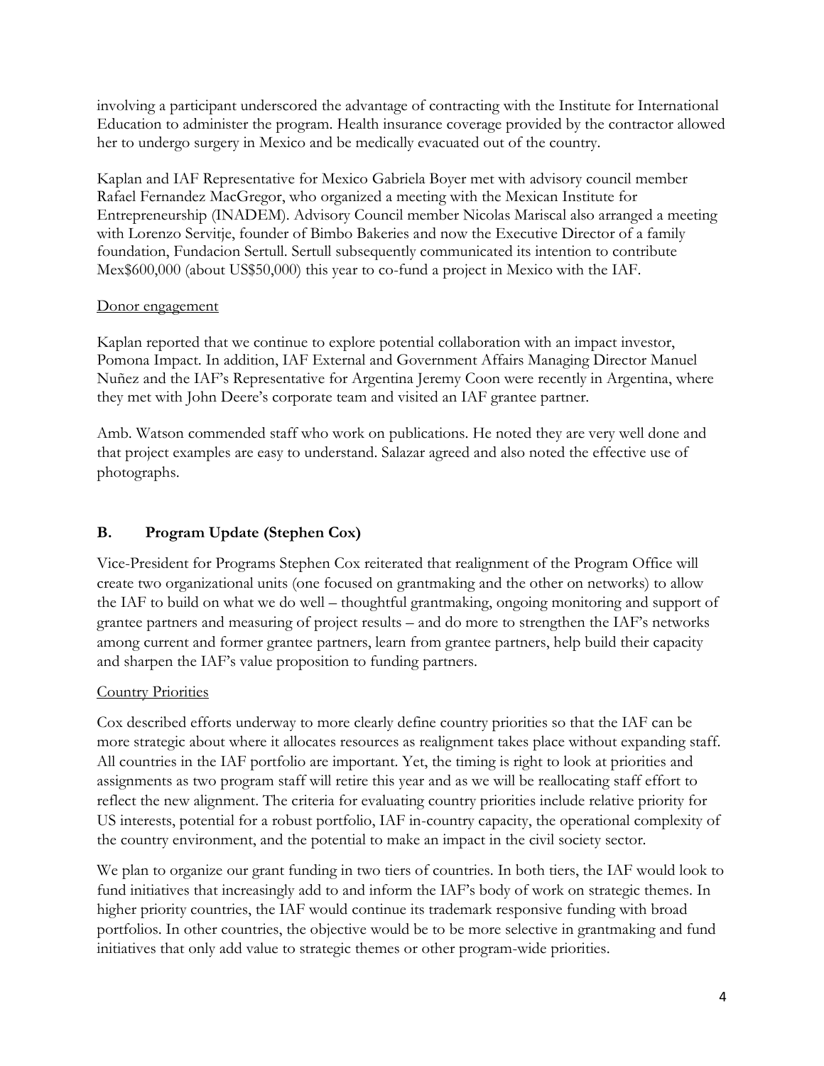involving a participant underscored the advantage of contracting with the Institute for International Education to administer the program. Health insurance coverage provided by the contractor allowed her to undergo surgery in Mexico and be medically evacuated out of the country.

Kaplan and IAF Representative for Mexico Gabriela Boyer met with advisory council member Rafael Fernandez MacGregor, who organized a meeting with the Mexican Institute for Entrepreneurship (INADEM). Advisory Council member Nicolas Mariscal also arranged a meeting with Lorenzo Servitje, founder of Bimbo Bakeries and now the Executive Director of a family foundation, Fundacion Sertull. Sertull subsequently communicated its intention to contribute Mex$600,000 (about US$50,000) this year to co-fund a project in Mexico with the IAF.

Donor engagement

Kaplan reported that we continue to explore potential collaboration with an impact investor, Pomona Impact. In addition, IAF External and Government Affairs Managing Director Manuel Nuñez and the IAF's Representative for Argentina Jeremy Coon were recently in Argentina, where they met with John Deere's corporate team and visited an IAF grantee partner.

Amb. Watson commended staff who work on publications. He noted they are very well done and that project examples are easy to understand. Salazar agreed and also noted the effective use of photographs.

### B. Program Update (Stephen Cox)

Vice-President for Programs Stephen Cox reiterated that realignment of the Program Office will create two organizational units (one focused on grantmaking and the other on networks) to allow the IAF to build on what we do well – thoughtful grantmaking, ongoing monitoring and support of grantee partners and measuring of project results – and do more to strengthen the IAF's networks among current and former grantee partners, learn from grantee partners, help build their capacity and sharpen the IAF's value proposition to funding partners.

Country Priorities

Cox described efforts underway to more clearly define country priorities so that the IAF can be more strategic about where it allocates resources as realignment takes place without expanding staff. All countries in the IAF portfolio are important. Yet, the timing is right to look at priorities and assignments as two program staff will retire this year and as we will be reallocating staff effort to reflect the new alignment. The criteria for evaluating country priorities include relative priority for US interests, potential for a robust portfolio, IAF in-country capacity, the operational complexity of the country environment, and the potential to make an impact in the civil society sector.

We plan to organize our grant funding in two tiers of countries. In both tiers, the IAF would look to fund initiatives that increasingly add to and inform the IAF's body of work on strategic themes. In higher priority countries, the IAF would continue its trademark responsive funding with broad portfolios. In other countries, the objective would be to be more selective in grantmaking and fund initiatives that only add value to strategic themes or other program-wide priorities.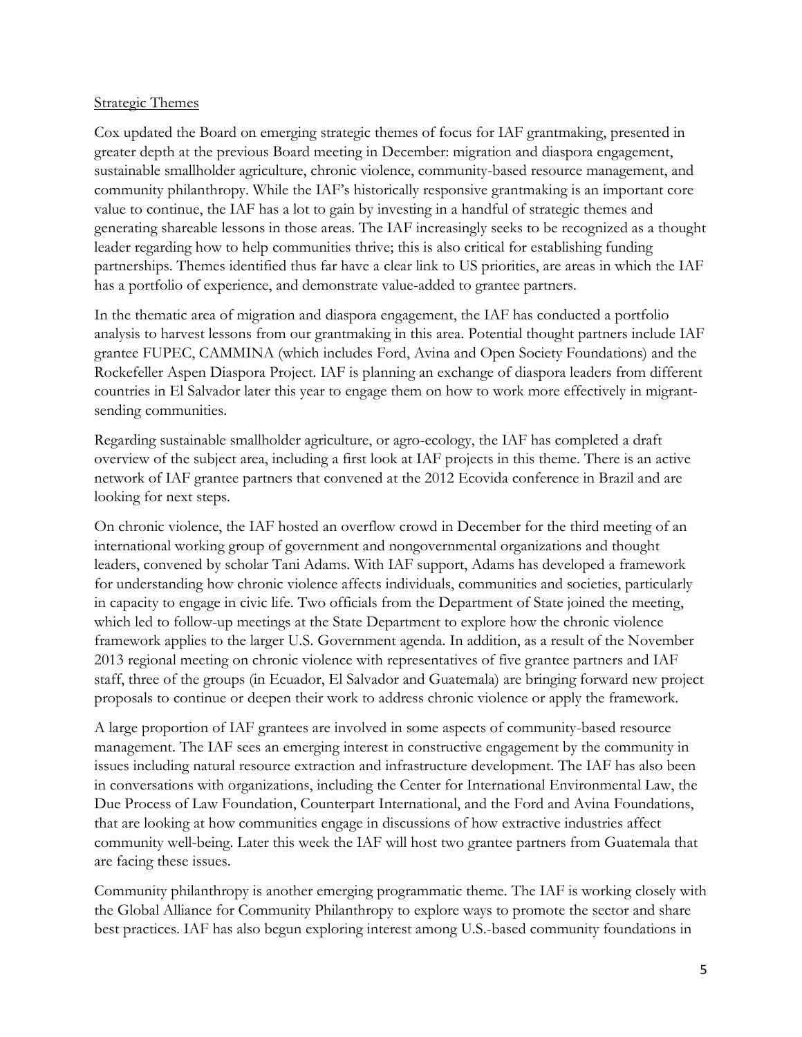Strategic Themes

Cox updated the Board on emerging strategic themes of focus for IAF grantmaking, presented in greater depth at the previous Board meeting in December: migration and diaspora engagement, sustainable smallholder agriculture, chronic violence, community-based resource management, and community philanthropy. While the IAF's historically responsive grantmaking is an important core value to continue, the IAF has a lot to gain by investing in a handful of strategic themes and generating shareable lessons in those areas. The IAF increasingly seeks to be recognized as a thought leader regarding how to help communities thrive; this is also critical for establishing funding partnerships. Themes identified thus far have a clear link to US priorities, are areas in which the IAF has a portfolio of experience, and demonstrate value-added to grantee partners.

In the thematic area of migration and diaspora engagement, the IAF has conducted a portfolio analysis to harvest lessons from our grantmaking in this area. Potential thought partners include IAF grantee FUPEC, CAMMINA (which includes Ford, Avina and Open Society Foundations) and the Rockefeller Aspen Diaspora Project. IAF is planning an exchange of diaspora leaders from different countries in El Salvador later this year to engage them on how to work more effectively in migrant-sending communities.

Regarding sustainable smallholder agriculture, or agro-ecology, the IAF has completed a draft overview of the subject area, including a first look at IAF projects in this theme. There is an active network of IAF grantee partners that convened at the 2012 Ecovida conference in Brazil and are looking for next steps.

On chronic violence, the IAF hosted an overflow crowd in December for the third meeting of an international working group of government and nongovernmental organizations and thought leaders, convened by scholar Tani Adams. With IAF support, Adams has developed a framework for understanding how chronic violence affects individuals, communities and societies, particularly in capacity to engage in civic life. Two officials from the Department of State joined the meeting, which led to follow-up meetings at the State Department to explore how the chronic violence framework applies to the larger U.S. Government agenda. In addition, as a result of the November 2013 regional meeting on chronic violence with representatives of five grantee partners and IAF staff, three of the groups (in Ecuador, El Salvador and Guatemala) are bringing forward new project proposals to continue or deepen their work to address chronic violence or apply the framework.

A large proportion of IAF grantees are involved in some aspects of community-based resource management. The IAF sees an emerging interest in constructive engagement by the community in issues including natural resource extraction and infrastructure development. The IAF has also been in conversations with organizations, including the Center for International Environmental Law, the Due Process of Law Foundation, Counterpart International, and the Ford and Avina Foundations, that are looking at how communities engage in discussions of how extractive industries affect community well-being. Later this week the IAF will host two grantee partners from Guatemala that are facing these issues.

Community philanthropy is another emerging programmatic theme. The IAF is working closely with the Global Alliance for Community Philanthropy to explore ways to promote the sector and share best practices. IAF has also begun exploring interest among U.S.-based community foundations in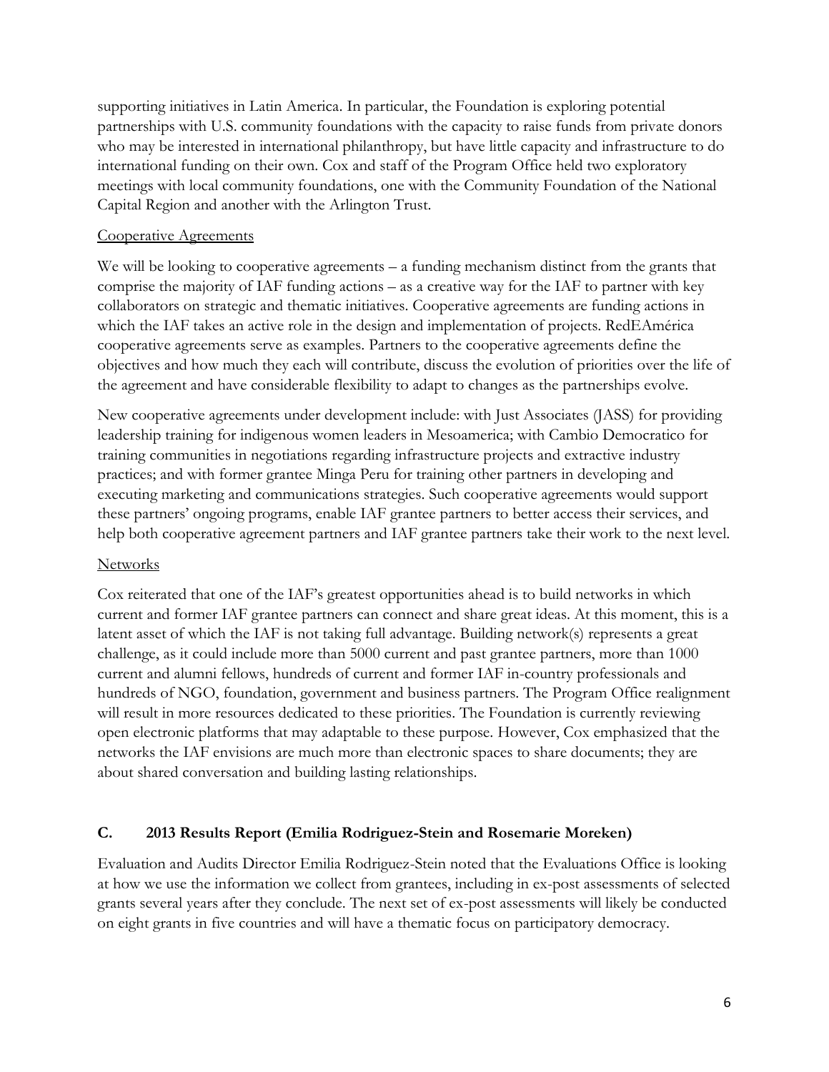supporting initiatives in Latin America. In particular, the Foundation is exploring potential partnerships with U.S. community foundations with the capacity to raise funds from private donors who may be interested in international philanthropy, but have little capacity and infrastructure to do international funding on their own. Cox and staff of the Program Office held two exploratory meetings with local community foundations, one with the Community Foundation of the National Capital Region and another with the Arlington Trust.

Cooperative Agreements

We will be looking to cooperative agreements – a funding mechanism distinct from the grants that comprise the majority of IAF funding actions – as a creative way for the IAF to partner with key collaborators on strategic and thematic initiatives. Cooperative agreements are funding actions in which the IAF takes an active role in the design and implementation of projects. RedEAmérica cooperative agreements serve as examples. Partners to the cooperative agreements define the objectives and how much they each will contribute, discuss the evolution of priorities over the life of the agreement and have considerable flexibility to adapt to changes as the partnerships evolve.

New cooperative agreements under development include: with Just Associates (JASS) for providing leadership training for indigenous women leaders in Mesoamerica; with Cambio Democratico for training communities in negotiations regarding infrastructure projects and extractive industry practices; and with former grantee Minga Peru for training other partners in developing and executing marketing and communications strategies. Such cooperative agreements would support these partners' ongoing programs, enable IAF grantee partners to better access their services, and help both cooperative agreement partners and IAF grantee partners take their work to the next level.

Networks

Cox reiterated that one of the IAF's greatest opportunities ahead is to build networks in which current and former IAF grantee partners can connect and share great ideas. At this moment, this is a latent asset of which the IAF is not taking full advantage. Building network(s) represents a great challenge, as it could include more than 5000 current and past grantee partners, more than 1000 current and alumni fellows, hundreds of current and former IAF in-country professionals and hundreds of NGO, foundation, government and business partners. The Program Office realignment will result in more resources dedicated to these priorities. The Foundation is currently reviewing open electronic platforms that may adaptable to these purpose. However, Cox emphasized that the networks the IAF envisions are much more than electronic spaces to share documents; they are about shared conversation and building lasting relationships.

### C. 2013 Results Report (Emilia Rodriguez-Stein and Rosemarie Moreken)

Evaluation and Audits Director Emilia Rodriguez-Stein noted that the Evaluations Office is looking at how we use the information we collect from grantees, including in ex-post assessments of selected grants several years after they conclude. The next set of ex-post assessments will likely be conducted on eight grants in five countries and will have a thematic focus on participatory democracy.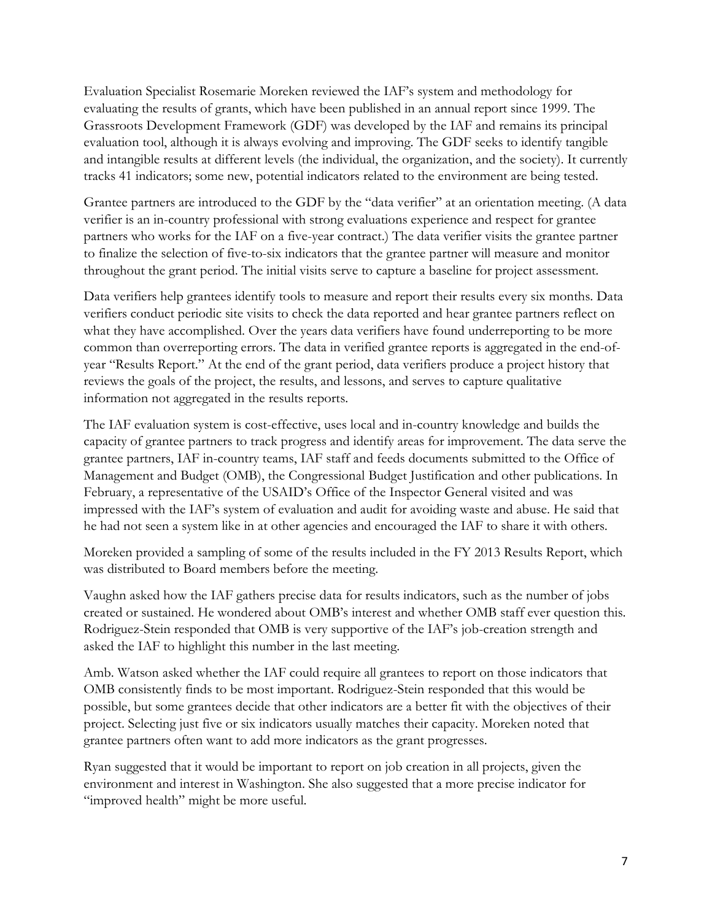Evaluation Specialist Rosemarie Moreken reviewed the IAF's system and methodology for evaluating the results of grants, which have been published in an annual report since 1999. The Grassroots Development Framework (GDF) was developed by the IAF and remains its principal evaluation tool, although it is always evolving and improving. The GDF seeks to identify tangible and intangible results at different levels (the individual, the organization, and the society). It currently tracks 41 indicators; some new, potential indicators related to the environment are being tested.

Grantee partners are introduced to the GDF by the "data verifier" at an orientation meeting. (A data verifier is an in-country professional with strong evaluations experience and respect for grantee partners who works for the IAF on a five-year contract.) The data verifier visits the grantee partner to finalize the selection of five-to-six indicators that the grantee partner will measure and monitor throughout the grant period. The initial visits serve to capture a baseline for project assessment.

Data verifiers help grantees identify tools to measure and report their results every six months. Data verifiers conduct periodic site visits to check the data reported and hear grantee partners reflect on what they have accomplished. Over the years data verifiers have found underreporting to be more common than overreporting errors. The data in verified grantee reports is aggregated in the end-of-year "Results Report." At the end of the grant period, data verifiers produce a project history that reviews the goals of the project, the results, and lessons, and serves to capture qualitative information not aggregated in the results reports.

The IAF evaluation system is cost-effective, uses local and in-country knowledge and builds the capacity of grantee partners to track progress and identify areas for improvement. The data serve the grantee partners, IAF in-country teams, IAF staff and feeds documents submitted to the Office of Management and Budget (OMB), the Congressional Budget Justification and other publications. In February, a representative of the USAID's Office of the Inspector General visited and was impressed with the IAF's system of evaluation and audit for avoiding waste and abuse. He said that he had not seen a system like in at other agencies and encouraged the IAF to share it with others.

Moreken provided a sampling of some of the results included in the FY 2013 Results Report, which was distributed to Board members before the meeting.

Vaughn asked how the IAF gathers precise data for results indicators, such as the number of jobs created or sustained. He wondered about OMB's interest and whether OMB staff ever question this. Rodriguez-Stein responded that OMB is very supportive of the IAF's job-creation strength and asked the IAF to highlight this number in the last meeting.

Amb. Watson asked whether the IAF could require all grantees to report on those indicators that OMB consistently finds to be most important. Rodriguez-Stein responded that this would be possible, but some grantees decide that other indicators are a better fit with the objectives of their project. Selecting just five or six indicators usually matches their capacity. Moreken noted that grantee partners often want to add more indicators as the grant progresses.

Ryan suggested that it would be important to report on job creation in all projects, given the environment and interest in Washington. She also suggested that a more precise indicator for "improved health" might be more useful.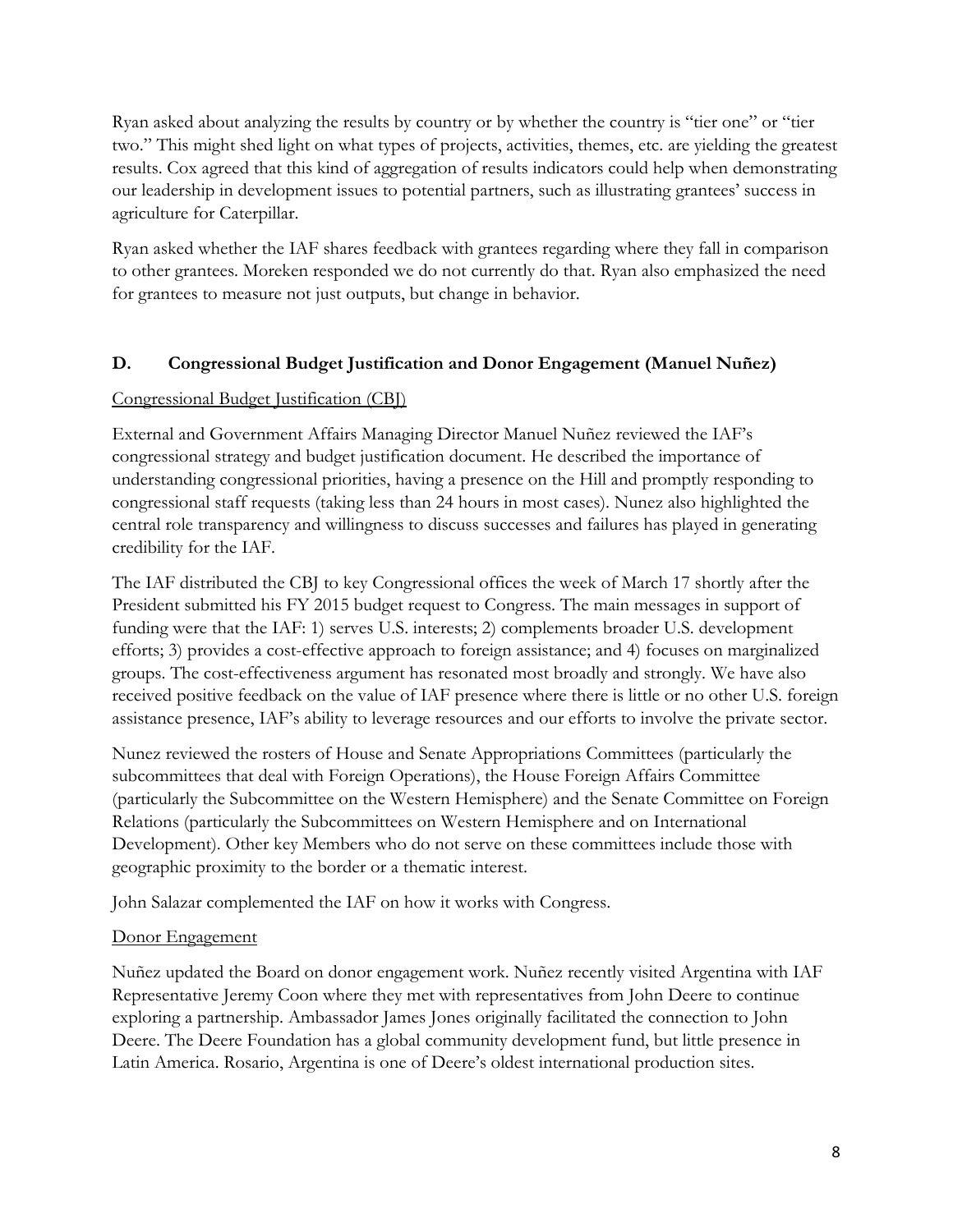Ryan asked about analyzing the results by country or by whether the country is "tier one" or "tier two." This might shed light on what types of projects, activities, themes, etc. are yielding the greatest results. Cox agreed that this kind of aggregation of results indicators could help when demonstrating our leadership in development issues to potential partners, such as illustrating grantees' success in agriculture for Caterpillar.

Ryan asked whether the IAF shares feedback with grantees regarding where they fall in comparison to other grantees. Moreken responded we do not currently do that. Ryan also emphasized the need for grantees to measure not just outputs, but change in behavior.

## D. Congressional Budget Justification and Donor Engagement (Manuel Nuñez)

Congressional Budget Justification (CBJ)

External and Government Affairs Managing Director Manuel Nuñez reviewed the IAF's congressional strategy and budget justification document. He described the importance of understanding congressional priorities, having a presence on the Hill and promptly responding to congressional staff requests (taking less than 24 hours in most cases). Nunez also highlighted the central role transparency and willingness to discuss successes and failures has played in generating credibility for the IAF.

The IAF distributed the CBJ to key Congressional offices the week of March 17 shortly after the President submitted his FY 2015 budget request to Congress. The main messages in support of funding were that the IAF: 1) serves U.S. interests; 2) complements broader U.S. development efforts; 3) provides a cost-effective approach to foreign assistance; and 4) focuses on marginalized groups. The cost-effectiveness argument has resonated most broadly and strongly. We have also received positive feedback on the value of IAF presence where there is little or no other U.S. foreign assistance presence, IAF's ability to leverage resources and our efforts to involve the private sector.

Nunez reviewed the rosters of House and Senate Appropriations Committees (particularly the subcommittees that deal with Foreign Operations), the House Foreign Affairs Committee (particularly the Subcommittee on the Western Hemisphere) and the Senate Committee on Foreign Relations (particularly the Subcommittees on Western Hemisphere and on International Development). Other key Members who do not serve on these committees include those with geographic proximity to the border or a thematic interest.

John Salazar complemented the IAF on how it works with Congress.

Donor Engagement

Nuñez updated the Board on donor engagement work. Nuñez recently visited Argentina with IAF Representative Jeremy Coon where they met with representatives from John Deere to continue exploring a partnership. Ambassador James Jones originally facilitated the connection to John Deere. The Deere Foundation has a global community development fund, but little presence in Latin America. Rosario, Argentina is one of Deere's oldest international production sites.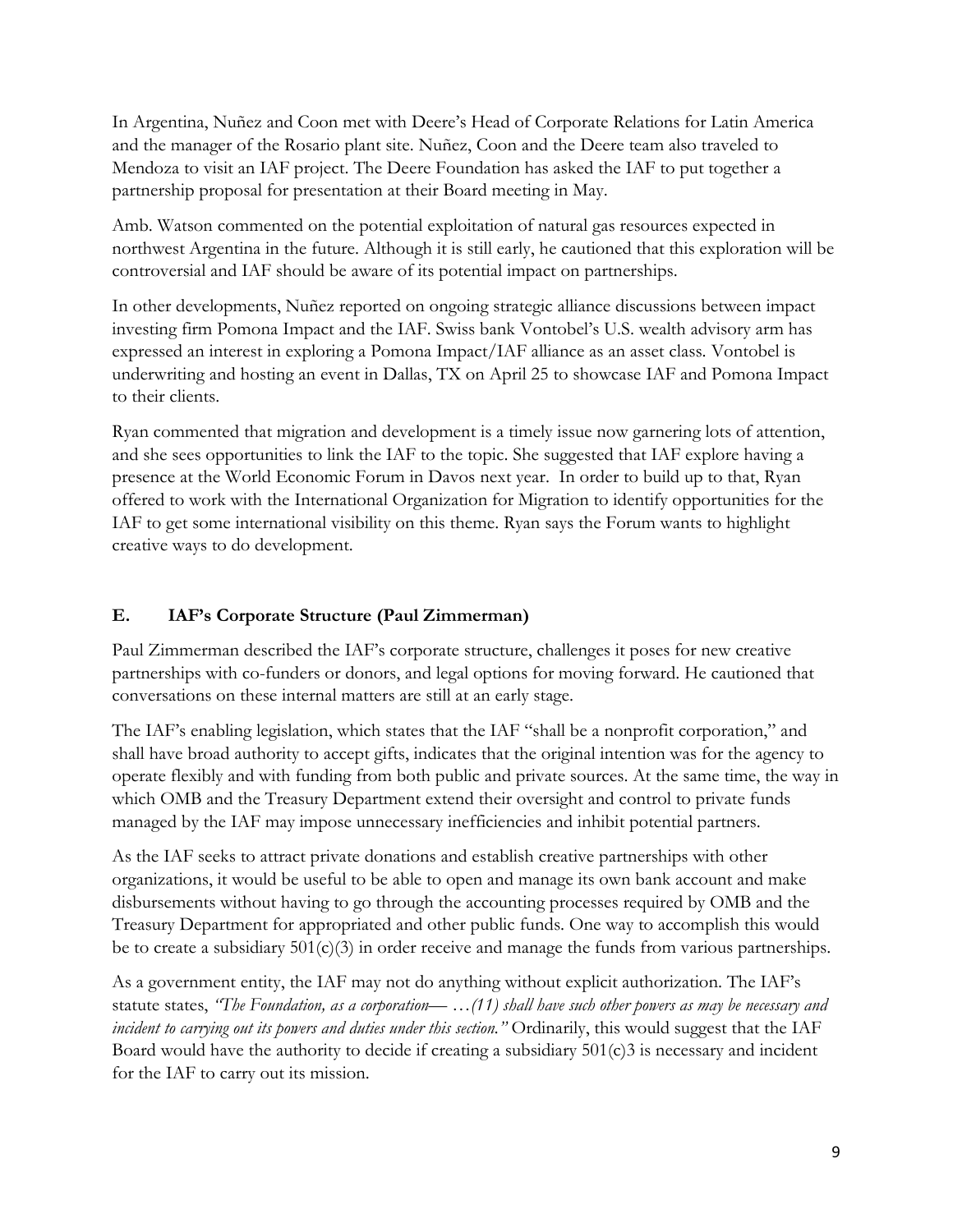In Argentina, Nuñez and Coon met with Deere's Head of Corporate Relations for Latin America and the manager of the Rosario plant site. Nuñez, Coon and the Deere team also traveled to Mendoza to visit an IAF project. The Deere Foundation has asked the IAF to put together a partnership proposal for presentation at their Board meeting in May.

Amb. Watson commented on the potential exploitation of natural gas resources expected in northwest Argentina in the future. Although it is still early, he cautioned that this exploration will be controversial and IAF should be aware of its potential impact on partnerships.

In other developments, Nuñez reported on ongoing strategic alliance discussions between impact investing firm Pomona Impact and the IAF. Swiss bank Vontobel's U.S. wealth advisory arm has expressed an interest in exploring a Pomona Impact/IAF alliance as an asset class. Vontobel is underwriting and hosting an event in Dallas, TX on April 25 to showcase IAF and Pomona Impact to their clients.

Ryan commented that migration and development is a timely issue now garnering lots of attention, and she sees opportunities to link the IAF to the topic. She suggested that IAF explore having a presence at the World Economic Forum in Davos next year. In order to build up to that, Ryan offered to work with the International Organization for Migration to identify opportunities for the IAF to get some international visibility on this theme. Ryan says the Forum wants to highlight creative ways to do development.

## E. IAF's Corporate Structure (Paul Zimmerman)

Paul Zimmerman described the IAF's corporate structure, challenges it poses for new creative partnerships with co-funders or donors, and legal options for moving forward. He cautioned that conversations on these internal matters are still at an early stage.

The IAF's enabling legislation, which states that the IAF "shall be a nonprofit corporation," and shall have broad authority to accept gifts, indicates that the original intention was for the agency to operate flexibly and with funding from both public and private sources. At the same time, the way in which OMB and the Treasury Department extend their oversight and control to private funds managed by the IAF may impose unnecessary inefficiencies and inhibit potential partners.

As the IAF seeks to attract private donations and establish creative partnerships with other organizations, it would be useful to be able to open and manage its own bank account and make disbursements without having to go through the accounting processes required by OMB and the Treasury Department for appropriated and other public funds. One way to accomplish this would be to create a subsidiary 501(c)(3) in order receive and manage the funds from various partnerships.

As a government entity, the IAF may not do anything without explicit authorization. The IAF's statute states, *"The Foundation, as a corporation— …(11) shall have such other powers as may be necessary and incident to carrying out its powers and duties under this section."* Ordinarily, this would suggest that the IAF Board would have the authority to decide if creating a subsidiary 501(c)3 is necessary and incident for the IAF to carry out its mission.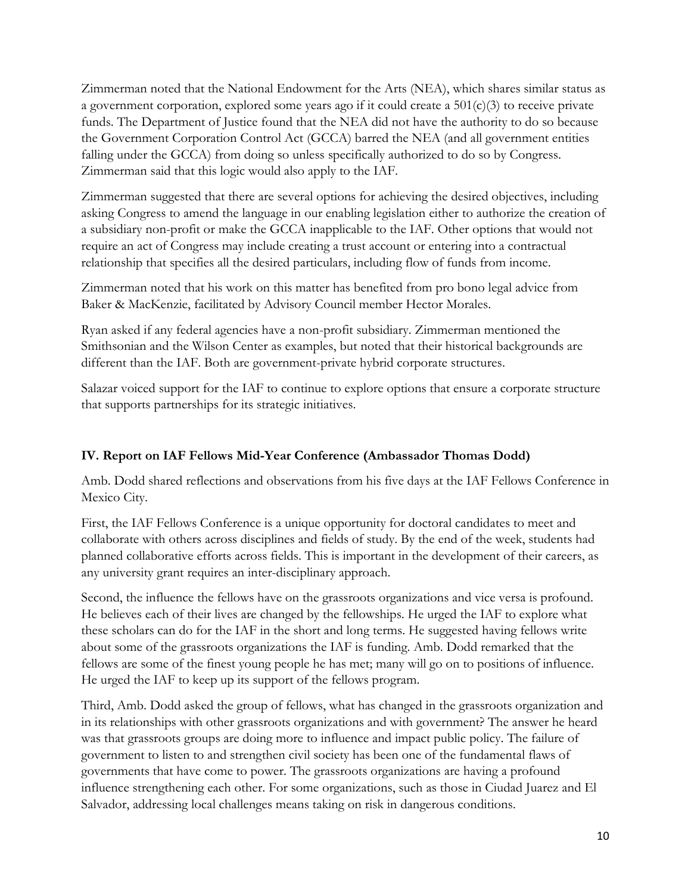Zimmerman noted that the National Endowment for the Arts (NEA), which shares similar status as a government corporation, explored some years ago if it could create a 501(c)(3) to receive private funds. The Department of Justice found that the NEA did not have the authority to do so because the Government Corporation Control Act (GCCA) barred the NEA (and all government entities falling under the GCCA) from doing so unless specifically authorized to do so by Congress. Zimmerman said that this logic would also apply to the IAF.

Zimmerman suggested that there are several options for achieving the desired objectives, including asking Congress to amend the language in our enabling legislation either to authorize the creation of a subsidiary non-profit or make the GCCA inapplicable to the IAF. Other options that would not require an act of Congress may include creating a trust account or entering into a contractual relationship that specifies all the desired particulars, including flow of funds from income.

Zimmerman noted that his work on this matter has benefited from pro bono legal advice from Baker & MacKenzie, facilitated by Advisory Council member Hector Morales.

Ryan asked if any federal agencies have a non-profit subsidiary. Zimmerman mentioned the Smithsonian and the Wilson Center as examples, but noted that their historical backgrounds are different than the IAF. Both are government-private hybrid corporate structures.

Salazar voiced support for the IAF to continue to explore options that ensure a corporate structure that supports partnerships for its strategic initiatives.

**IV. Report on IAF Fellows Mid-Year Conference (Ambassador Thomas Dodd)**

Amb. Dodd shared reflections and observations from his five days at the IAF Fellows Conference in Mexico City.

First, the IAF Fellows Conference is a unique opportunity for doctoral candidates to meet and collaborate with others across disciplines and fields of study. By the end of the week, students had planned collaborative efforts across fields. This is important in the development of their careers, as any university grant requires an inter-disciplinary approach.

Second, the influence the fellows have on the grassroots organizations and vice versa is profound. He believes each of their lives are changed by the fellowships. He urged the IAF to explore what these scholars can do for the IAF in the short and long terms. He suggested having fellows write about some of the grassroots organizations the IAF is funding. Amb. Dodd remarked that the fellows are some of the finest young people he has met; many will go on to positions of influence. He urged the IAF to keep up its support of the fellows program.

Third, Amb. Dodd asked the group of fellows, what has changed in the grassroots organization and in its relationships with other grassroots organizations and with government? The answer he heard was that grassroots groups are doing more to influence and impact public policy. The failure of government to listen to and strengthen civil society has been one of the fundamental flaws of governments that have come to power. The grassroots organizations are having a profound influence strengthening each other. For some organizations, such as those in Ciudad Juarez and El Salvador, addressing local challenges means taking on risk in dangerous conditions.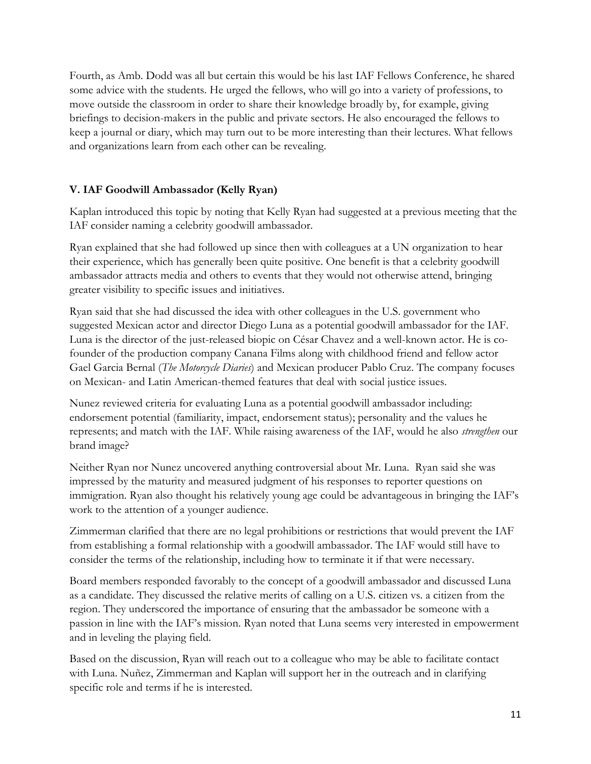Fourth, as Amb. Dodd was all but certain this would be his last IAF Fellows Conference, he shared some advice with the students. He urged the fellows, who will go into a variety of professions, to move outside the classroom in order to share their knowledge broadly by, for example, giving briefings to decision-makers in the public and private sectors. He also encouraged the fellows to keep a journal or diary, which may turn out to be more interesting than their lectures. What fellows and organizations learn from each other can be revealing.

### V. IAF Goodwill Ambassador (Kelly Ryan)

Kaplan introduced this topic by noting that Kelly Ryan had suggested at a previous meeting that the IAF consider naming a celebrity goodwill ambassador.

Ryan explained that she had followed up since then with colleagues at a UN organization to hear their experience, which has generally been quite positive. One benefit is that a celebrity goodwill ambassador attracts media and others to events that they would not otherwise attend, bringing greater visibility to specific issues and initiatives.

Ryan said that she had discussed the idea with other colleagues in the U.S. government who suggested Mexican actor and director Diego Luna as a potential goodwill ambassador for the IAF. Luna is the director of the just-released biopic on César Chavez and a well-known actor. He is co-founder of the production company Canana Films along with childhood friend and fellow actor Gael Garcia Bernal (*The Motorcycle Diaries*) and Mexican producer Pablo Cruz. The company focuses on Mexican- and Latin American-themed features that deal with social justice issues.

Nunez reviewed criteria for evaluating Luna as a potential goodwill ambassador including: endorsement potential (familiarity, impact, endorsement status); personality and the values he represents; and match with the IAF. While raising awareness of the IAF, would he also *strengthen* our brand image?

Neither Ryan nor Nunez uncovered anything controversial about Mr. Luna. Ryan said she was impressed by the maturity and measured judgment of his responses to reporter questions on immigration. Ryan also thought his relatively young age could be advantageous in bringing the IAF's work to the attention of a younger audience.

Zimmerman clarified that there are no legal prohibitions or restrictions that would prevent the IAF from establishing a formal relationship with a goodwill ambassador. The IAF would still have to consider the terms of the relationship, including how to terminate it if that were necessary.

Board members responded favorably to the concept of a goodwill ambassador and discussed Luna as a candidate. They discussed the relative merits of calling on a U.S. citizen vs. a citizen from the region. They underscored the importance of ensuring that the ambassador be someone with a passion in line with the IAF's mission. Ryan noted that Luna seems very interested in empowerment and in leveling the playing field.

Based on the discussion, Ryan will reach out to a colleague who may be able to facilitate contact with Luna. Nuñez, Zimmerman and Kaplan will support her in the outreach and in clarifying specific role and terms if he is interested.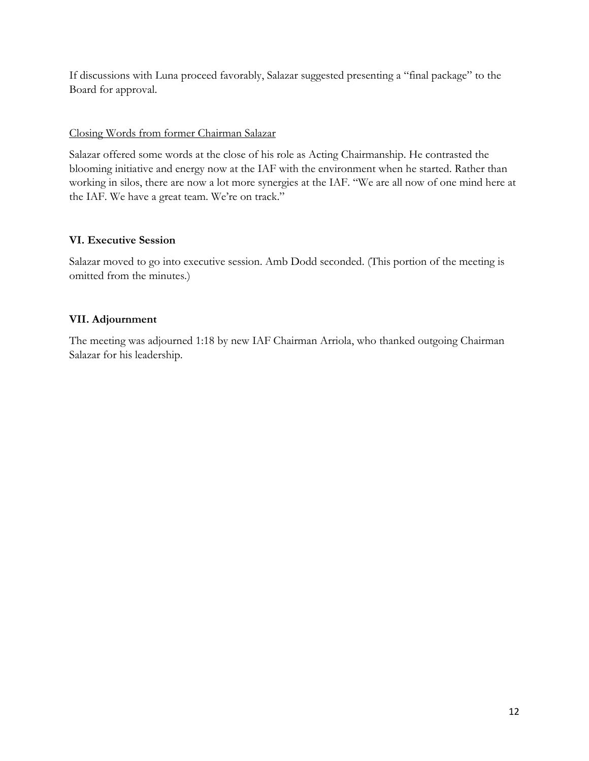If discussions with Luna proceed favorably, Salazar suggested presenting a "final package" to the Board for approval.

<u>Closing Words from former Chairman Salazar</u>

Salazar offered some words at the close of his role as Acting Chairmanship. He contrasted the blooming initiative and energy now at the IAF with the environment when he started. Rather than working in silos, there are now a lot more synergies at the IAF. "We are all now of one mind here at the IAF. We have a great team. We're on track."

**VI. Executive Session**

Salazar moved to go into executive session. Amb Dodd seconded. (This portion of the meeting is omitted from the minutes.)

**VII. Adjournment**

The meeting was adjourned 1:18 by new IAF Chairman Arriola, who thanked outgoing Chairman Salazar for his leadership.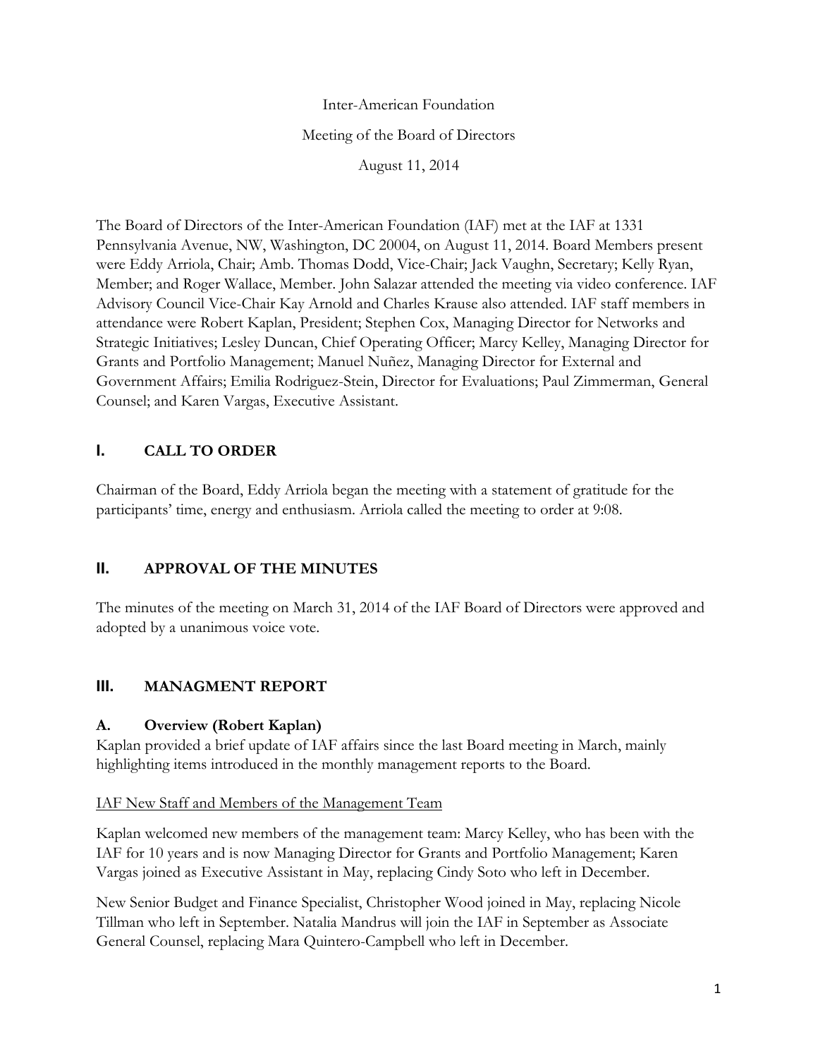Inter-American Foundation

Meeting of the Board of Directors

August 11, 2014

The Board of Directors of the Inter-American Foundation (IAF) met at the IAF at 1331 Pennsylvania Avenue, NW, Washington, DC 20004, on August 11, 2014. Board Members present were Eddy Arriola, Chair; Amb. Thomas Dodd, Vice-Chair; Jack Vaughn, Secretary; Kelly Ryan, Member; and Roger Wallace, Member. John Salazar attended the meeting via video conference. IAF Advisory Council Vice-Chair Kay Arnold and Charles Krause also attended. IAF staff members in attendance were Robert Kaplan, President; Stephen Cox, Managing Director for Networks and Strategic Initiatives; Lesley Duncan, Chief Operating Officer; Marcy Kelley, Managing Director for Grants and Portfolio Management; Manuel Nuñez, Managing Director for External and Government Affairs; Emilia Rodriguez-Stein, Director for Evaluations; Paul Zimmerman, General Counsel; and Karen Vargas, Executive Assistant.

## I. CALL TO ORDER

Chairman of the Board, Eddy Arriola began the meeting with a statement of gratitude for the participants' time, energy and enthusiasm. Arriola called the meeting to order at 9:08.

## II. APPROVAL OF THE MINUTES

The minutes of the meeting on March 31, 2014 of the IAF Board of Directors were approved and adopted by a unanimous voice vote.

## III. MANAGMENT REPORT

### A. Overview (Robert Kaplan)

Kaplan provided a brief update of IAF affairs since the last Board meeting in March, mainly highlighting items introduced in the monthly management reports to the Board.

IAF New Staff and Members of the Management Team

Kaplan welcomed new members of the management team: Marcy Kelley, who has been with the IAF for 10 years and is now Managing Director for Grants and Portfolio Management; Karen Vargas joined as Executive Assistant in May, replacing Cindy Soto who left in December.

New Senior Budget and Finance Specialist, Christopher Wood joined in May, replacing Nicole Tillman who left in September. Natalia Mandrus will join the IAF in September as Associate General Counsel, replacing Mara Quintero-Campbell who left in December.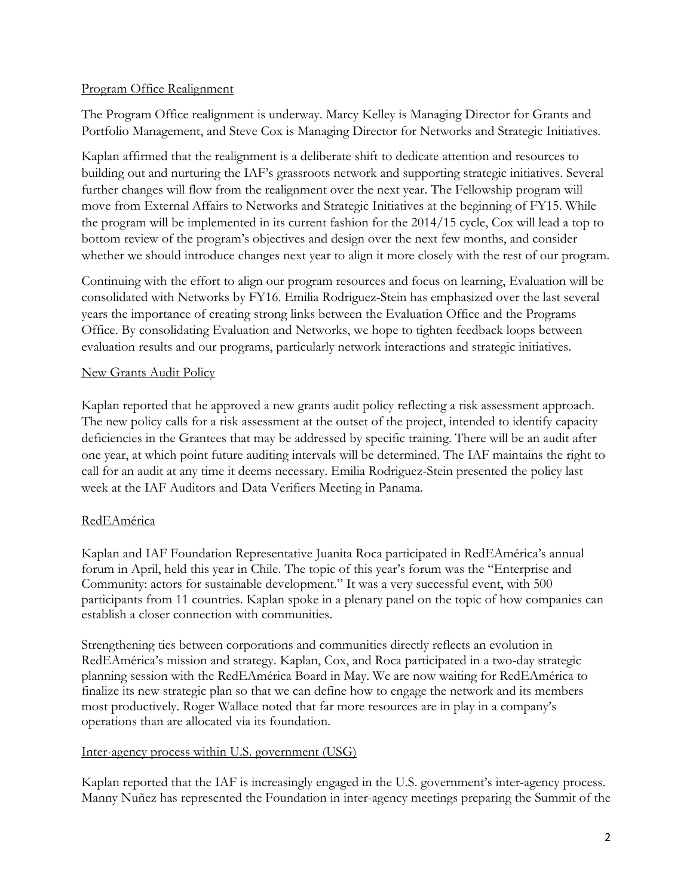## Program Office Realignment

The Program Office realignment is underway. Marcy Kelley is Managing Director for Grants and Portfolio Management, and Steve Cox is Managing Director for Networks and Strategic Initiatives.

Kaplan affirmed that the realignment is a deliberate shift to dedicate attention and resources to building out and nurturing the IAF's grassroots network and supporting strategic initiatives. Several further changes will flow from the realignment over the next year. The Fellowship program will move from External Affairs to Networks and Strategic Initiatives at the beginning of FY15. While the program will be implemented in its current fashion for the 2014/15 cycle, Cox will lead a top to bottom review of the program's objectives and design over the next few months, and consider whether we should introduce changes next year to align it more closely with the rest of our program.

Continuing with the effort to align our program resources and focus on learning, Evaluation will be consolidated with Networks by FY16. Emilia Rodriguez-Stein has emphasized over the last several years the importance of creating strong links between the Evaluation Office and the Programs Office. By consolidating Evaluation and Networks, we hope to tighten feedback loops between evaluation results and our programs, particularly network interactions and strategic initiatives.

## New Grants Audit Policy

Kaplan reported that he approved a new grants audit policy reflecting a risk assessment approach. The new policy calls for a risk assessment at the outset of the project, intended to identify capacity deficiencies in the Grantees that may be addressed by specific training. There will be an audit after one year, at which point future auditing intervals will be determined. The IAF maintains the right to call for an audit at any time it deems necessary. Emilia Rodriguez-Stein presented the policy last week at the IAF Auditors and Data Verifiers Meeting in Panama.

## RedEAmérica

Kaplan and IAF Foundation Representative Juanita Roca participated in RedEAmérica's annual forum in April, held this year in Chile. The topic of this year's forum was the "Enterprise and Community: actors for sustainable development." It was a very successful event, with 500 participants from 11 countries. Kaplan spoke in a plenary panel on the topic of how companies can establish a closer connection with communities.

Strengthening ties between corporations and communities directly reflects an evolution in RedEAmérica's mission and strategy. Kaplan, Cox, and Roca participated in a two-day strategic planning session with the RedEAmérica Board in May. We are now waiting for RedEAmérica to finalize its new strategic plan so that we can define how to engage the network and its members most productively. Roger Wallace noted that far more resources are in play in a company's operations than are allocated via its foundation.

## Inter-agency process within U.S. government (USG)

Kaplan reported that the IAF is increasingly engaged in the U.S. government's inter-agency process. Manny Nuñez has represented the Foundation in inter-agency meetings preparing the Summit of the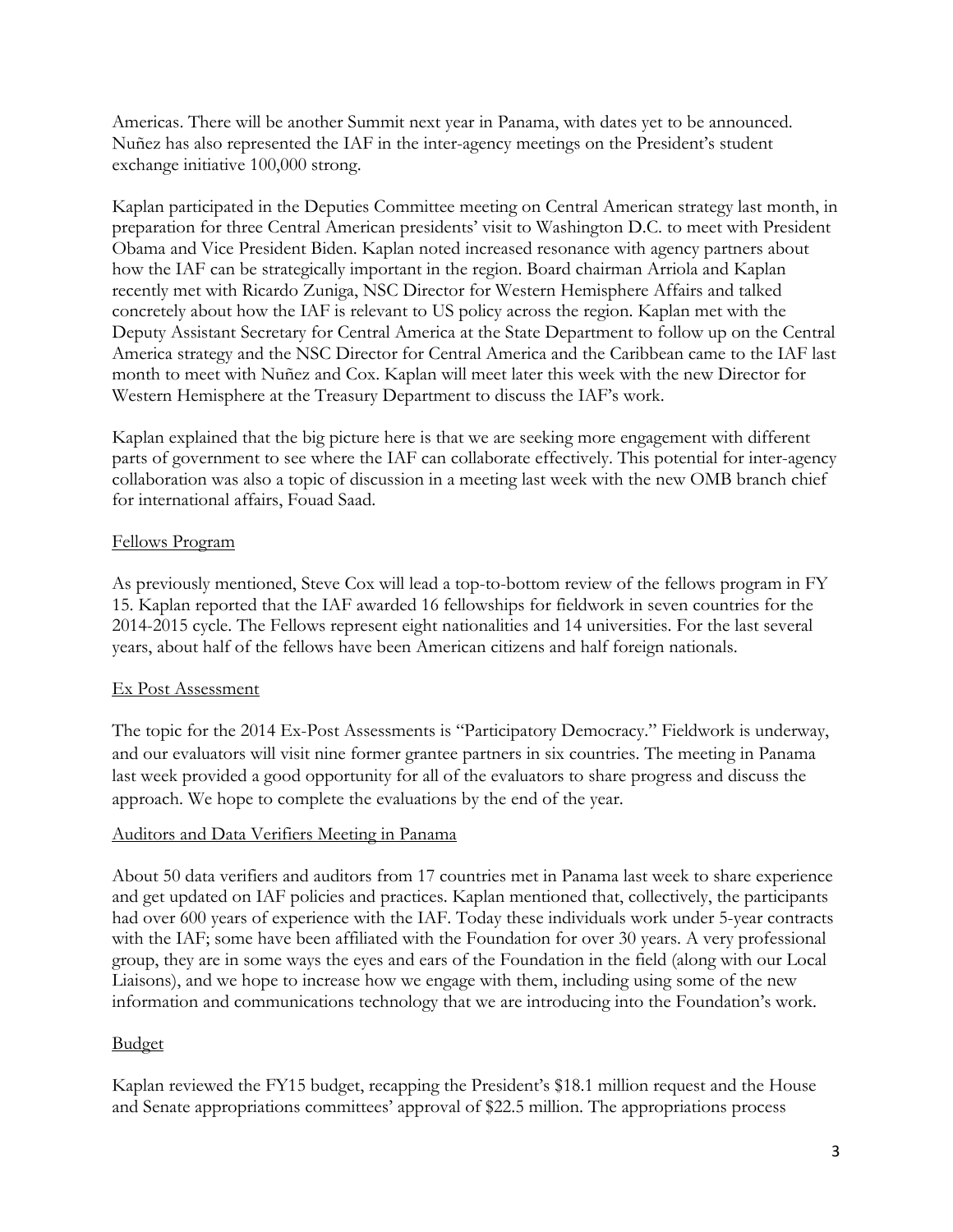Americas. There will be another Summit next year in Panama, with dates yet to be announced. Nuñez has also represented the IAF in the inter-agency meetings on the President's student exchange initiative 100,000 strong.

Kaplan participated in the Deputies Committee meeting on Central American strategy last month, in preparation for three Central American presidents' visit to Washington D.C. to meet with President Obama and Vice President Biden. Kaplan noted increased resonance with agency partners about how the IAF can be strategically important in the region. Board chairman Arriola and Kaplan recently met with Ricardo Zuniga, NSC Director for Western Hemisphere Affairs and talked concretely about how the IAF is relevant to US policy across the region. Kaplan met with the Deputy Assistant Secretary for Central America at the State Department to follow up on the Central America strategy and the NSC Director for Central America and the Caribbean came to the IAF last month to meet with Nuñez and Cox. Kaplan will meet later this week with the new Director for Western Hemisphere at the Treasury Department to discuss the IAF's work.

Kaplan explained that the big picture here is that we are seeking more engagement with different parts of government to see where the IAF can collaborate effectively. This potential for inter-agency collaboration was also a topic of discussion in a meeting last week with the new OMB branch chief for international affairs, Fouad Saad.

Fellows Program

As previously mentioned, Steve Cox will lead a top-to-bottom review of the fellows program in FY 15. Kaplan reported that the IAF awarded 16 fellowships for fieldwork in seven countries for the 2014-2015 cycle. The Fellows represent eight nationalities and 14 universities. For the last several years, about half of the fellows have been American citizens and half foreign nationals.

Ex Post Assessment

The topic for the 2014 Ex-Post Assessments is "Participatory Democracy." Fieldwork is underway, and our evaluators will visit nine former grantee partners in six countries. The meeting in Panama last week provided a good opportunity for all of the evaluators to share progress and discuss the approach. We hope to complete the evaluations by the end of the year.

Auditors and Data Verifiers Meeting in Panama

About 50 data verifiers and auditors from 17 countries met in Panama last week to share experience and get updated on IAF policies and practices. Kaplan mentioned that, collectively, the participants had over 600 years of experience with the IAF. Today these individuals work under 5-year contracts with the IAF; some have been affiliated with the Foundation for over 30 years. A very professional group, they are in some ways the eyes and ears of the Foundation in the field (along with our Local Liaisons), and we hope to increase how we engage with them, including using some of the new information and communications technology that we are introducing into the Foundation's work.

Budget

Kaplan reviewed the FY15 budget, recapping the President's $18.1 million request and the House and Senate appropriations committees' approval of $22.5 million. The appropriations process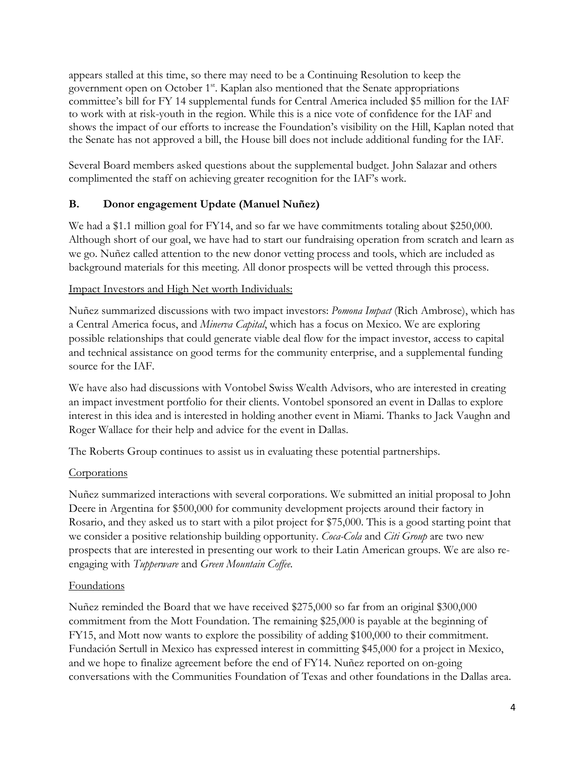appears stalled at this time, so there may need to be a Continuing Resolution to keep the government open on October 1st. Kaplan also mentioned that the Senate appropriations committee's bill for FY 14 supplemental funds for Central America included $5 million for the IAF to work with at risk-youth in the region. While this is a nice vote of confidence for the IAF and shows the impact of our efforts to increase the Foundation's visibility on the Hill, Kaplan noted that the Senate has not approved a bill, the House bill does not include additional funding for the IAF.

Several Board members asked questions about the supplemental budget. John Salazar and others complimented the staff on achieving greater recognition for the IAF's work.

### B. Donor engagement Update (Manuel Nuñez)

We had a $1.1 million goal for FY14, and so far we have commitments totaling about $250,000. Although short of our goal, we have had to start our fundraising operation from scratch and learn as we go. Nuñez called attention to the new donor vetting process and tools, which are included as background materials for this meeting. All donor prospects will be vetted through this process.

Impact Investors and High Net worth Individuals:

Nuñez summarized discussions with two impact investors: *Pomona Impact* (Rich Ambrose), which has a Central America focus, and *Minerva Capital*, which has a focus on Mexico. We are exploring possible relationships that could generate viable deal flow for the impact investor, access to capital and technical assistance on good terms for the community enterprise, and a supplemental funding source for the IAF.

We have also had discussions with Vontobel Swiss Wealth Advisors, who are interested in creating an impact investment portfolio for their clients. Vontobel sponsored an event in Dallas to explore interest in this idea and is interested in holding another event in Miami. Thanks to Jack Vaughn and Roger Wallace for their help and advice for the event in Dallas.

The Roberts Group continues to assist us in evaluating these potential partnerships.

Corporations

Nuñez summarized interactions with several corporations. We submitted an initial proposal to John Deere in Argentina for $500,000 for community development projects around their factory in Rosario, and they asked us to start with a pilot project for $75,000. This is a good starting point that we consider a positive relationship building opportunity. *Coca-Cola* and *Citi Group* are two new prospects that are interested in presenting our work to their Latin American groups. We are also re-engaging with *Tupperware* and *Green Mountain Coffee*.

Foundations

Nuñez reminded the Board that we have received $275,000 so far from an original $300,000 commitment from the Mott Foundation. The remaining $25,000 is payable at the beginning of FY15, and Mott now wants to explore the possibility of adding $100,000 to their commitment. Fundación Sertull in Mexico has expressed interest in committing $45,000 for a project in Mexico, and we hope to finalize agreement before the end of FY14. Nuñez reported on on-going conversations with the Communities Foundation of Texas and other foundations in the Dallas area.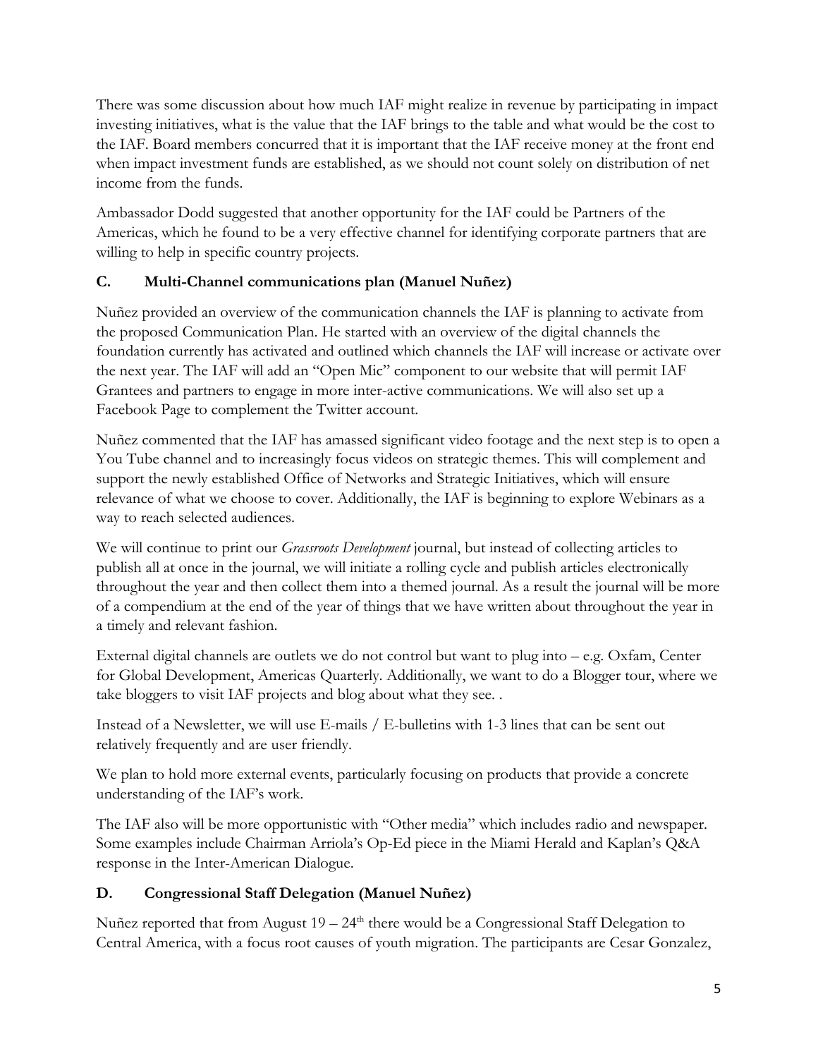There was some discussion about how much IAF might realize in revenue by participating in impact investing initiatives, what is the value that the IAF brings to the table and what would be the cost to the IAF. Board members concurred that it is important that the IAF receive money at the front end when impact investment funds are established, as we should not count solely on distribution of net income from the funds.

Ambassador Dodd suggested that another opportunity for the IAF could be Partners of the Americas, which he found to be a very effective channel for identifying corporate partners that are willing to help in specific country projects.

### C. Multi-Channel communications plan (Manuel Nuñez)

Nuñez provided an overview of the communication channels the IAF is planning to activate from the proposed Communication Plan. He started with an overview of the digital channels the foundation currently has activated and outlined which channels the IAF will increase or activate over the next year. The IAF will add an "Open Mic" component to our website that will permit IAF Grantees and partners to engage in more inter-active communications. We will also set up a Facebook Page to complement the Twitter account.

Nuñez commented that the IAF has amassed significant video footage and the next step is to open a You Tube channel and to increasingly focus videos on strategic themes. This will complement and support the newly established Office of Networks and Strategic Initiatives, which will ensure relevance of what we choose to cover. Additionally, the IAF is beginning to explore Webinars as a way to reach selected audiences.

We will continue to print our *Grassroots Development* journal, but instead of collecting articles to publish all at once in the journal, we will initiate a rolling cycle and publish articles electronically throughout the year and then collect them into a themed journal. As a result the journal will be more of a compendium at the end of the year of things that we have written about throughout the year in a timely and relevant fashion.

External digital channels are outlets we do not control but want to plug into – e.g. Oxfam, Center for Global Development, Americas Quarterly. Additionally, we want to do a Blogger tour, where we take bloggers to visit IAF projects and blog about what they see. .

Instead of a Newsletter, we will use E-mails / E-bulletins with 1-3 lines that can be sent out relatively frequently and are user friendly.

We plan to hold more external events, particularly focusing on products that provide a concrete understanding of the IAF's work.

The IAF also will be more opportunistic with "Other media" which includes radio and newspaper. Some examples include Chairman Arriola's Op-Ed piece in the Miami Herald and Kaplan's Q&A response in the Inter-American Dialogue.

### D. Congressional Staff Delegation (Manuel Nuñez)

Nuñez reported that from August 19 – 24th there would be a Congressional Staff Delegation to Central America, with a focus root causes of youth migration. The participants are Cesar Gonzalez,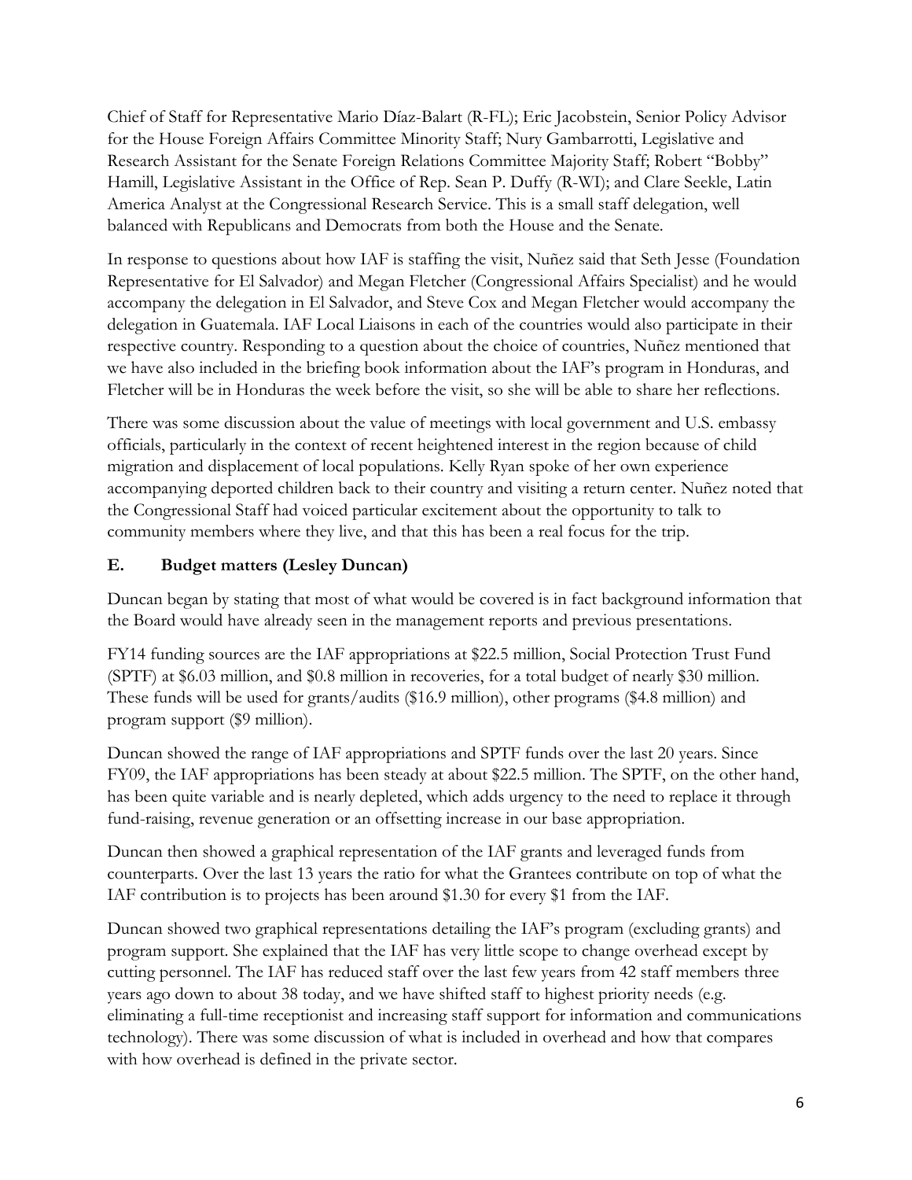Chief of Staff for Representative Mario Díaz-Balart (R-FL); Eric Jacobstein, Senior Policy Advisor for the House Foreign Affairs Committee Minority Staff; Nury Gambarrotti, Legislative and Research Assistant for the Senate Foreign Relations Committee Majority Staff; Robert "Bobby" Hamill, Legislative Assistant in the Office of Rep. Sean P. Duffy (R-WI); and Clare Seekle, Latin America Analyst at the Congressional Research Service. This is a small staff delegation, well balanced with Republicans and Democrats from both the House and the Senate.

In response to questions about how IAF is staffing the visit, Nuñez said that Seth Jesse (Foundation Representative for El Salvador) and Megan Fletcher (Congressional Affairs Specialist) and he would accompany the delegation in El Salvador, and Steve Cox and Megan Fletcher would accompany the delegation in Guatemala. IAF Local Liaisons in each of the countries would also participate in their respective country. Responding to a question about the choice of countries, Nuñez mentioned that we have also included in the briefing book information about the IAF's program in Honduras, and Fletcher will be in Honduras the week before the visit, so she will be able to share her reflections.

There was some discussion about the value of meetings with local government and U.S. embassy officials, particularly in the context of recent heightened interest in the region because of child migration and displacement of local populations. Kelly Ryan spoke of her own experience accompanying deported children back to their country and visiting a return center. Nuñez noted that the Congressional Staff had voiced particular excitement about the opportunity to talk to community members where they live, and that this has been a real focus for the trip.

## E. Budget matters (Lesley Duncan)

Duncan began by stating that most of what would be covered is in fact background information that the Board would have already seen in the management reports and previous presentations.

FY14 funding sources are the IAF appropriations at $22.5 million, Social Protection Trust Fund (SPTF) at $6.03 million, and $0.8 million in recoveries, for a total budget of nearly $30 million. These funds will be used for grants/audits ($16.9 million), other programs ($4.8 million) and program support ($9 million).

Duncan showed the range of IAF appropriations and SPTF funds over the last 20 years. Since FY09, the IAF appropriations has been steady at about $22.5 million. The SPTF, on the other hand, has been quite variable and is nearly depleted, which adds urgency to the need to replace it through fund-raising, revenue generation or an offsetting increase in our base appropriation.

Duncan then showed a graphical representation of the IAF grants and leveraged funds from counterparts. Over the last 13 years the ratio for what the Grantees contribute on top of what the IAF contribution is to projects has been around $1.30 for every $1 from the IAF.

Duncan showed two graphical representations detailing the IAF's program (excluding grants) and program support. She explained that the IAF has very little scope to change overhead except by cutting personnel. The IAF has reduced staff over the last few years from 42 staff members three years ago down to about 38 today, and we have shifted staff to highest priority needs (e.g. eliminating a full-time receptionist and increasing staff support for information and communications technology). There was some discussion of what is included in overhead and how that compares with how overhead is defined in the private sector.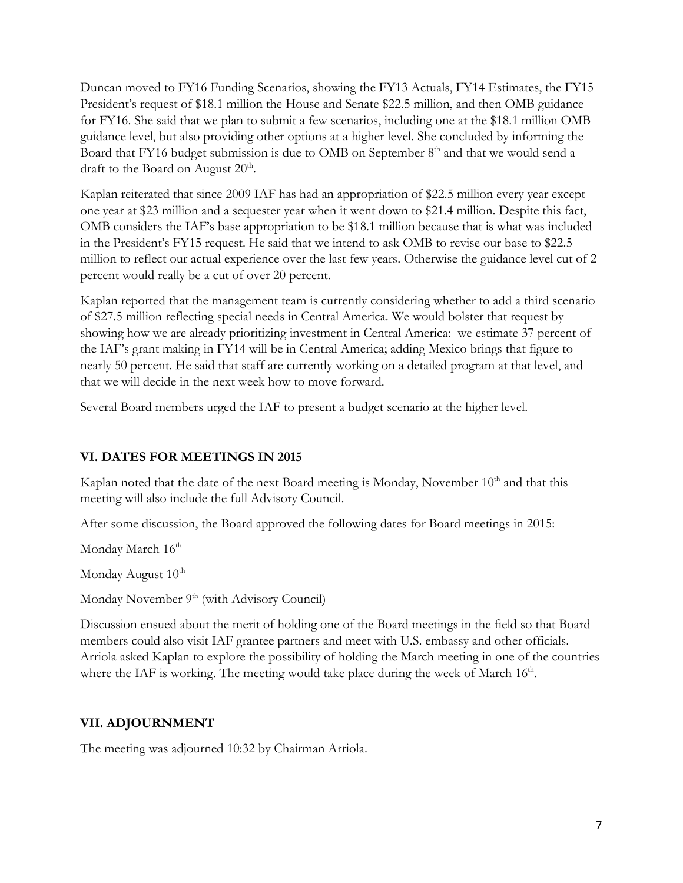Duncan moved to FY16 Funding Scenarios, showing the FY13 Actuals, FY14 Estimates, the FY15 President's request of $18.1 million the House and Senate $22.5 million, and then OMB guidance for FY16. She said that we plan to submit a few scenarios, including one at the $18.1 million OMB guidance level, but also providing other options at a higher level. She concluded by informing the Board that FY16 budget submission is due to OMB on September 8th and that we would send a draft to the Board on August 20th.

Kaplan reiterated that since 2009 IAF has had an appropriation of $22.5 million every year except one year at $23 million and a sequester year when it went down to $21.4 million. Despite this fact, OMB considers the IAF's base appropriation to be $18.1 million because that is what was included in the President's FY15 request. He said that we intend to ask OMB to revise our base to $22.5 million to reflect our actual experience over the last few years. Otherwise the guidance level cut of 2 percent would really be a cut of over 20 percent.

Kaplan reported that the management team is currently considering whether to add a third scenario of $27.5 million reflecting special needs in Central America. We would bolster that request by showing how we are already prioritizing investment in Central America: we estimate 37 percent of the IAF's grant making in FY14 will be in Central America; adding Mexico brings that figure to nearly 50 percent. He said that staff are currently working on a detailed program at that level, and that we will decide in the next week how to move forward.

Several Board members urged the IAF to present a budget scenario at the higher level.

## VI. DATES FOR MEETINGS IN 2015

Kaplan noted that the date of the next Board meeting is Monday, November 10th and that this meeting will also include the full Advisory Council.

After some discussion, the Board approved the following dates for Board meetings in 2015:

Monday March 16th

Monday August 10th

Monday November 9th (with Advisory Council)

Discussion ensued about the merit of holding one of the Board meetings in the field so that Board members could also visit IAF grantee partners and meet with U.S. embassy and other officials. Arriola asked Kaplan to explore the possibility of holding the March meeting in one of the countries where the IAF is working. The meeting would take place during the week of March 16th.

## VII. ADJOURNMENT

The meeting was adjourned 10:32 by Chairman Arriola.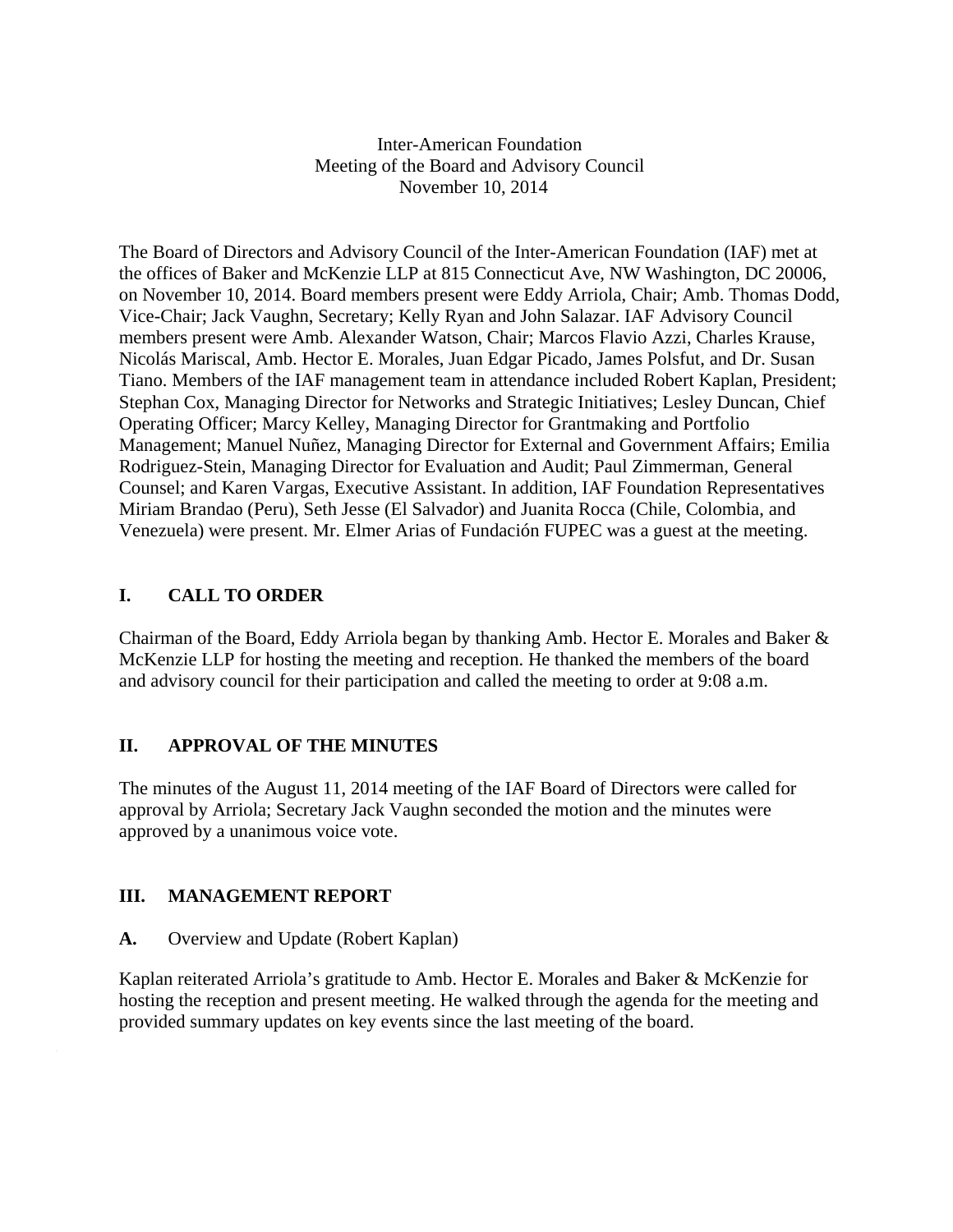Inter-American Foundation
Meeting of the Board and Advisory Council
November 10, 2014

The Board of Directors and Advisory Council of the Inter-American Foundation (IAF) met at the offices of Baker and McKenzie LLP at 815 Connecticut Ave, NW Washington, DC 20006, on November 10, 2014. Board members present were Eddy Arriola, Chair; Amb. Thomas Dodd, Vice-Chair; Jack Vaughn, Secretary; Kelly Ryan and John Salazar. IAF Advisory Council members present were Amb. Alexander Watson, Chair; Marcos Flavio Azzi, Charles Krause, Nicolás Mariscal, Amb. Hector E. Morales, Juan Edgar Picado, James Polsfut, and Dr. Susan Tiano. Members of the IAF management team in attendance included Robert Kaplan, President; Stephan Cox, Managing Director for Networks and Strategic Initiatives; Lesley Duncan, Chief Operating Officer; Marcy Kelley, Managing Director for Grantmaking and Portfolio Management; Manuel Nuñez, Managing Director for External and Government Affairs; Emilia Rodriguez-Stein, Managing Director for Evaluation and Audit; Paul Zimmerman, General Counsel; and Karen Vargas, Executive Assistant. In addition, IAF Foundation Representatives Miriam Brandao (Peru), Seth Jesse (El Salvador) and Juanita Rocca (Chile, Colombia, and Venezuela) were present. Mr. Elmer Arias of Fundación FUPEC was a guest at the meeting.

## I. CALL TO ORDER

Chairman of the Board, Eddy Arriola began by thanking Amb. Hector E. Morales and Baker & McKenzie LLP for hosting the meeting and reception. He thanked the members of the board and advisory council for their participation and called the meeting to order at 9:08 a.m.

## II. APPROVAL OF THE MINUTES

The minutes of the August 11, 2014 meeting of the IAF Board of Directors were called for approval by Arriola; Secretary Jack Vaughn seconded the motion and the minutes were approved by a unanimous voice vote.

## III. MANAGEMENT REPORT

### A. Overview and Update (Robert Kaplan)

Kaplan reiterated Arriola's gratitude to Amb. Hector E. Morales and Baker & McKenzie for hosting the reception and present meeting. He walked through the agenda for the meeting and provided summary updates on key events since the last meeting of the board.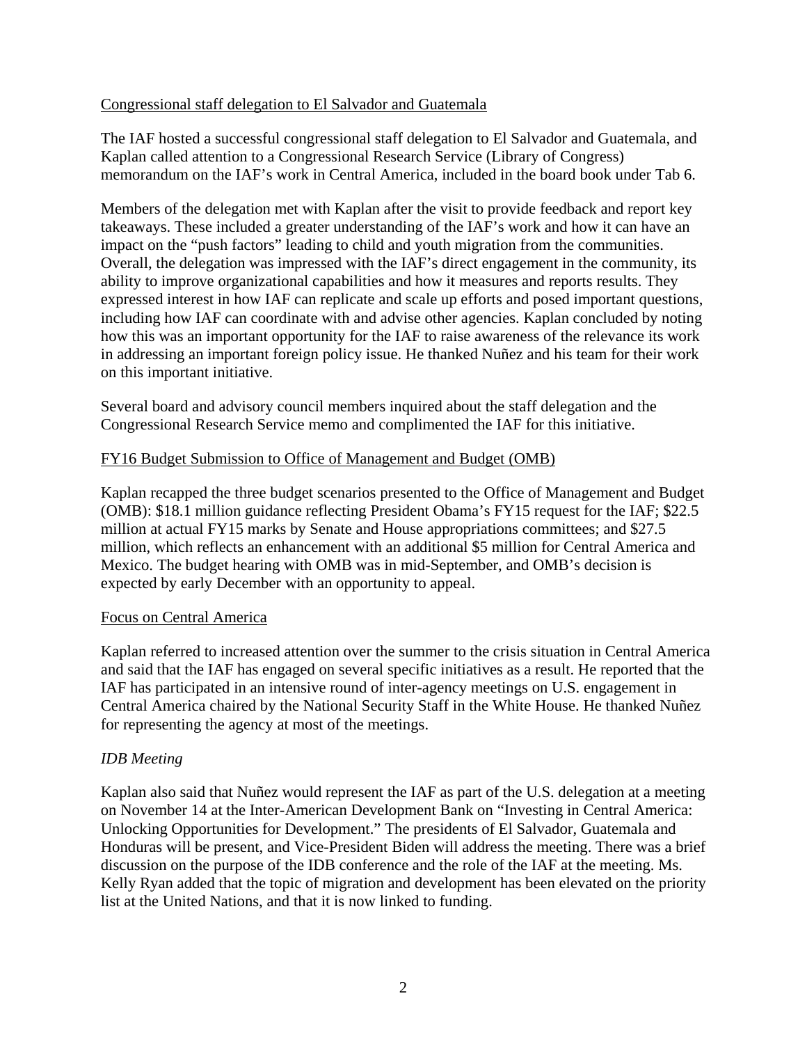Congressional staff delegation to El Salvador and Guatemala

The IAF hosted a successful congressional staff delegation to El Salvador and Guatemala, and Kaplan called attention to a Congressional Research Service (Library of Congress) memorandum on the IAF's work in Central America, included in the board book under Tab 6.

Members of the delegation met with Kaplan after the visit to provide feedback and report key takeaways. These included a greater understanding of the IAF's work and how it can have an impact on the "push factors" leading to child and youth migration from the communities. Overall, the delegation was impressed with the IAF's direct engagement in the community, its ability to improve organizational capabilities and how it measures and reports results. They expressed interest in how IAF can replicate and scale up efforts and posed important questions, including how IAF can coordinate with and advise other agencies. Kaplan concluded by noting how this was an important opportunity for the IAF to raise awareness of the relevance its work in addressing an important foreign policy issue. He thanked Nuñez and his team for their work on this important initiative.

Several board and advisory council members inquired about the staff delegation and the Congressional Research Service memo and complimented the IAF for this initiative.

FY16 Budget Submission to Office of Management and Budget (OMB)

Kaplan recapped the three budget scenarios presented to the Office of Management and Budget (OMB): $18.1 million guidance reflecting President Obama's FY15 request for the IAF; $22.5 million at actual FY15 marks by Senate and House appropriations committees; and $27.5 million, which reflects an enhancement with an additional $5 million for Central America and Mexico. The budget hearing with OMB was in mid-September, and OMB's decision is expected by early December with an opportunity to appeal.

Focus on Central America

Kaplan referred to increased attention over the summer to the crisis situation in Central America and said that the IAF has engaged on several specific initiatives as a result. He reported that the IAF has participated in an intensive round of inter-agency meetings on U.S. engagement in Central America chaired by the National Security Staff in the White House. He thanked Nuñez for representing the agency at most of the meetings.

*IDB Meeting*

Kaplan also said that Nuñez would represent the IAF as part of the U.S. delegation at a meeting on November 14 at the Inter-American Development Bank on "Investing in Central America: Unlocking Opportunities for Development." The presidents of El Salvador, Guatemala and Honduras will be present, and Vice-President Biden will address the meeting. There was a brief discussion on the purpose of the IDB conference and the role of the IAF at the meeting. Ms. Kelly Ryan added that the topic of migration and development has been elevated on the priority list at the United Nations, and that it is now linked to funding.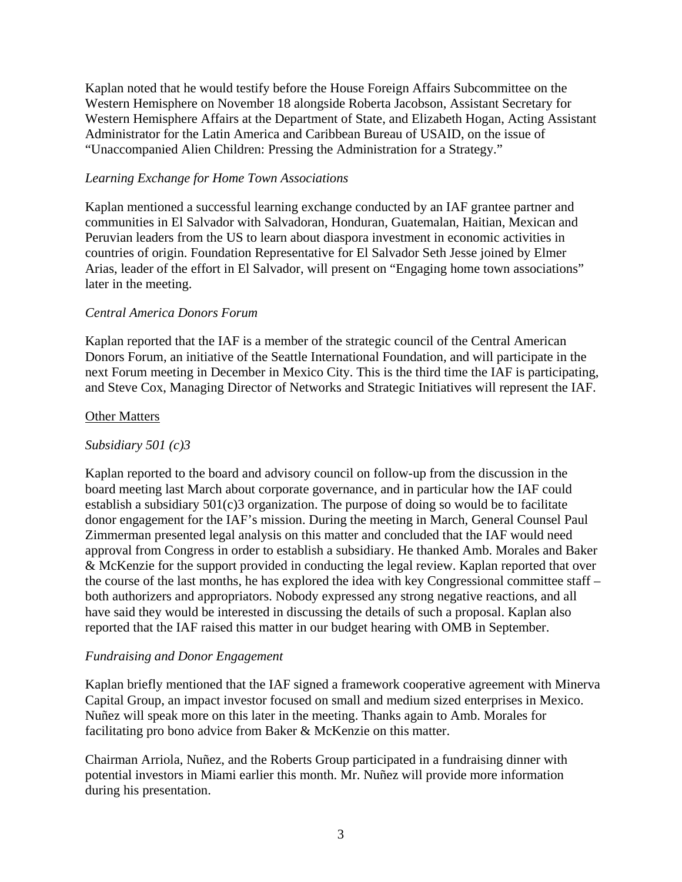Kaplan noted that he would testify before the House Foreign Affairs Subcommittee on the Western Hemisphere on November 18 alongside Roberta Jacobson, Assistant Secretary for Western Hemisphere Affairs at the Department of State, and Elizabeth Hogan, Acting Assistant Administrator for the Latin America and Caribbean Bureau of USAID, on the issue of "Unaccompanied Alien Children: Pressing the Administration for a Strategy."

*Learning Exchange for Home Town Associations*

Kaplan mentioned a successful learning exchange conducted by an IAF grantee partner and communities in El Salvador with Salvadoran, Honduran, Guatemalan, Haitian, Mexican and Peruvian leaders from the US to learn about diaspora investment in economic activities in countries of origin. Foundation Representative for El Salvador Seth Jesse joined by Elmer Arias, leader of the effort in El Salvador, will present on "Engaging home town associations" later in the meeting.

*Central America Donors Forum*

Kaplan reported that the IAF is a member of the strategic council of the Central American Donors Forum, an initiative of the Seattle International Foundation, and will participate in the next Forum meeting in December in Mexico City. This is the third time the IAF is participating, and Steve Cox, Managing Director of Networks and Strategic Initiatives will represent the IAF.

<u>Other Matters</u>

*Subsidiary 501 (c)3*

Kaplan reported to the board and advisory council on follow-up from the discussion in the board meeting last March about corporate governance, and in particular how the IAF could establish a subsidiary 501(c)3 organization. The purpose of doing so would be to facilitate donor engagement for the IAF's mission. During the meeting in March, General Counsel Paul Zimmerman presented legal analysis on this matter and concluded that the IAF would need approval from Congress in order to establish a subsidiary. He thanked Amb. Morales and Baker & McKenzie for the support provided in conducting the legal review. Kaplan reported that over the course of the last months, he has explored the idea with key Congressional committee staff – both authorizers and appropriators. Nobody expressed any strong negative reactions, and all have said they would be interested in discussing the details of such a proposal. Kaplan also reported that the IAF raised this matter in our budget hearing with OMB in September.

*Fundraising and Donor Engagement*

Kaplan briefly mentioned that the IAF signed a framework cooperative agreement with Minerva Capital Group, an impact investor focused on small and medium sized enterprises in Mexico. Nuñez will speak more on this later in the meeting. Thanks again to Amb. Morales for facilitating pro bono advice from Baker & McKenzie on this matter.

Chairman Arriola, Nuñez, and the Roberts Group participated in a fundraising dinner with potential investors in Miami earlier this month. Mr. Nuñez will provide more information during his presentation.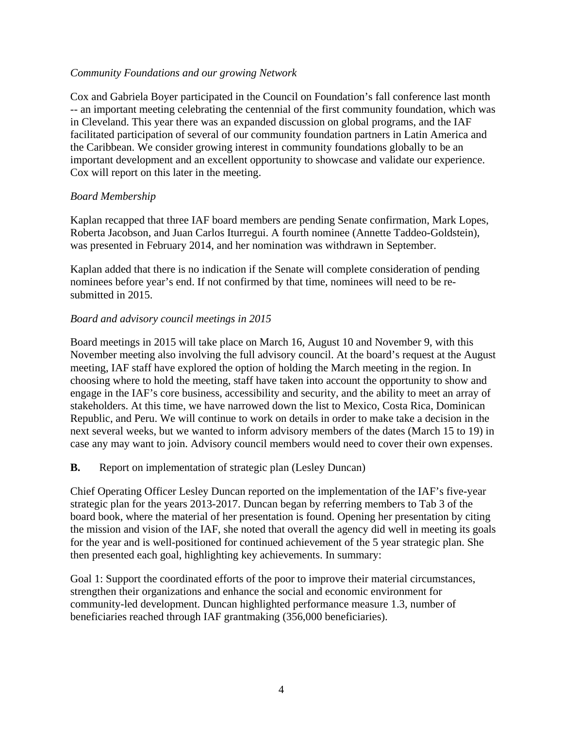*Community Foundations and our growing Network*

Cox and Gabriela Boyer participated in the Council on Foundation's fall conference last month -- an important meeting celebrating the centennial of the first community foundation, which was in Cleveland. This year there was an expanded discussion on global programs, and the IAF facilitated participation of several of our community foundation partners in Latin America and the Caribbean. We consider growing interest in community foundations globally to be an important development and an excellent opportunity to showcase and validate our experience. Cox will report on this later in the meeting.

*Board Membership*

Kaplan recapped that three IAF board members are pending Senate confirmation, Mark Lopes, Roberta Jacobson, and Juan Carlos Iturregui. A fourth nominee (Annette Taddeo-Goldstein), was presented in February 2014, and her nomination was withdrawn in September.

Kaplan added that there is no indication if the Senate will complete consideration of pending nominees before year's end. If not confirmed by that time, nominees will need to be re-submitted in 2015.

*Board and advisory council meetings in 2015*

Board meetings in 2015 will take place on March 16, August 10 and November 9, with this November meeting also involving the full advisory council. At the board's request at the August meeting, IAF staff have explored the option of holding the March meeting in the region. In choosing where to hold the meeting, staff have taken into account the opportunity to show and engage in the IAF's core business, accessibility and security, and the ability to meet an array of stakeholders. At this time, we have narrowed down the list to Mexico, Costa Rica, Dominican Republic, and Peru. We will continue to work on details in order to make take a decision in the next several weeks, but we wanted to inform advisory members of the dates (March 15 to 19) in case any may want to join. Advisory council members would need to cover their own expenses.

**B.** Report on implementation of strategic plan (Lesley Duncan)

Chief Operating Officer Lesley Duncan reported on the implementation of the IAF's five-year strategic plan for the years 2013-2017. Duncan began by referring members to Tab 3 of the board book, where the material of her presentation is found. Opening her presentation by citing the mission and vision of the IAF, she noted that overall the agency did well in meeting its goals for the year and is well-positioned for continued achievement of the 5 year strategic plan. She then presented each goal, highlighting key achievements. In summary:

Goal 1: Support the coordinated efforts of the poor to improve their material circumstances, strengthen their organizations and enhance the social and economic environment for community-led development. Duncan highlighted performance measure 1.3, number of beneficiaries reached through IAF grantmaking (356,000 beneficiaries).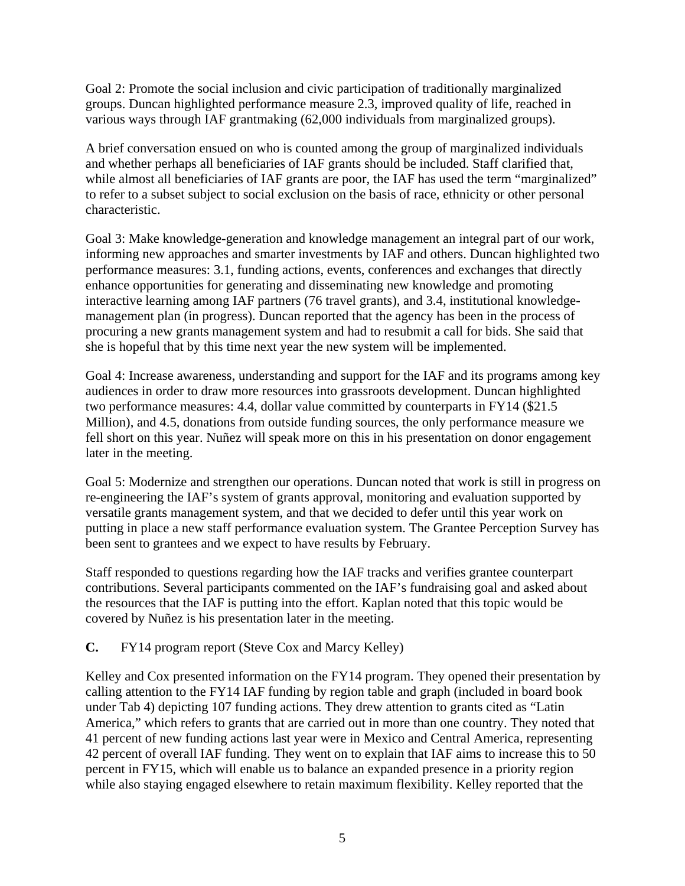Goal 2: Promote the social inclusion and civic participation of traditionally marginalized groups. Duncan highlighted performance measure 2.3, improved quality of life, reached in various ways through IAF grantmaking (62,000 individuals from marginalized groups).

A brief conversation ensued on who is counted among the group of marginalized individuals and whether perhaps all beneficiaries of IAF grants should be included. Staff clarified that, while almost all beneficiaries of IAF grants are poor, the IAF has used the term "marginalized" to refer to a subset subject to social exclusion on the basis of race, ethnicity or other personal characteristic.

Goal 3: Make knowledge-generation and knowledge management an integral part of our work, informing new approaches and smarter investments by IAF and others. Duncan highlighted two performance measures: 3.1, funding actions, events, conferences and exchanges that directly enhance opportunities for generating and disseminating new knowledge and promoting interactive learning among IAF partners (76 travel grants), and 3.4, institutional knowledge-management plan (in progress). Duncan reported that the agency has been in the process of procuring a new grants management system and had to resubmit a call for bids. She said that she is hopeful that by this time next year the new system will be implemented.

Goal 4: Increase awareness, understanding and support for the IAF and its programs among key audiences in order to draw more resources into grassroots development. Duncan highlighted two performance measures: 4.4, dollar value committed by counterparts in FY14 ($21.5 Million), and 4.5, donations from outside funding sources, the only performance measure we fell short on this year. Nuñez will speak more on this in his presentation on donor engagement later in the meeting.

Goal 5: Modernize and strengthen our operations. Duncan noted that work is still in progress on re-engineering the IAF's system of grants approval, monitoring and evaluation supported by versatile grants management system, and that we decided to defer until this year work on putting in place a new staff performance evaluation system. The Grantee Perception Survey has been sent to grantees and we expect to have results by February.

Staff responded to questions regarding how the IAF tracks and verifies grantee counterpart contributions. Several participants commented on the IAF's fundraising goal and asked about the resources that the IAF is putting into the effort. Kaplan noted that this topic would be covered by Nuñez is his presentation later in the meeting.

**C.** FY14 program report (Steve Cox and Marcy Kelley)

Kelley and Cox presented information on the FY14 program. They opened their presentation by calling attention to the FY14 IAF funding by region table and graph (included in board book under Tab 4) depicting 107 funding actions. They drew attention to grants cited as "Latin America," which refers to grants that are carried out in more than one country. They noted that 41 percent of new funding actions last year were in Mexico and Central America, representing 42 percent of overall IAF funding. They went on to explain that IAF aims to increase this to 50 percent in FY15, which will enable us to balance an expanded presence in a priority region while also staying engaged elsewhere to retain maximum flexibility. Kelley reported that the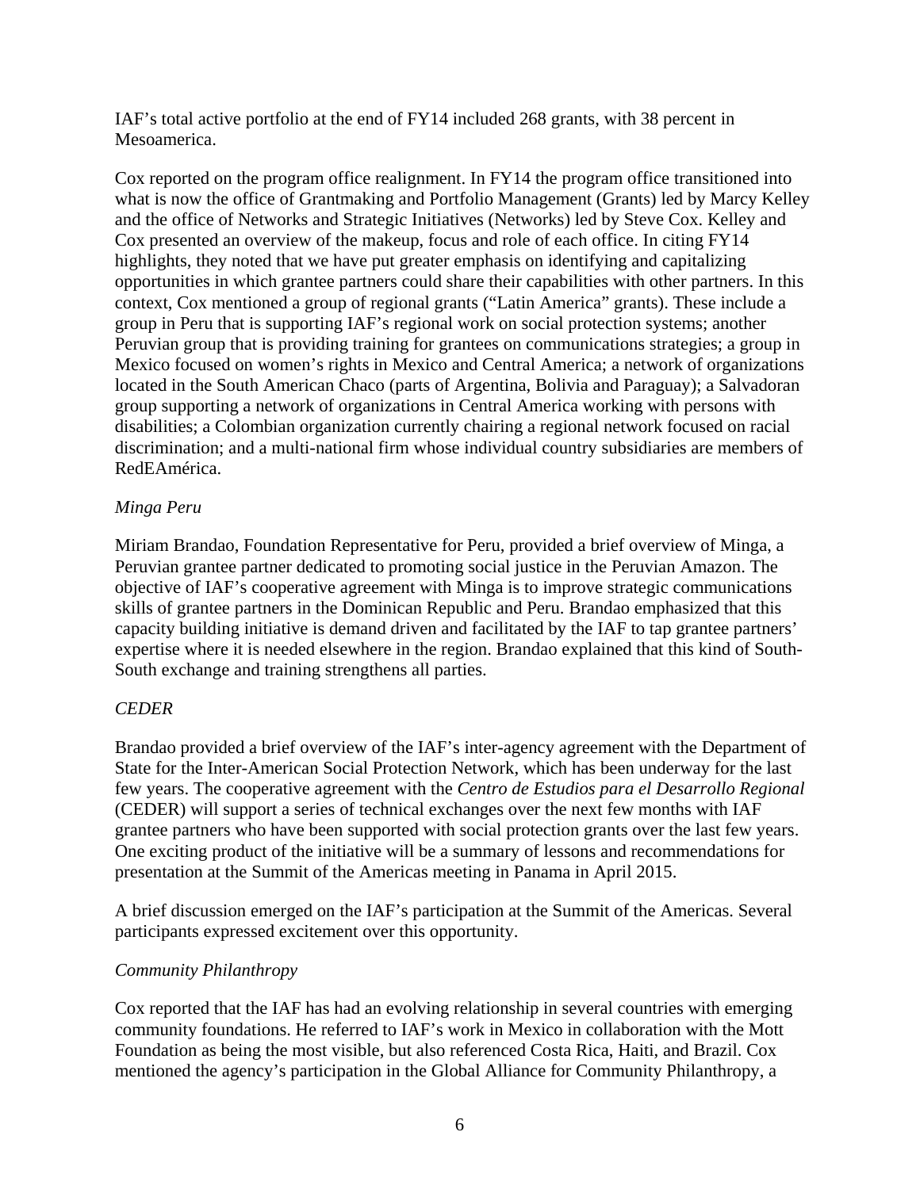IAF's total active portfolio at the end of FY14 included 268 grants, with 38 percent in Mesoamerica.

Cox reported on the program office realignment. In FY14 the program office transitioned into what is now the office of Grantmaking and Portfolio Management (Grants) led by Marcy Kelley and the office of Networks and Strategic Initiatives (Networks) led by Steve Cox. Kelley and Cox presented an overview of the makeup, focus and role of each office. In citing FY14 highlights, they noted that we have put greater emphasis on identifying and capitalizing opportunities in which grantee partners could share their capabilities with other partners. In this context, Cox mentioned a group of regional grants ("Latin America" grants). These include a group in Peru that is supporting IAF's regional work on social protection systems; another Peruvian group that is providing training for grantees on communications strategies; a group in Mexico focused on women's rights in Mexico and Central America; a network of organizations located in the South American Chaco (parts of Argentina, Bolivia and Paraguay); a Salvadoran group supporting a network of organizations in Central America working with persons with disabilities; a Colombian organization currently chairing a regional network focused on racial discrimination; and a multi-national firm whose individual country subsidiaries are members of RedEAmérica.

*Minga Peru*

Miriam Brandao, Foundation Representative for Peru, provided a brief overview of Minga, a Peruvian grantee partner dedicated to promoting social justice in the Peruvian Amazon. The objective of IAF's cooperative agreement with Minga is to improve strategic communications skills of grantee partners in the Dominican Republic and Peru. Brandao emphasized that this capacity building initiative is demand driven and facilitated by the IAF to tap grantee partners' expertise where it is needed elsewhere in the region. Brandao explained that this kind of South-South exchange and training strengthens all parties.

*CEDER*

Brandao provided a brief overview of the IAF's inter-agency agreement with the Department of State for the Inter-American Social Protection Network, which has been underway for the last few years. The cooperative agreement with the *Centro de Estudios para el Desarrollo Regional* (CEDER) will support a series of technical exchanges over the next few months with IAF grantee partners who have been supported with social protection grants over the last few years. One exciting product of the initiative will be a summary of lessons and recommendations for presentation at the Summit of the Americas meeting in Panama in April 2015.

A brief discussion emerged on the IAF's participation at the Summit of the Americas. Several participants expressed excitement over this opportunity.

*Community Philanthropy*

Cox reported that the IAF has had an evolving relationship in several countries with emerging community foundations. He referred to IAF's work in Mexico in collaboration with the Mott Foundation as being the most visible, but also referenced Costa Rica, Haiti, and Brazil. Cox mentioned the agency's participation in the Global Alliance for Community Philanthropy, a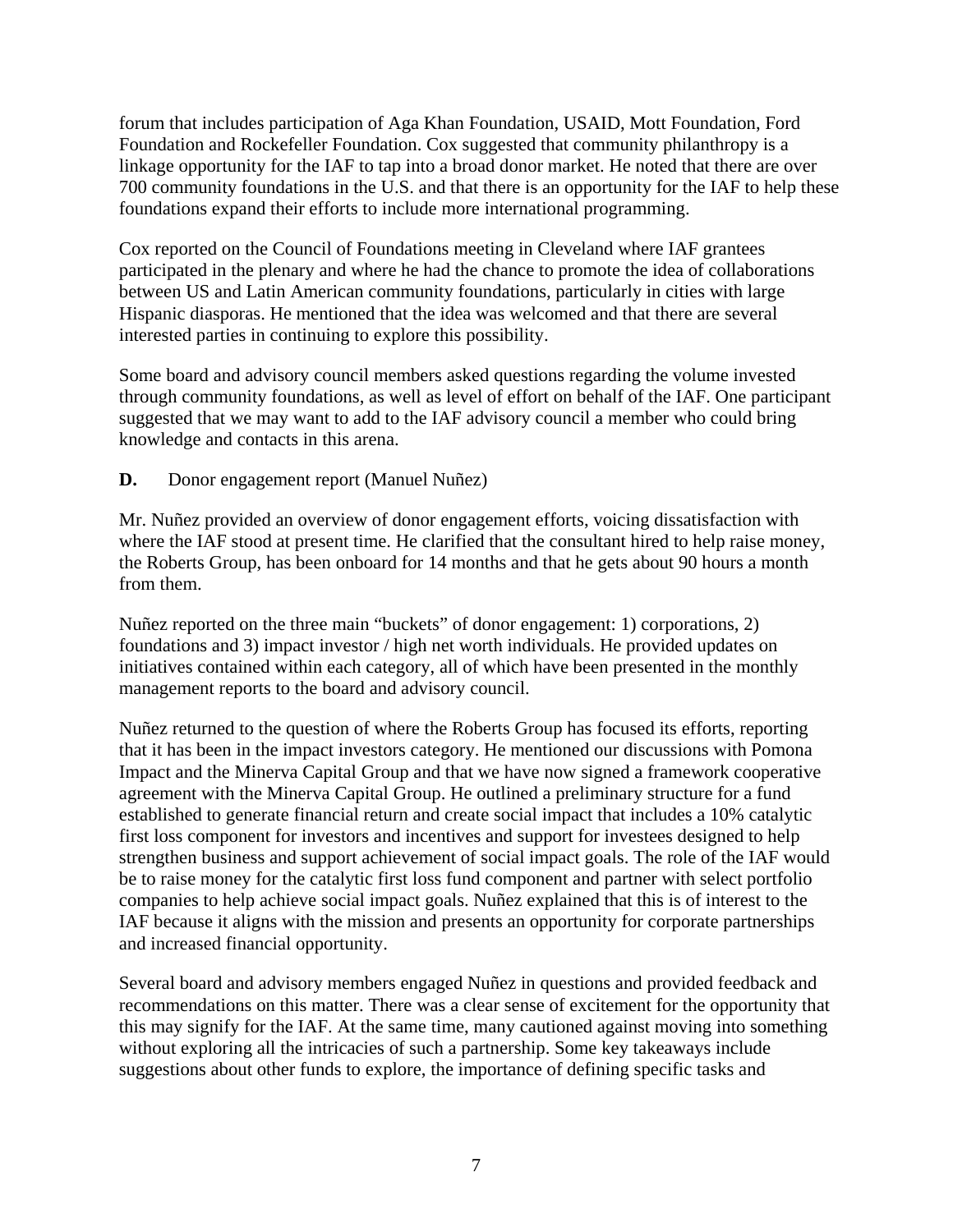forum that includes participation of Aga Khan Foundation, USAID, Mott Foundation, Ford Foundation and Rockefeller Foundation. Cox suggested that community philanthropy is a linkage opportunity for the IAF to tap into a broad donor market. He noted that there are over 700 community foundations in the U.S. and that there is an opportunity for the IAF to help these foundations expand their efforts to include more international programming.

Cox reported on the Council of Foundations meeting in Cleveland where IAF grantees participated in the plenary and where he had the chance to promote the idea of collaborations between US and Latin American community foundations, particularly in cities with large Hispanic diasporas. He mentioned that the idea was welcomed and that there are several interested parties in continuing to explore this possibility.

Some board and advisory council members asked questions regarding the volume invested through community foundations, as well as level of effort on behalf of the IAF. One participant suggested that we may want to add to the IAF advisory council a member who could bring knowledge and contacts in this arena.

**D.** Donor engagement report (Manuel Nuñez)

Mr. Nuñez provided an overview of donor engagement efforts, voicing dissatisfaction with where the IAF stood at present time. He clarified that the consultant hired to help raise money, the Roberts Group, has been onboard for 14 months and that he gets about 90 hours a month from them.

Nuñez reported on the three main "buckets" of donor engagement: 1) corporations, 2) foundations and 3) impact investor / high net worth individuals. He provided updates on initiatives contained within each category, all of which have been presented in the monthly management reports to the board and advisory council.

Nuñez returned to the question of where the Roberts Group has focused its efforts, reporting that it has been in the impact investors category. He mentioned our discussions with Pomona Impact and the Minerva Capital Group and that we have now signed a framework cooperative agreement with the Minerva Capital Group. He outlined a preliminary structure for a fund established to generate financial return and create social impact that includes a 10% catalytic first loss component for investors and incentives and support for investees designed to help strengthen business and support achievement of social impact goals. The role of the IAF would be to raise money for the catalytic first loss fund component and partner with select portfolio companies to help achieve social impact goals. Nuñez explained that this is of interest to the IAF because it aligns with the mission and presents an opportunity for corporate partnerships and increased financial opportunity.

Several board and advisory members engaged Nuñez in questions and provided feedback and recommendations on this matter. There was a clear sense of excitement for the opportunity that this may signify for the IAF. At the same time, many cautioned against moving into something without exploring all the intricacies of such a partnership. Some key takeaways include suggestions about other funds to explore, the importance of defining specific tasks and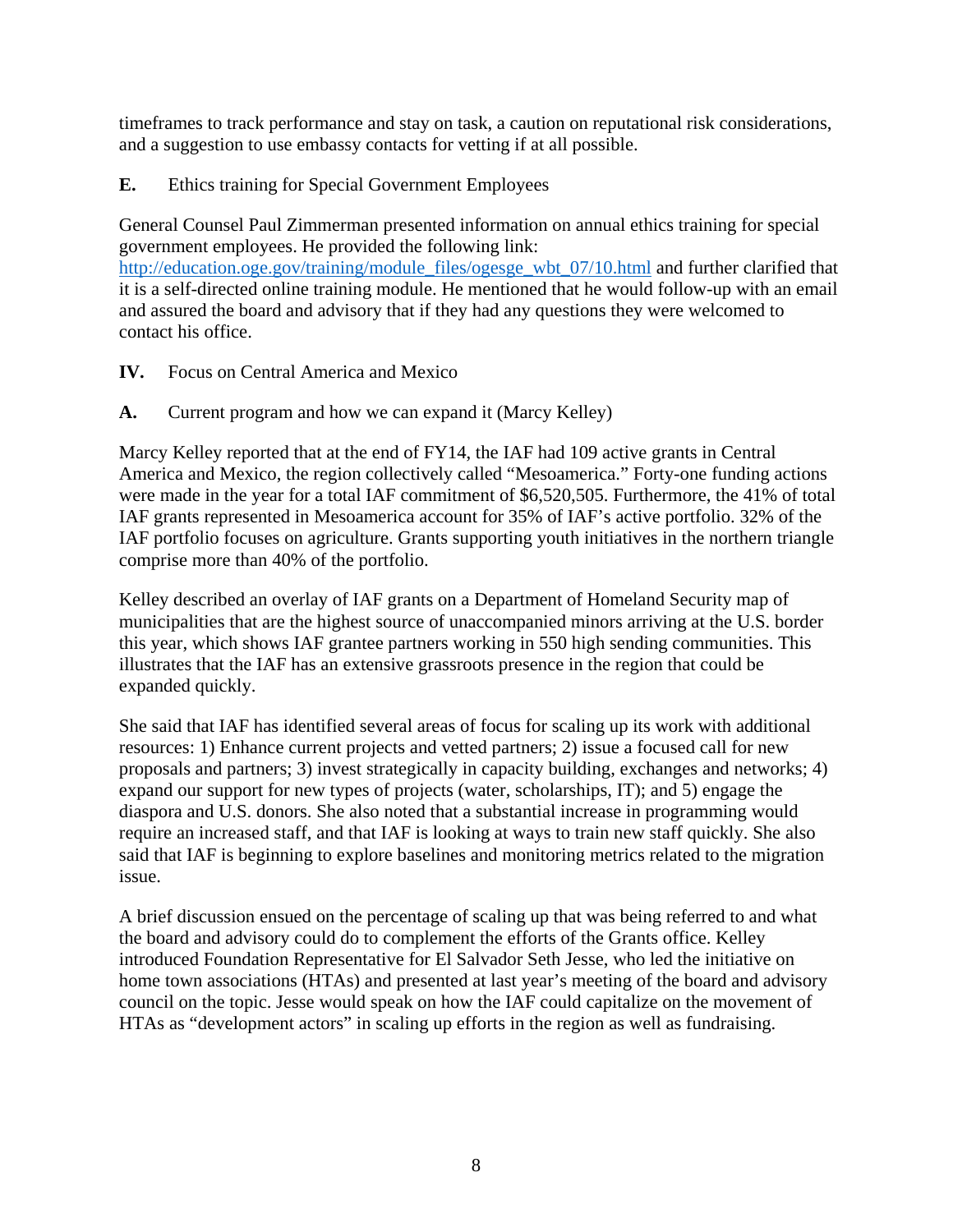timeframes to track performance and stay on task, a caution on reputational risk considerations, and a suggestion to use embassy contacts for vetting if at all possible.

**E.** Ethics training for Special Government Employees

General Counsel Paul Zimmerman presented information on annual ethics training for special government employees. He provided the following link: http://education.oge.gov/training/module_files/ogesge_wbt_07/10.html and further clarified that it is a self-directed online training module. He mentioned that he would follow-up with an email and assured the board and advisory that if they had any questions they were welcomed to contact his office.

**IV.** Focus on Central America and Mexico

**A.** Current program and how we can expand it (Marcy Kelley)

Marcy Kelley reported that at the end of FY14, the IAF had 109 active grants in Central America and Mexico, the region collectively called "Mesoamerica." Forty-one funding actions were made in the year for a total IAF commitment of $6,520,505. Furthermore, the 41% of total IAF grants represented in Mesoamerica account for 35% of IAF's active portfolio. 32% of the IAF portfolio focuses on agriculture. Grants supporting youth initiatives in the northern triangle comprise more than 40% of the portfolio.

Kelley described an overlay of IAF grants on a Department of Homeland Security map of municipalities that are the highest source of unaccompanied minors arriving at the U.S. border this year, which shows IAF grantee partners working in 550 high sending communities. This illustrates that the IAF has an extensive grassroots presence in the region that could be expanded quickly.

She said that IAF has identified several areas of focus for scaling up its work with additional resources: 1) Enhance current projects and vetted partners; 2) issue a focused call for new proposals and partners; 3) invest strategically in capacity building, exchanges and networks; 4) expand our support for new types of projects (water, scholarships, IT); and 5) engage the diaspora and U.S. donors. She also noted that a substantial increase in programming would require an increased staff, and that IAF is looking at ways to train new staff quickly. She also said that IAF is beginning to explore baselines and monitoring metrics related to the migration issue.

A brief discussion ensued on the percentage of scaling up that was being referred to and what the board and advisory could do to complement the efforts of the Grants office. Kelley introduced Foundation Representative for El Salvador Seth Jesse, who led the initiative on home town associations (HTAs) and presented at last year's meeting of the board and advisory council on the topic. Jesse would speak on how the IAF could capitalize on the movement of HTAs as "development actors" in scaling up efforts in the region as well as fundraising.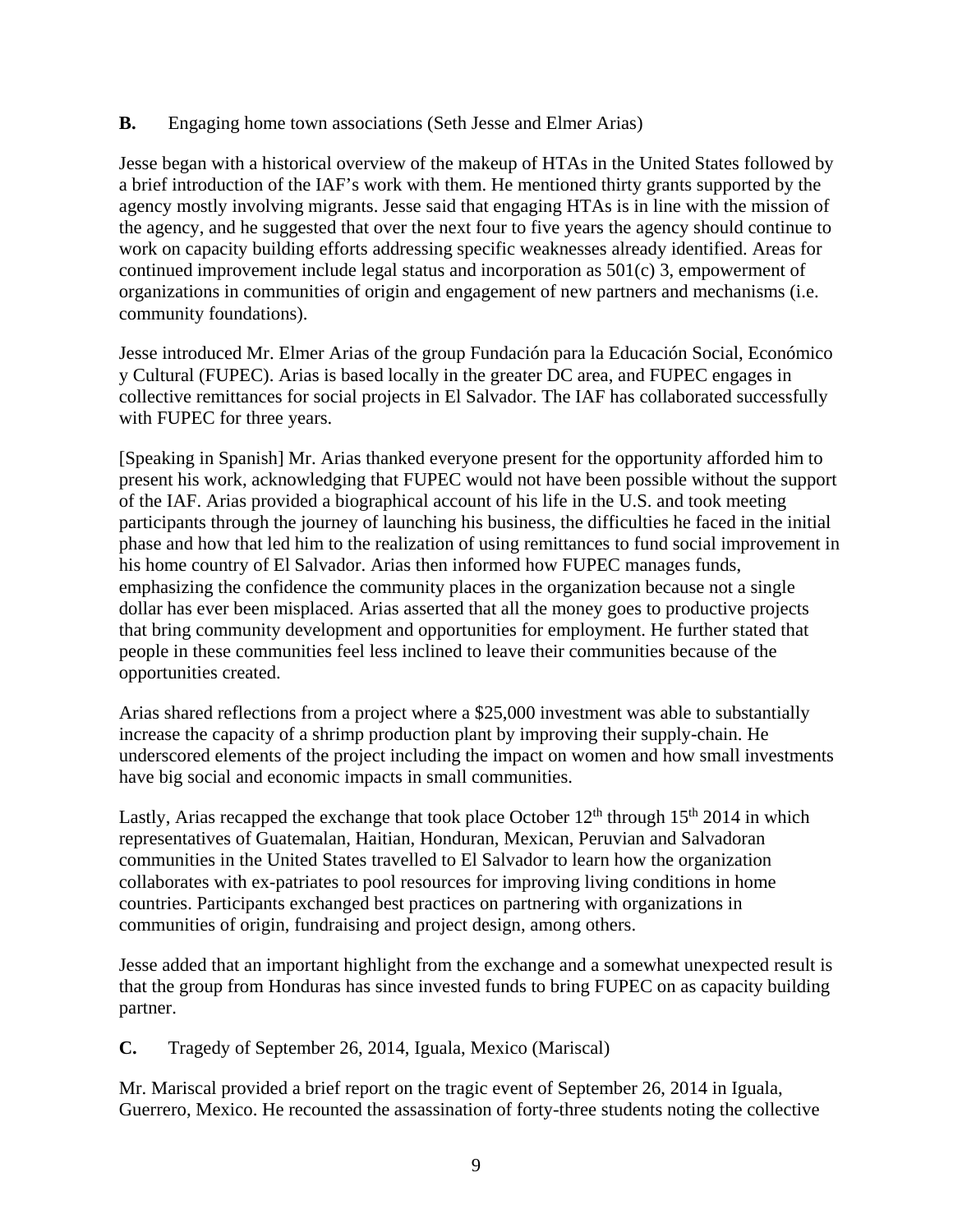**B.** Engaging home town associations (Seth Jesse and Elmer Arias)

Jesse began with a historical overview of the makeup of HTAs in the United States followed by a brief introduction of the IAF's work with them. He mentioned thirty grants supported by the agency mostly involving migrants. Jesse said that engaging HTAs is in line with the mission of the agency, and he suggested that over the next four to five years the agency should continue to work on capacity building efforts addressing specific weaknesses already identified. Areas for continued improvement include legal status and incorporation as 501(c) 3, empowerment of organizations in communities of origin and engagement of new partners and mechanisms (i.e. community foundations).

Jesse introduced Mr. Elmer Arias of the group Fundación para la Educación Social, Económico y Cultural (FUPEC). Arias is based locally in the greater DC area, and FUPEC engages in collective remittances for social projects in El Salvador. The IAF has collaborated successfully with FUPEC for three years.

[Speaking in Spanish] Mr. Arias thanked everyone present for the opportunity afforded him to present his work, acknowledging that FUPEC would not have been possible without the support of the IAF. Arias provided a biographical account of his life in the U.S. and took meeting participants through the journey of launching his business, the difficulties he faced in the initial phase and how that led him to the realization of using remittances to fund social improvement in his home country of El Salvador. Arias then informed how FUPEC manages funds, emphasizing the confidence the community places in the organization because not a single dollar has ever been misplaced. Arias asserted that all the money goes to productive projects that bring community development and opportunities for employment. He further stated that people in these communities feel less inclined to leave their communities because of the opportunities created.

Arias shared reflections from a project where a $25,000 investment was able to substantially increase the capacity of a shrimp production plant by improving their supply-chain. He underscored elements of the project including the impact on women and how small investments have big social and economic impacts in small communities.

Lastly, Arias recapped the exchange that took place October 12th through 15th 2014 in which representatives of Guatemalan, Haitian, Honduran, Mexican, Peruvian and Salvadoran communities in the United States travelled to El Salvador to learn how the organization collaborates with ex-patriates to pool resources for improving living conditions in home countries. Participants exchanged best practices on partnering with organizations in communities of origin, fundraising and project design, among others.

Jesse added that an important highlight from the exchange and a somewhat unexpected result is that the group from Honduras has since invested funds to bring FUPEC on as capacity building partner.

**C.** Tragedy of September 26, 2014, Iguala, Mexico (Mariscal)

Mr. Mariscal provided a brief report on the tragic event of September 26, 2014 in Iguala, Guerrero, Mexico. He recounted the assassination of forty-three students noting the collective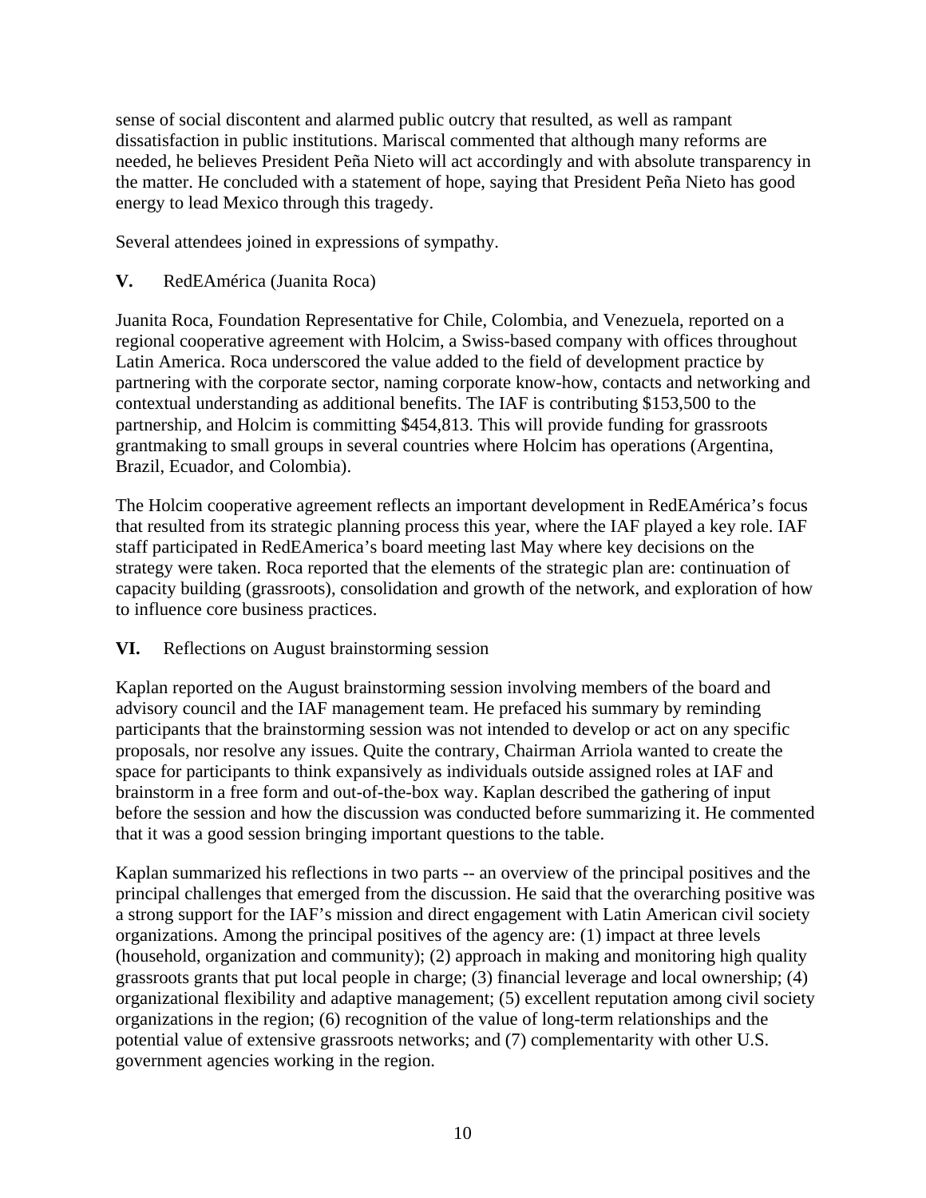sense of social discontent and alarmed public outcry that resulted, as well as rampant dissatisfaction in public institutions. Mariscal commented that although many reforms are needed, he believes President Peña Nieto will act accordingly and with absolute transparency in the matter. He concluded with a statement of hope, saying that President Peña Nieto has good energy to lead Mexico through this tragedy.

Several attendees joined in expressions of sympathy.

## V. RedEAmérica (Juanita Roca)

Juanita Roca, Foundation Representative for Chile, Colombia, and Venezuela, reported on a regional cooperative agreement with Holcim, a Swiss-based company with offices throughout Latin America. Roca underscored the value added to the field of development practice by partnering with the corporate sector, naming corporate know-how, contacts and networking and contextual understanding as additional benefits. The IAF is contributing $153,500 to the partnership, and Holcim is committing $454,813. This will provide funding for grassroots grantmaking to small groups in several countries where Holcim has operations (Argentina, Brazil, Ecuador, and Colombia).

The Holcim cooperative agreement reflects an important development in RedEAmérica's focus that resulted from its strategic planning process this year, where the IAF played a key role. IAF staff participated in RedEAmerica's board meeting last May where key decisions on the strategy were taken. Roca reported that the elements of the strategic plan are: continuation of capacity building (grassroots), consolidation and growth of the network, and exploration of how to influence core business practices.

## VI. Reflections on August brainstorming session

Kaplan reported on the August brainstorming session involving members of the board and advisory council and the IAF management team. He prefaced his summary by reminding participants that the brainstorming session was not intended to develop or act on any specific proposals, nor resolve any issues. Quite the contrary, Chairman Arriola wanted to create the space for participants to think expansively as individuals outside assigned roles at IAF and brainstorm in a free form and out-of-the-box way. Kaplan described the gathering of input before the session and how the discussion was conducted before summarizing it. He commented that it was a good session bringing important questions to the table.

Kaplan summarized his reflections in two parts -- an overview of the principal positives and the principal challenges that emerged from the discussion. He said that the overarching positive was a strong support for the IAF's mission and direct engagement with Latin American civil society organizations. Among the principal positives of the agency are: (1) impact at three levels (household, organization and community); (2) approach in making and monitoring high quality grassroots grants that put local people in charge; (3) financial leverage and local ownership; (4) organizational flexibility and adaptive management; (5) excellent reputation among civil society organizations in the region; (6) recognition of the value of long-term relationships and the potential value of extensive grassroots networks; and (7) complementarity with other U.S. government agencies working in the region.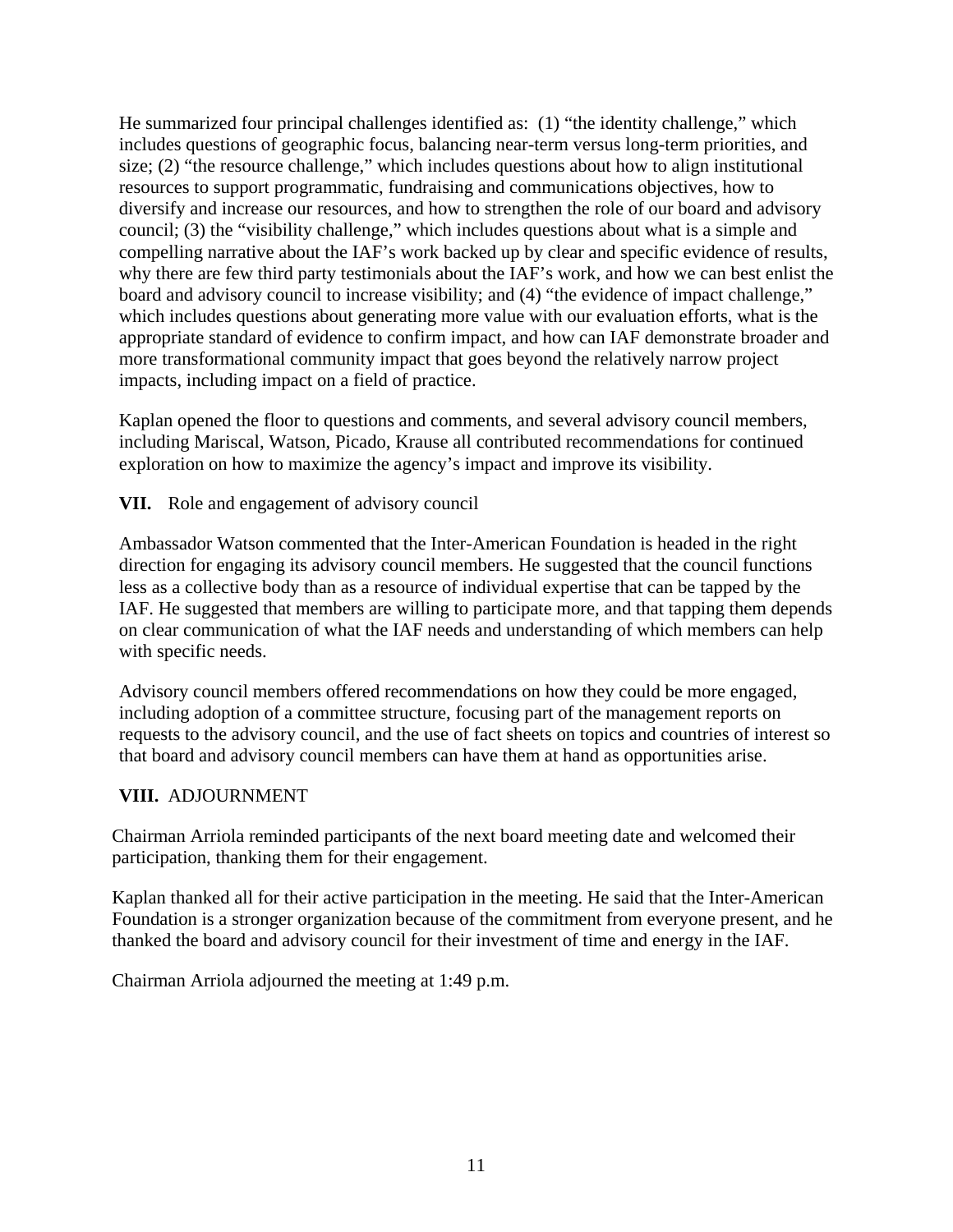He summarized four principal challenges identified as: (1) "the identity challenge," which includes questions of geographic focus, balancing near-term versus long-term priorities, and size; (2) "the resource challenge," which includes questions about how to align institutional resources to support programmatic, fundraising and communications objectives, how to diversify and increase our resources, and how to strengthen the role of our board and advisory council; (3) the "visibility challenge," which includes questions about what is a simple and compelling narrative about the IAF's work backed up by clear and specific evidence of results, why there are few third party testimonials about the IAF's work, and how we can best enlist the board and advisory council to increase visibility; and (4) "the evidence of impact challenge," which includes questions about generating more value with our evaluation efforts, what is the appropriate standard of evidence to confirm impact, and how can IAF demonstrate broader and more transformational community impact that goes beyond the relatively narrow project impacts, including impact on a field of practice.

Kaplan opened the floor to questions and comments, and several advisory council members, including Mariscal, Watson, Picado, Krause all contributed recommendations for continued exploration on how to maximize the agency's impact and improve its visibility.

**VII.** Role and engagement of advisory council

Ambassador Watson commented that the Inter-American Foundation is headed in the right direction for engaging its advisory council members. He suggested that the council functions less as a collective body than as a resource of individual expertise that can be tapped by the IAF. He suggested that members are willing to participate more, and that tapping them depends on clear communication of what the IAF needs and understanding of which members can help with specific needs.

Advisory council members offered recommendations on how they could be more engaged, including adoption of a committee structure, focusing part of the management reports on requests to the advisory council, and the use of fact sheets on topics and countries of interest so that board and advisory council members can have them at hand as opportunities arise.

**VIII.** ADJOURNMENT

Chairman Arriola reminded participants of the next board meeting date and welcomed their participation, thanking them for their engagement.

Kaplan thanked all for their active participation in the meeting. He said that the Inter-American Foundation is a stronger organization because of the commitment from everyone present, and he thanked the board and advisory council for their investment of time and energy in the IAF.

Chairman Arriola adjourned the meeting at 1:49 p.m.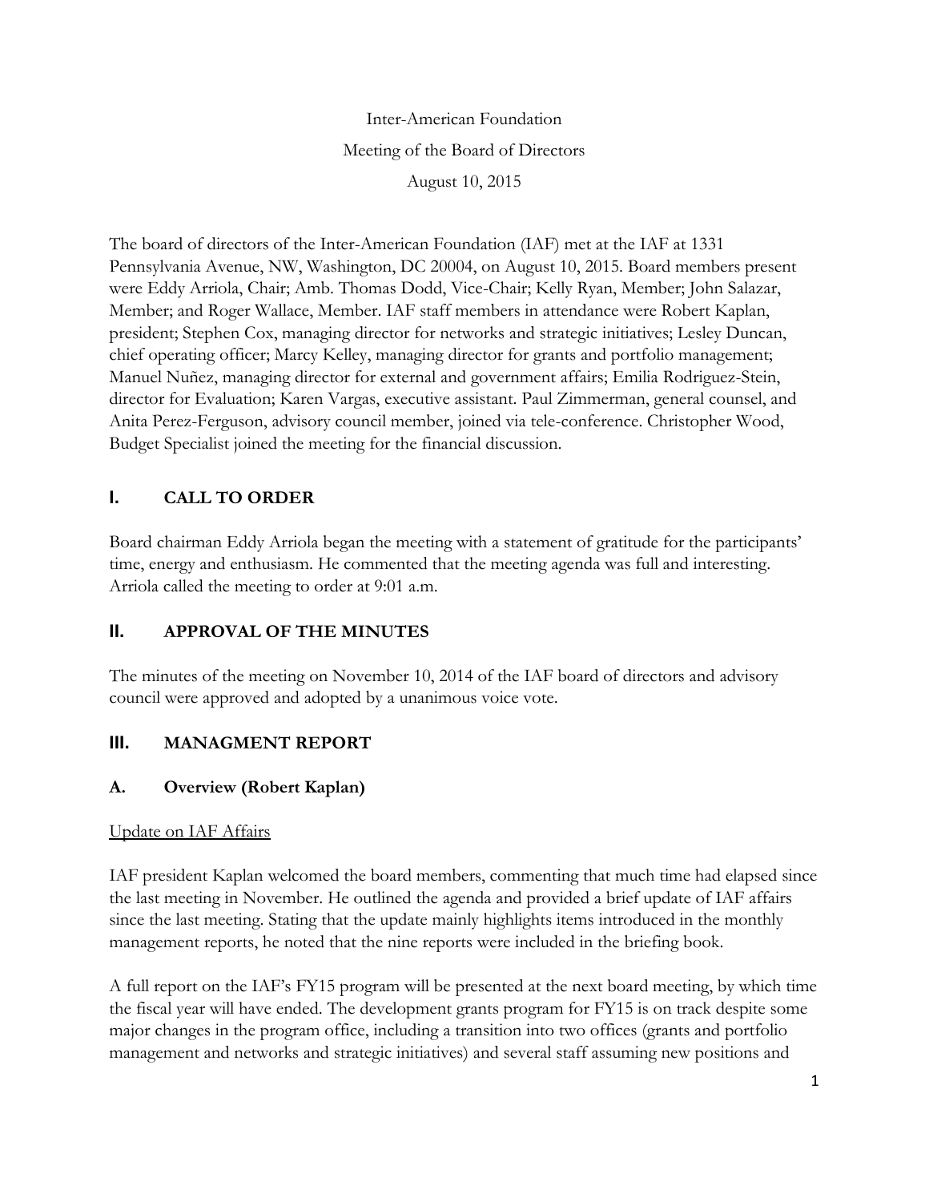Inter-American Foundation

Meeting of the Board of Directors

August 10, 2015

The board of directors of the Inter-American Foundation (IAF) met at the IAF at 1331 Pennsylvania Avenue, NW, Washington, DC 20004, on August 10, 2015. Board members present were Eddy Arriola, Chair; Amb. Thomas Dodd, Vice-Chair; Kelly Ryan, Member; John Salazar, Member; and Roger Wallace, Member. IAF staff members in attendance were Robert Kaplan, president; Stephen Cox, managing director for networks and strategic initiatives; Lesley Duncan, chief operating officer; Marcy Kelley, managing director for grants and portfolio management; Manuel Nuñez, managing director for external and government affairs; Emilia Rodriguez-Stein, director for Evaluation; Karen Vargas, executive assistant. Paul Zimmerman, general counsel, and Anita Perez-Ferguson, advisory council member, joined via tele-conference. Christopher Wood, Budget Specialist joined the meeting for the financial discussion.

## I. CALL TO ORDER

Board chairman Eddy Arriola began the meeting with a statement of gratitude for the participants' time, energy and enthusiasm. He commented that the meeting agenda was full and interesting. Arriola called the meeting to order at 9:01 a.m.

## II. APPROVAL OF THE MINUTES

The minutes of the meeting on November 10, 2014 of the IAF board of directors and advisory council were approved and adopted by a unanimous voice vote.

## III. MANAGMENT REPORT

### A. Overview (Robert Kaplan)

Update on IAF Affairs

IAF president Kaplan welcomed the board members, commenting that much time had elapsed since the last meeting in November. He outlined the agenda and provided a brief update of IAF affairs since the last meeting. Stating that the update mainly highlights items introduced in the monthly management reports, he noted that the nine reports were included in the briefing book.

A full report on the IAF's FY15 program will be presented at the next board meeting, by which time the fiscal year will have ended. The development grants program for FY15 is on track despite some major changes in the program office, including a transition into two offices (grants and portfolio management and networks and strategic initiatives) and several staff assuming new positions and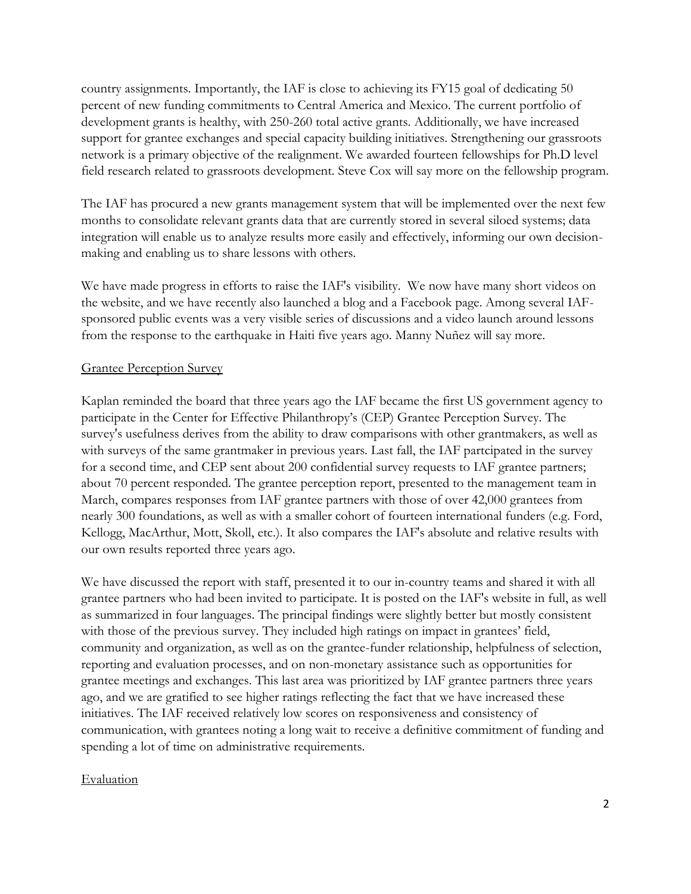country assignments. Importantly, the IAF is close to achieving its FY15 goal of dedicating 50 percent of new funding commitments to Central America and Mexico. The current portfolio of development grants is healthy, with 250-260 total active grants. Additionally, we have increased support for grantee exchanges and special capacity building initiatives. Strengthening our grassroots network is a primary objective of the realignment. We awarded fourteen fellowships for Ph.D level field research related to grassroots development. Steve Cox will say more on the fellowship program.

The IAF has procured a new grants management system that will be implemented over the next few months to consolidate relevant grants data that are currently stored in several siloed systems; data integration will enable us to analyze results more easily and effectively, informing our own decision-making and enabling us to share lessons with others.

We have made progress in efforts to raise the IAF's visibility. We now have many short videos on the website, and we have recently also launched a blog and a Facebook page. Among several IAF-sponsored public events was a very visible series of discussions and a video launch around lessons from the response to the earthquake in Haiti five years ago. Manny Nuñez will say more.

Grantee Perception Survey

Kaplan reminded the board that three years ago the IAF became the first US government agency to participate in the Center for Effective Philanthropy's (CEP) Grantee Perception Survey. The survey's usefulness derives from the ability to draw comparisons with other grantmakers, as well as with surveys of the same grantmaker in previous years. Last fall, the IAF partcipated in the survey for a second time, and CEP sent about 200 confidential survey requests to IAF grantee partners; about 70 percent responded. The grantee perception report, presented to the management team in March, compares responses from IAF grantee partners with those of over 42,000 grantees from nearly 300 foundations, as well as with a smaller cohort of fourteen international funders (e.g. Ford, Kellogg, MacArthur, Mott, Skoll, etc.). It also compares the IAF's absolute and relative results with our own results reported three years ago.

We have discussed the report with staff, presented it to our in-country teams and shared it with all grantee partners who had been invited to participate. It is posted on the IAF's website in full, as well as summarized in four languages. The principal findings were slightly better but mostly consistent with those of the previous survey. They included high ratings on impact in grantees' field, community and organization, as well as on the grantee-funder relationship, helpfulness of selection, reporting and evaluation processes, and on non-monetary assistance such as opportunities for grantee meetings and exchanges. This last area was prioritized by IAF grantee partners three years ago, and we are gratified to see higher ratings reflecting the fact that we have increased these initiatives. The IAF received relatively low scores on responsiveness and consistency of communication, with grantees noting a long wait to receive a definitive commitment of funding and spending a lot of time on administrative requirements.

Evaluation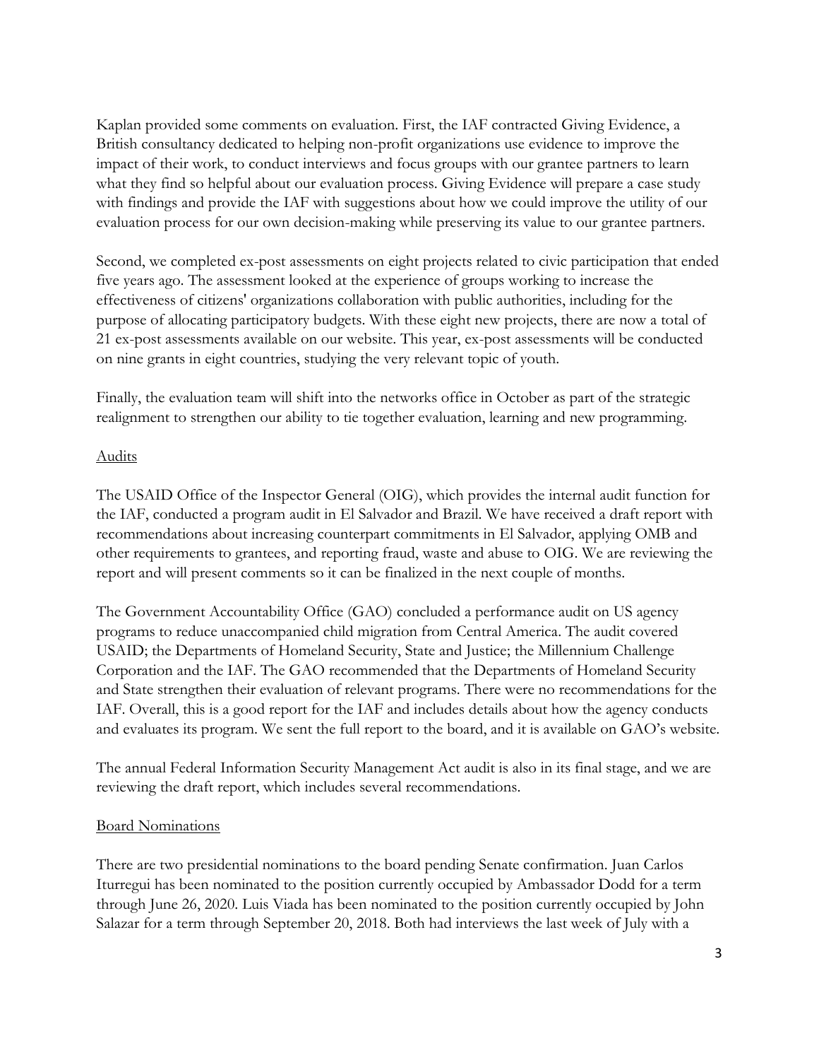Kaplan provided some comments on evaluation. First, the IAF contracted Giving Evidence, a British consultancy dedicated to helping non-profit organizations use evidence to improve the impact of their work, to conduct interviews and focus groups with our grantee partners to learn what they find so helpful about our evaluation process. Giving Evidence will prepare a case study with findings and provide the IAF with suggestions about how we could improve the utility of our evaluation process for our own decision-making while preserving its value to our grantee partners.

Second, we completed ex-post assessments on eight projects related to civic participation that ended five years ago. The assessment looked at the experience of groups working to increase the effectiveness of citizens' organizations collaboration with public authorities, including for the purpose of allocating participatory budgets. With these eight new projects, there are now a total of 21 ex-post assessments available on our website. This year, ex-post assessments will be conducted on nine grants in eight countries, studying the very relevant topic of youth.

Finally, the evaluation team will shift into the networks office in October as part of the strategic realignment to strengthen our ability to tie together evaluation, learning and new programming.

<u>Audits</u>

The USAID Office of the Inspector General (OIG), which provides the internal audit function for the IAF, conducted a program audit in El Salvador and Brazil. We have received a draft report with recommendations about increasing counterpart commitments in El Salvador, applying OMB and other requirements to grantees, and reporting fraud, waste and abuse to OIG. We are reviewing the report and will present comments so it can be finalized in the next couple of months.

The Government Accountability Office (GAO) concluded a performance audit on US agency programs to reduce unaccompanied child migration from Central America. The audit covered USAID; the Departments of Homeland Security, State and Justice; the Millennium Challenge Corporation and the IAF. The GAO recommended that the Departments of Homeland Security and State strengthen their evaluation of relevant programs. There were no recommendations for the IAF. Overall, this is a good report for the IAF and includes details about how the agency conducts and evaluates its program. We sent the full report to the board, and it is available on GAO's website.

The annual Federal Information Security Management Act audit is also in its final stage, and we are reviewing the draft report, which includes several recommendations.

<u>Board Nominations</u>

There are two presidential nominations to the board pending Senate confirmation. Juan Carlos Iturregui has been nominated to the position currently occupied by Ambassador Dodd for a term through June 26, 2020. Luis Viada has been nominated to the position currently occupied by John Salazar for a term through September 20, 2018. Both had interviews the last week of July with a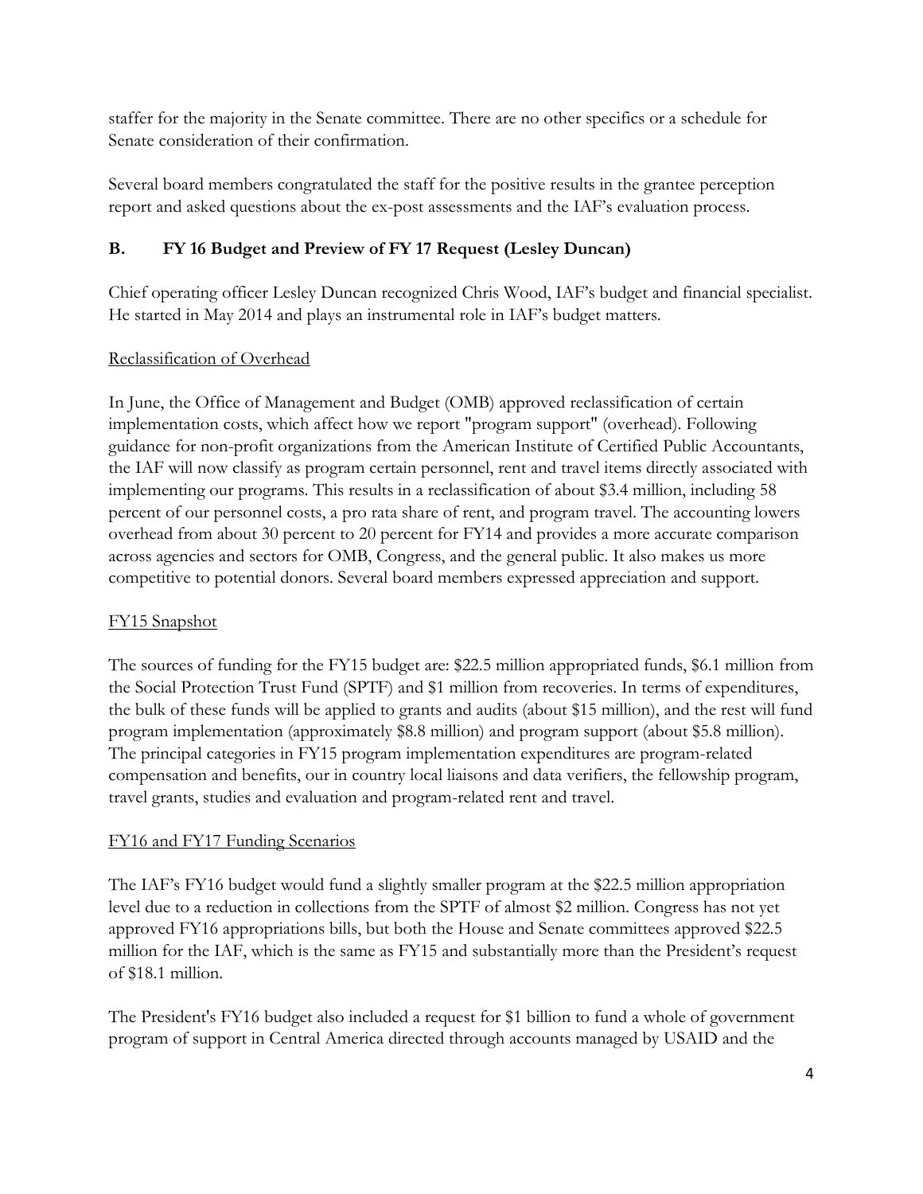staffer for the majority in the Senate committee. There are no other specifics or a schedule for Senate consideration of their confirmation.

Several board members congratulated the staff for the positive results in the grantee perception report and asked questions about the ex-post assessments and the IAF's evaluation process.

### B. FY 16 Budget and Preview of FY 17 Request (Lesley Duncan)

Chief operating officer Lesley Duncan recognized Chris Wood, IAF's budget and financial specialist. He started in May 2014 and plays an instrumental role in IAF's budget matters.

Reclassification of Overhead

In June, the Office of Management and Budget (OMB) approved reclassification of certain implementation costs, which affect how we report "program support" (overhead). Following guidance for non-profit organizations from the American Institute of Certified Public Accountants, the IAF will now classify as program certain personnel, rent and travel items directly associated with implementing our programs. This results in a reclassification of about $3.4 million, including 58 percent of our personnel costs, a pro rata share of rent, and program travel. The accounting lowers overhead from about 30 percent to 20 percent for FY14 and provides a more accurate comparison across agencies and sectors for OMB, Congress, and the general public. It also makes us more competitive to potential donors. Several board members expressed appreciation and support.

FY15 Snapshot

The sources of funding for the FY15 budget are: $22.5 million appropriated funds, $6.1 million from the Social Protection Trust Fund (SPTF) and $1 million from recoveries. In terms of expenditures, the bulk of these funds will be applied to grants and audits (about $15 million), and the rest will fund program implementation (approximately $8.8 million) and program support (about $5.8 million). The principal categories in FY15 program implementation expenditures are program-related compensation and benefits, our in country local liaisons and data verifiers, the fellowship program, travel grants, studies and evaluation and program-related rent and travel.

FY16 and FY17 Funding Scenarios

The IAF's FY16 budget would fund a slightly smaller program at the $22.5 million appropriation level due to a reduction in collections from the SPTF of almost $2 million. Congress has not yet approved FY16 appropriations bills, but both the House and Senate committees approved $22.5 million for the IAF, which is the same as FY15 and substantially more than the President's request of $18.1 million.

The President's FY16 budget also included a request for $1 billion to fund a whole of government program of support in Central America directed through accounts managed by USAID and the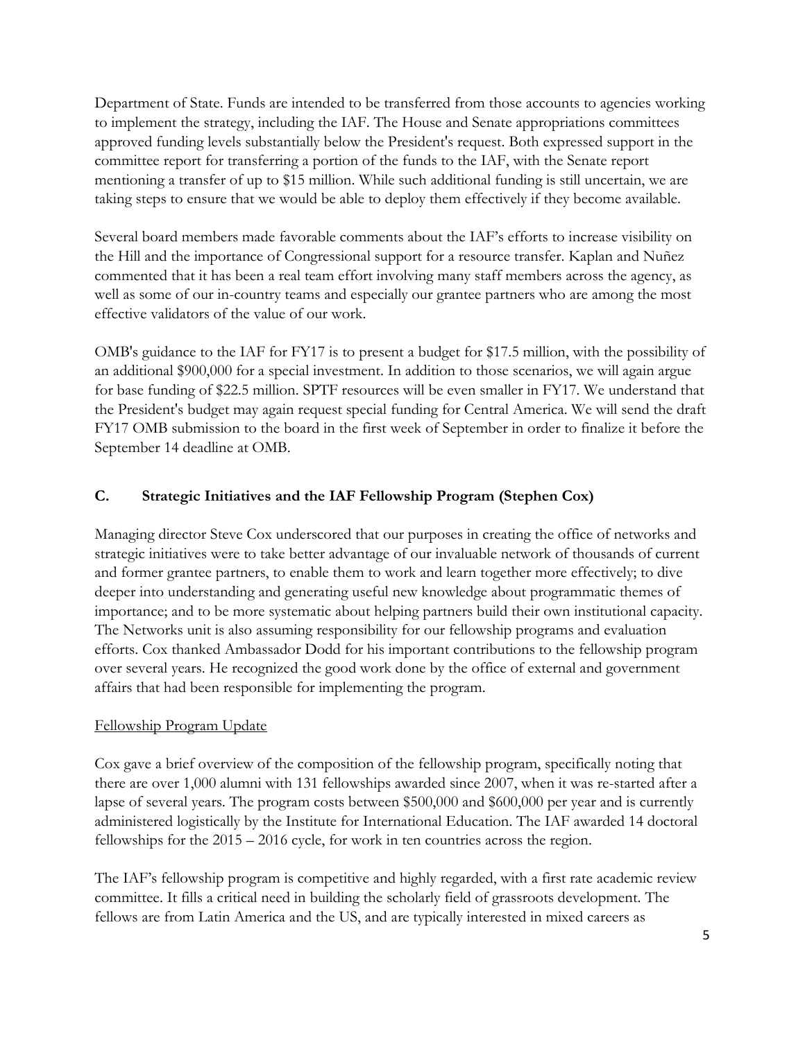Department of State. Funds are intended to be transferred from those accounts to agencies working to implement the strategy, including the IAF. The House and Senate appropriations committees approved funding levels substantially below the President's request. Both expressed support in the committee report for transferring a portion of the funds to the IAF, with the Senate report mentioning a transfer of up to $15 million. While such additional funding is still uncertain, we are taking steps to ensure that we would be able to deploy them effectively if they become available.

Several board members made favorable comments about the IAF's efforts to increase visibility on the Hill and the importance of Congressional support for a resource transfer. Kaplan and Nuñez commented that it has been a real team effort involving many staff members across the agency, as well as some of our in-country teams and especially our grantee partners who are among the most effective validators of the value of our work.

OMB's guidance to the IAF for FY17 is to present a budget for $17.5 million, with the possibility of an additional $900,000 for a special investment. In addition to those scenarios, we will again argue for base funding of $22.5 million. SPTF resources will be even smaller in FY17. We understand that the President's budget may again request special funding for Central America. We will send the draft FY17 OMB submission to the board in the first week of September in order to finalize it before the September 14 deadline at OMB.

## C. Strategic Initiatives and the IAF Fellowship Program (Stephen Cox)

Managing director Steve Cox underscored that our purposes in creating the office of networks and strategic initiatives were to take better advantage of our invaluable network of thousands of current and former grantee partners, to enable them to work and learn together more effectively; to dive deeper into understanding and generating useful new knowledge about programmatic themes of importance; and to be more systematic about helping partners build their own institutional capacity. The Networks unit is also assuming responsibility for our fellowship programs and evaluation efforts. Cox thanked Ambassador Dodd for his important contributions to the fellowship program over several years. He recognized the good work done by the office of external and government affairs that had been responsible for implementing the program.

<u>Fellowship Program Update</u>

Cox gave a brief overview of the composition of the fellowship program, specifically noting that there are over 1,000 alumni with 131 fellowships awarded since 2007, when it was re-started after a lapse of several years. The program costs between $500,000 and $600,000 per year and is currently administered logistically by the Institute for International Education. The IAF awarded 14 doctoral fellowships for the 2015 – 2016 cycle, for work in ten countries across the region.

The IAF's fellowship program is competitive and highly regarded, with a first rate academic review committee. It fills a critical need in building the scholarly field of grassroots development. The fellows are from Latin America and the US, and are typically interested in mixed careers as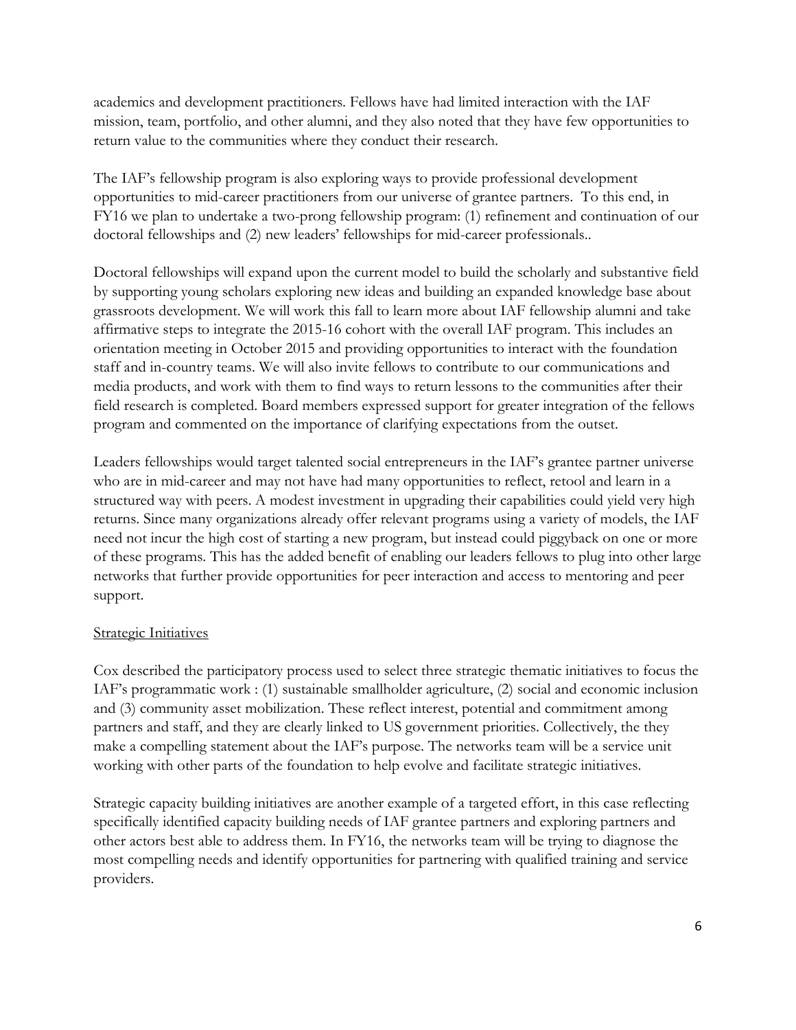academics and development practitioners. Fellows have had limited interaction with the IAF mission, team, portfolio, and other alumni, and they also noted that they have few opportunities to return value to the communities where they conduct their research.

The IAF's fellowship program is also exploring ways to provide professional development opportunities to mid-career practitioners from our universe of grantee partners. To this end, in FY16 we plan to undertake a two-prong fellowship program: (1) refinement and continuation of our doctoral fellowships and (2) new leaders' fellowships for mid-career professionals..

Doctoral fellowships will expand upon the current model to build the scholarly and substantive field by supporting young scholars exploring new ideas and building an expanded knowledge base about grassroots development. We will work this fall to learn more about IAF fellowship alumni and take affirmative steps to integrate the 2015-16 cohort with the overall IAF program. This includes an orientation meeting in October 2015 and providing opportunities to interact with the foundation staff and in-country teams. We will also invite fellows to contribute to our communications and media products, and work with them to find ways to return lessons to the communities after their field research is completed. Board members expressed support for greater integration of the fellows program and commented on the importance of clarifying expectations from the outset.

Leaders fellowships would target talented social entrepreneurs in the IAF's grantee partner universe who are in mid-career and may not have had many opportunities to reflect, retool and learn in a structured way with peers. A modest investment in upgrading their capabilities could yield very high returns. Since many organizations already offer relevant programs using a variety of models, the IAF need not incur the high cost of starting a new program, but instead could piggyback on one or more of these programs. This has the added benefit of enabling our leaders fellows to plug into other large networks that further provide opportunities for peer interaction and access to mentoring and peer support.

Strategic Initiatives

Cox described the participatory process used to select three strategic thematic initiatives to focus the IAF's programmatic work : (1) sustainable smallholder agriculture, (2) social and economic inclusion and (3) community asset mobilization. These reflect interest, potential and commitment among partners and staff, and they are clearly linked to US government priorities. Collectively, the they make a compelling statement about the IAF's purpose. The networks team will be a service unit working with other parts of the foundation to help evolve and facilitate strategic initiatives.

Strategic capacity building initiatives are another example of a targeted effort, in this case reflecting specifically identified capacity building needs of IAF grantee partners and exploring partners and other actors best able to address them. In FY16, the networks team will be trying to diagnose the most compelling needs and identify opportunities for partnering with qualified training and service providers.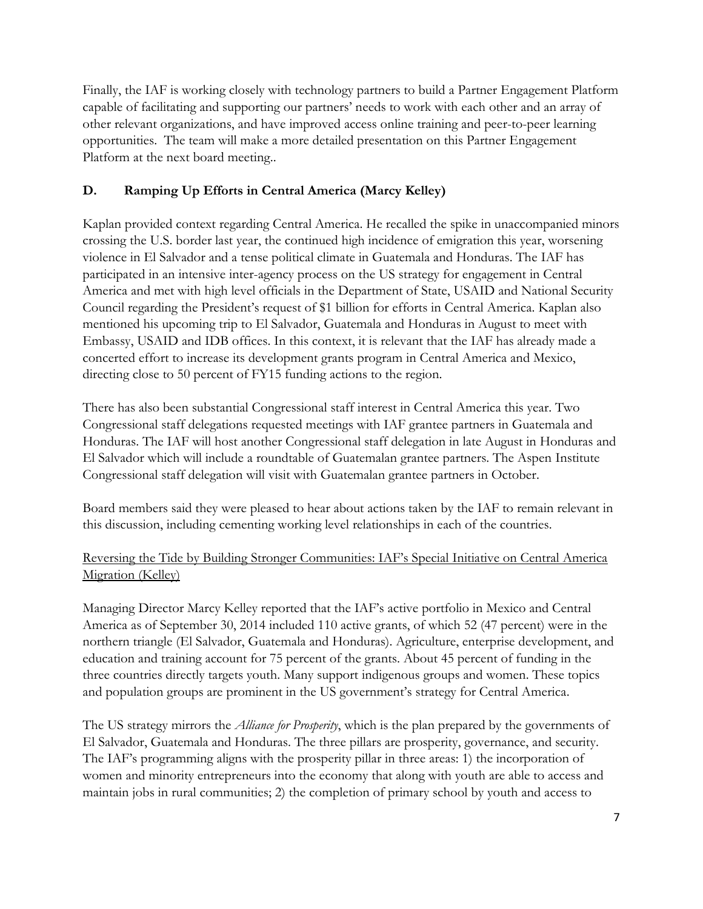Finally, the IAF is working closely with technology partners to build a Partner Engagement Platform capable of facilitating and supporting our partners' needs to work with each other and an array of other relevant organizations, and have improved access online training and peer-to-peer learning opportunities. The team will make a more detailed presentation on this Partner Engagement Platform at the next board meeting..

### D. Ramping Up Efforts in Central America (Marcy Kelley)

Kaplan provided context regarding Central America. He recalled the spike in unaccompanied minors crossing the U.S. border last year, the continued high incidence of emigration this year, worsening violence in El Salvador and a tense political climate in Guatemala and Honduras. The IAF has participated in an intensive inter-agency process on the US strategy for engagement in Central America and met with high level officials in the Department of State, USAID and National Security Council regarding the President's request of $1 billion for efforts in Central America. Kaplan also mentioned his upcoming trip to El Salvador, Guatemala and Honduras in August to meet with Embassy, USAID and IDB offices. In this context, it is relevant that the IAF has already made a concerted effort to increase its development grants program in Central America and Mexico, directing close to 50 percent of FY15 funding actions to the region.

There has also been substantial Congressional staff interest in Central America this year. Two Congressional staff delegations requested meetings with IAF grantee partners in Guatemala and Honduras. The IAF will host another Congressional staff delegation in late August in Honduras and El Salvador which will include a roundtable of Guatemalan grantee partners. The Aspen Institute Congressional staff delegation will visit with Guatemalan grantee partners in October.

Board members said they were pleased to hear about actions taken by the IAF to remain relevant in this discussion, including cementing working level relationships in each of the countries.

<u>Reversing the Tide by Building Stronger Communities: IAF's Special Initiative on Central America Migration (Kelley)</u>

Managing Director Marcy Kelley reported that the IAF's active portfolio in Mexico and Central America as of September 30, 2014 included 110 active grants, of which 52 (47 percent) were in the northern triangle (El Salvador, Guatemala and Honduras). Agriculture, enterprise development, and education and training account for 75 percent of the grants. About 45 percent of funding in the three countries directly targets youth. Many support indigenous groups and women. These topics and population groups are prominent in the US government's strategy for Central America.

The US strategy mirrors the *Alliance for Prosperity*, which is the plan prepared by the governments of El Salvador, Guatemala and Honduras. The three pillars are prosperity, governance, and security. The IAF's programming aligns with the prosperity pillar in three areas: 1) the incorporation of women and minority entrepreneurs into the economy that along with youth are able to access and maintain jobs in rural communities; 2) the completion of primary school by youth and access to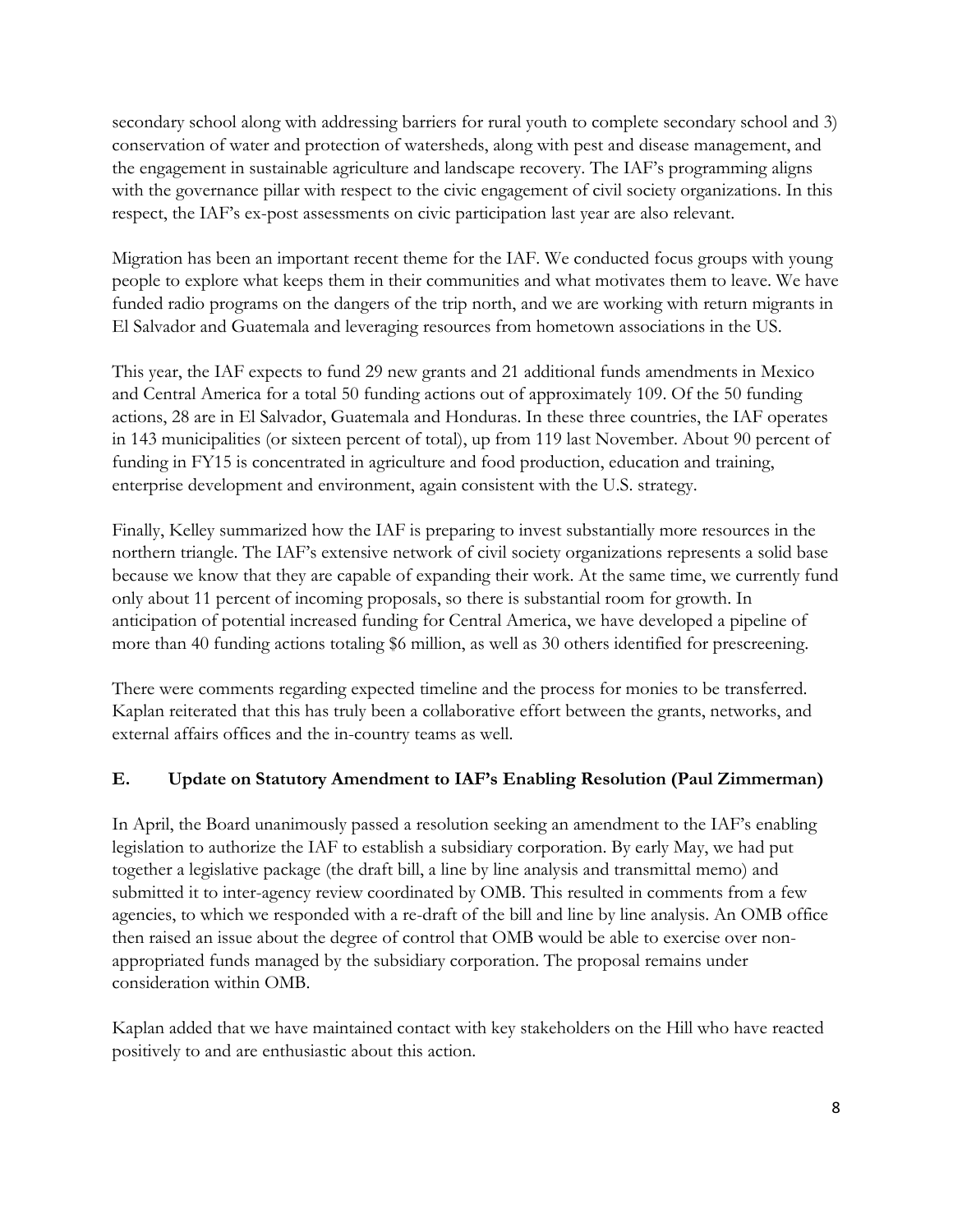secondary school along with addressing barriers for rural youth to complete secondary school and 3) conservation of water and protection of watersheds, along with pest and disease management, and the engagement in sustainable agriculture and landscape recovery. The IAF's programming aligns with the governance pillar with respect to the civic engagement of civil society organizations. In this respect, the IAF's ex-post assessments on civic participation last year are also relevant.

Migration has been an important recent theme for the IAF. We conducted focus groups with young people to explore what keeps them in their communities and what motivates them to leave. We have funded radio programs on the dangers of the trip north, and we are working with return migrants in El Salvador and Guatemala and leveraging resources from hometown associations in the US.

This year, the IAF expects to fund 29 new grants and 21 additional funds amendments in Mexico and Central America for a total 50 funding actions out of approximately 109. Of the 50 funding actions, 28 are in El Salvador, Guatemala and Honduras. In these three countries, the IAF operates in 143 municipalities (or sixteen percent of total), up from 119 last November. About 90 percent of funding in FY15 is concentrated in agriculture and food production, education and training, enterprise development and environment, again consistent with the U.S. strategy.

Finally, Kelley summarized how the IAF is preparing to invest substantially more resources in the northern triangle. The IAF's extensive network of civil society organizations represents a solid base because we know that they are capable of expanding their work. At the same time, we currently fund only about 11 percent of incoming proposals, so there is substantial room for growth. In anticipation of potential increased funding for Central America, we have developed a pipeline of more than 40 funding actions totaling $6 million, as well as 30 others identified for prescreening.

There were comments regarding expected timeline and the process for monies to be transferred. Kaplan reiterated that this has truly been a collaborative effort between the grants, networks, and external affairs offices and the in-country teams as well.

### E. Update on Statutory Amendment to IAF's Enabling Resolution (Paul Zimmerman)

In April, the Board unanimously passed a resolution seeking an amendment to the IAF's enabling legislation to authorize the IAF to establish a subsidiary corporation. By early May, we had put together a legislative package (the draft bill, a line by line analysis and transmittal memo) and submitted it to inter-agency review coordinated by OMB. This resulted in comments from a few agencies, to which we responded with a re-draft of the bill and line by line analysis. An OMB office then raised an issue about the degree of control that OMB would be able to exercise over non-appropriated funds managed by the subsidiary corporation. The proposal remains under consideration within OMB.

Kaplan added that we have maintained contact with key stakeholders on the Hill who have reacted positively to and are enthusiastic about this action.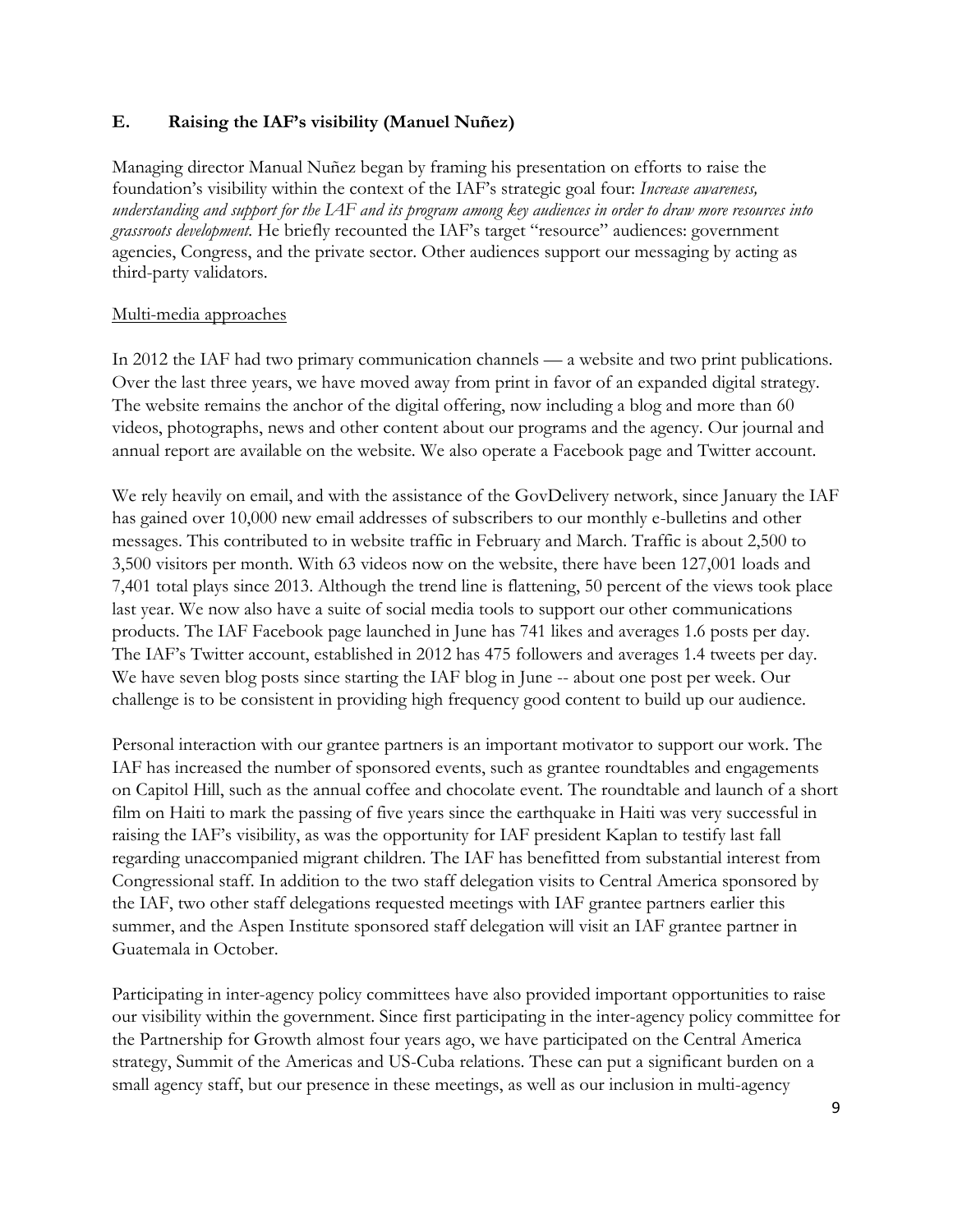### E. Raising the IAF's visibility (Manuel Nuñez)

Managing director Manual Nuñez began by framing his presentation on efforts to raise the foundation's visibility within the context of the IAF's strategic goal four: *Increase awareness, understanding and support for the IAF and its program among key audiences in order to draw more resources into grassroots development.* He briefly recounted the IAF's target "resource" audiences: government agencies, Congress, and the private sector. Other audiences support our messaging by acting as third-party validators.

<u>Multi-media approaches</u>

In 2012 the IAF had two primary communication channels — a website and two print publications. Over the last three years, we have moved away from print in favor of an expanded digital strategy. The website remains the anchor of the digital offering, now including a blog and more than 60 videos, photographs, news and other content about our programs and the agency. Our journal and annual report are available on the website. We also operate a Facebook page and Twitter account.

We rely heavily on email, and with the assistance of the GovDelivery network, since January the IAF has gained over 10,000 new email addresses of subscribers to our monthly e-bulletins and other messages. This contributed to in website traffic in February and March. Traffic is about 2,500 to 3,500 visitors per month. With 63 videos now on the website, there have been 127,001 loads and 7,401 total plays since 2013. Although the trend line is flattening, 50 percent of the views took place last year. We now also have a suite of social media tools to support our other communications products. The IAF Facebook page launched in June has 741 likes and averages 1.6 posts per day. The IAF's Twitter account, established in 2012 has 475 followers and averages 1.4 tweets per day. We have seven blog posts since starting the IAF blog in June -- about one post per week. Our challenge is to be consistent in providing high frequency good content to build up our audience.

Personal interaction with our grantee partners is an important motivator to support our work. The IAF has increased the number of sponsored events, such as grantee roundtables and engagements on Capitol Hill, such as the annual coffee and chocolate event. The roundtable and launch of a short film on Haiti to mark the passing of five years since the earthquake in Haiti was very successful in raising the IAF's visibility, as was the opportunity for IAF president Kaplan to testify last fall regarding unaccompanied migrant children. The IAF has benefitted from substantial interest from Congressional staff. In addition to the two staff delegation visits to Central America sponsored by the IAF, two other staff delegations requested meetings with IAF grantee partners earlier this summer, and the Aspen Institute sponsored staff delegation will visit an IAF grantee partner in Guatemala in October.

Participating in inter-agency policy committees have also provided important opportunities to raise our visibility within the government. Since first participating in the inter-agency policy committee for the Partnership for Growth almost four years ago, we have participated on the Central America strategy, Summit of the Americas and US-Cuba relations. These can put a significant burden on a small agency staff, but our presence in these meetings, as well as our inclusion in multi-agency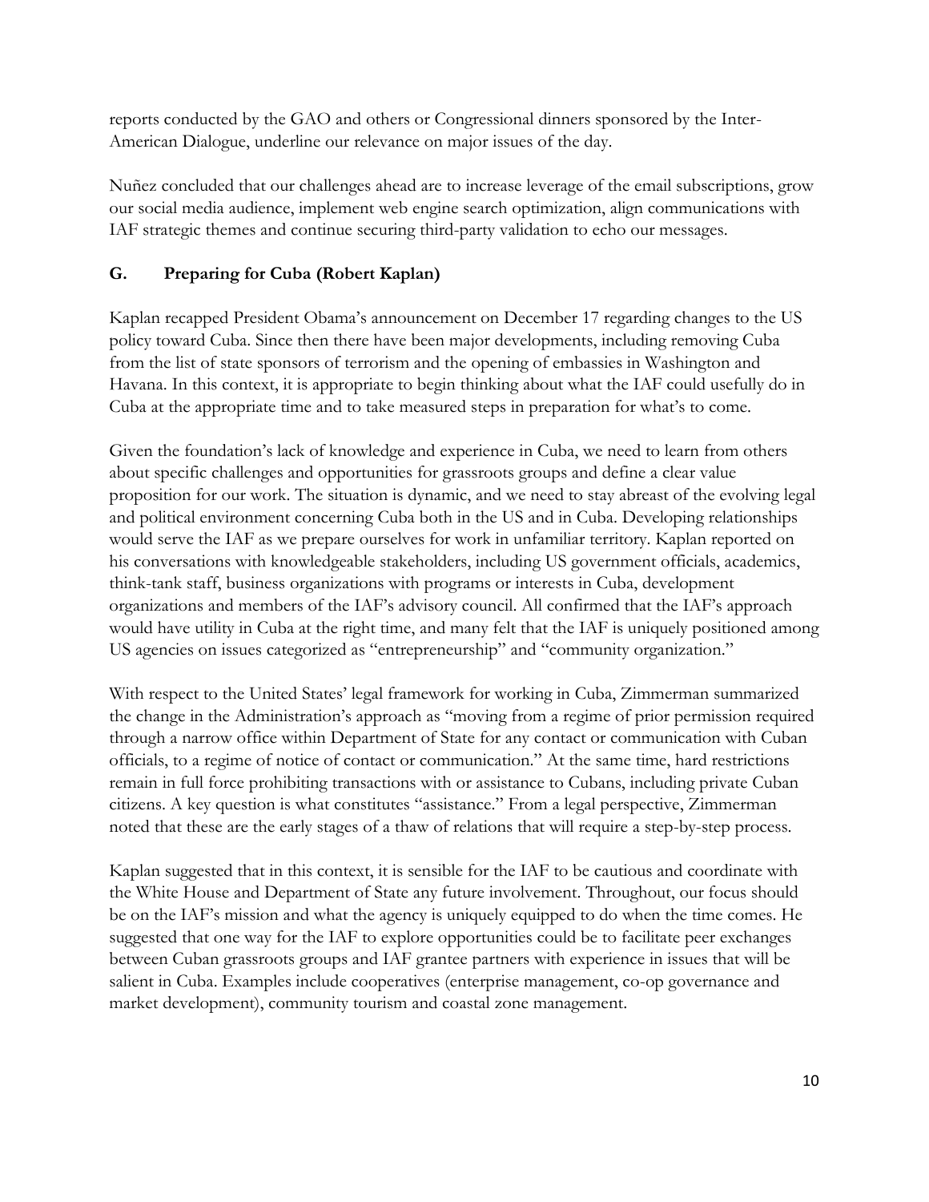reports conducted by the GAO and others or Congressional dinners sponsored by the Inter-American Dialogue, underline our relevance on major issues of the day.

Nuñez concluded that our challenges ahead are to increase leverage of the email subscriptions, grow our social media audience, implement web engine search optimization, align communications with IAF strategic themes and continue securing third-party validation to echo our messages.

### G. Preparing for Cuba (Robert Kaplan)

Kaplan recapped President Obama's announcement on December 17 regarding changes to the US policy toward Cuba. Since then there have been major developments, including removing Cuba from the list of state sponsors of terrorism and the opening of embassies in Washington and Havana. In this context, it is appropriate to begin thinking about what the IAF could usefully do in Cuba at the appropriate time and to take measured steps in preparation for what's to come.

Given the foundation's lack of knowledge and experience in Cuba, we need to learn from others about specific challenges and opportunities for grassroots groups and define a clear value proposition for our work. The situation is dynamic, and we need to stay abreast of the evolving legal and political environment concerning Cuba both in the US and in Cuba. Developing relationships would serve the IAF as we prepare ourselves for work in unfamiliar territory. Kaplan reported on his conversations with knowledgeable stakeholders, including US government officials, academics, think-tank staff, business organizations with programs or interests in Cuba, development organizations and members of the IAF's advisory council. All confirmed that the IAF's approach would have utility in Cuba at the right time, and many felt that the IAF is uniquely positioned among US agencies on issues categorized as "entrepreneurship" and "community organization."

With respect to the United States' legal framework for working in Cuba, Zimmerman summarized the change in the Administration's approach as "moving from a regime of prior permission required through a narrow office within Department of State for any contact or communication with Cuban officials, to a regime of notice of contact or communication." At the same time, hard restrictions remain in full force prohibiting transactions with or assistance to Cubans, including private Cuban citizens. A key question is what constitutes "assistance." From a legal perspective, Zimmerman noted that these are the early stages of a thaw of relations that will require a step-by-step process.

Kaplan suggested that in this context, it is sensible for the IAF to be cautious and coordinate with the White House and Department of State any future involvement. Throughout, our focus should be on the IAF's mission and what the agency is uniquely equipped to do when the time comes. He suggested that one way for the IAF to explore opportunities could be to facilitate peer exchanges between Cuban grassroots groups and IAF grantee partners with experience in issues that will be salient in Cuba. Examples include cooperatives (enterprise management, co-op governance and market development), community tourism and coastal zone management.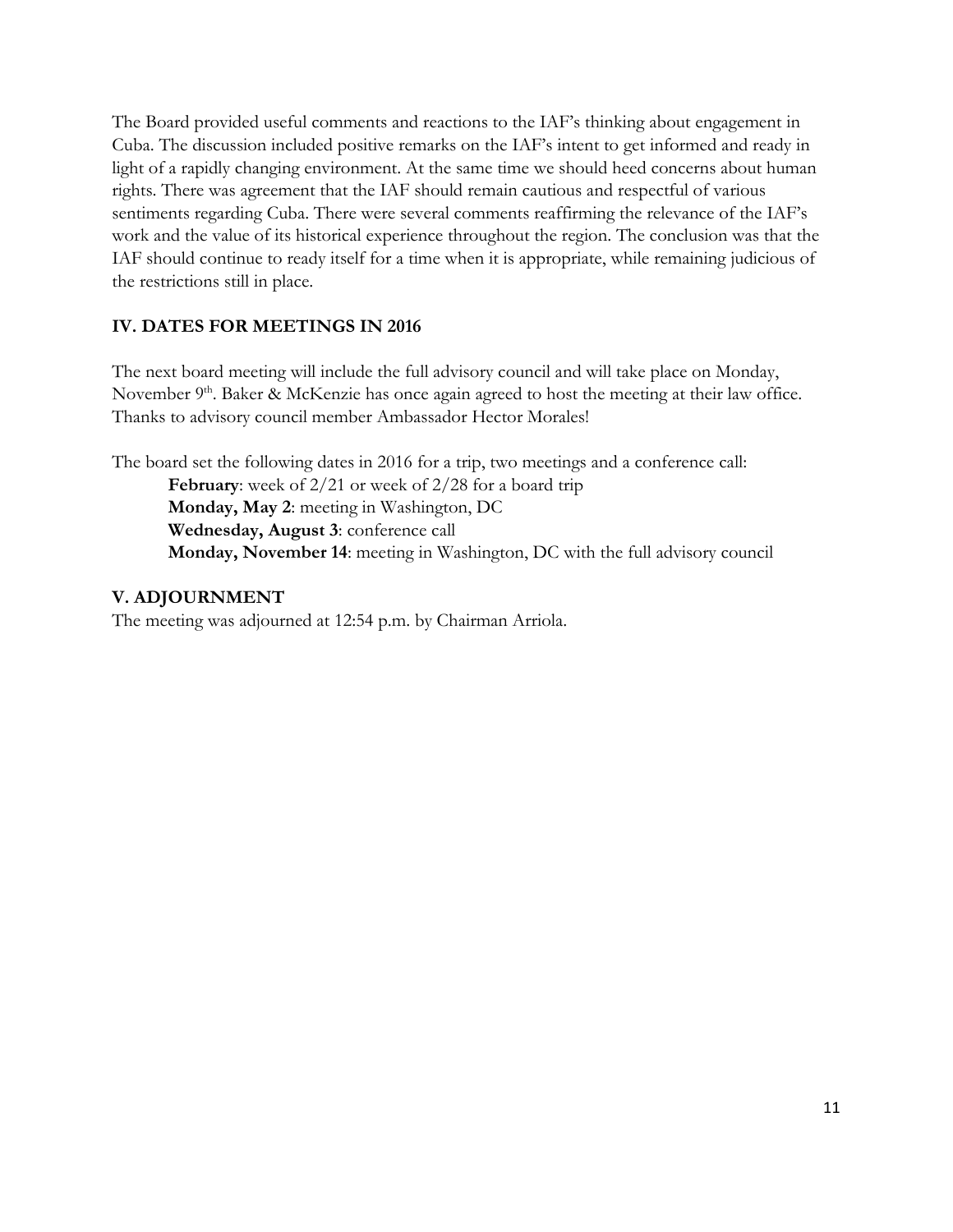The Board provided useful comments and reactions to the IAF's thinking about engagement in Cuba. The discussion included positive remarks on the IAF's intent to get informed and ready in light of a rapidly changing environment. At the same time we should heed concerns about human rights. There was agreement that the IAF should remain cautious and respectful of various sentiments regarding Cuba. There were several comments reaffirming the relevance of the IAF's work and the value of its historical experience throughout the region. The conclusion was that the IAF should continue to ready itself for a time when it is appropriate, while remaining judicious of the restrictions still in place.

## IV. DATES FOR MEETINGS IN 2016

The next board meeting will include the full advisory council and will take place on Monday, November 9th. Baker & McKenzie has once again agreed to host the meeting at their law office. Thanks to advisory council member Ambassador Hector Morales!

The board set the following dates in 2016 for a trip, two meetings and a conference call:

- **February**: week of 2/21 or week of 2/28 for a board trip
- **Monday, May 2**: meeting in Washington, DC
- **Wednesday, August 3**: conference call
- **Monday, November 14**: meeting in Washington, DC with the full advisory council

## V. ADJOURNMENT

The meeting was adjourned at 12:54 p.m. by Chairman Arriola.